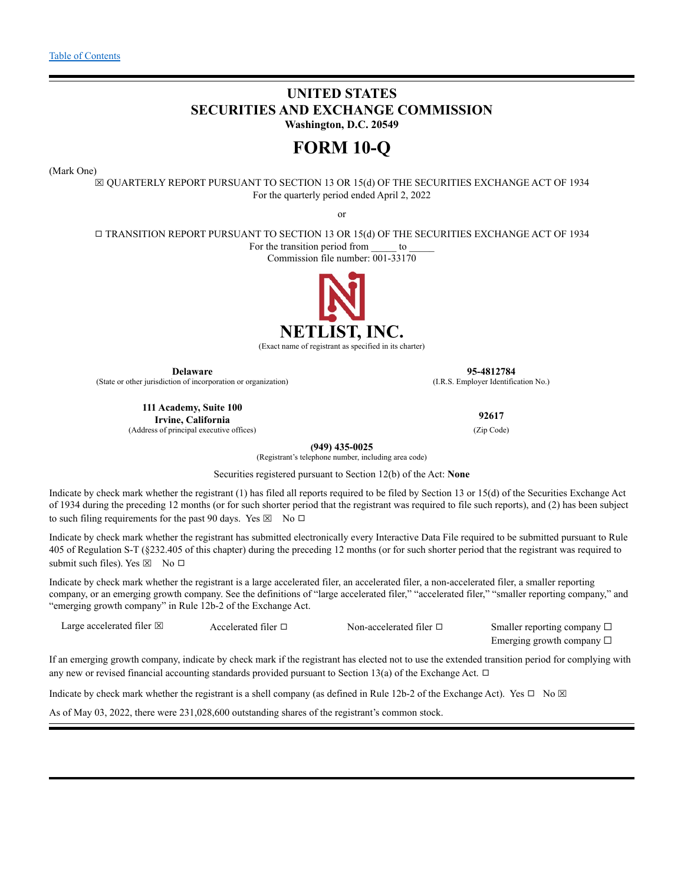[Table of Contents](#)

# UNITED STATES
# SECURITIES AND EXCHANGE COMMISSION
**Washington, D.C. 20549**

# FORM 10-Q

(Mark One)

☒ QUARTERLY REPORT PURSUANT TO SECTION 13 OR 15(d) OF THE SECURITIES EXCHANGE ACT OF 1934
For the quarterly period ended April 2, 2022

or

☐ TRANSITION REPORT PURSUANT TO SECTION 13 OR 15(d) OF THE SECURITIES EXCHANGE ACT OF 1934
For the transition period from _____ to _____
Commission file number: 001-33170

**NETLIST, INC.**
(Exact name of registrant as specified in its charter)

| **Delaware** | **95-4812784** |
|---|---|
| (State or other jurisdiction of incorporation or organization) | (I.R.S. Employer Identification No.) |
| **111 Academy, Suite 100 Irvine, California** | **92617** |
| (Address of principal executive offices) | (Zip Code) |

**(949) 435-0025**
(Registrant's telephone number, including area code)

Securities registered pursuant to Section 12(b) of the Act: **None**

Indicate by check mark whether the registrant (1) has filed all reports required to be filed by Section 13 or 15(d) of the Securities Exchange Act of 1934 during the preceding 12 months (or for such shorter period that the registrant was required to file such reports), and (2) has been subject to such filing requirements for the past 90 days. Yes ☒ No ☐

Indicate by check mark whether the registrant has submitted electronically every Interactive Data File required to be submitted pursuant to Rule 405 of Regulation S-T (§232.405 of this chapter) during the preceding 12 months (or for such shorter period that the registrant was required to submit such files). Yes ☒ No ☐

Indicate by check mark whether the registrant is a large accelerated filer, an accelerated filer, a non-accelerated filer, a smaller reporting company, or an emerging growth company. See the definitions of "large accelerated filer," "accelerated filer," "smaller reporting company," and "emerging growth company" in Rule 12b-2 of the Exchange Act.

| Large accelerated filer ☒ | Accelerated filer ☐ | Non-accelerated filer ☐ | Smaller reporting company ☐ |
|---|---|---|---|
| | | | Emerging growth company ☐ |

If an emerging growth company, indicate by check mark if the registrant has elected not to use the extended transition period for complying with any new or revised financial accounting standards provided pursuant to Section 13(a) of the Exchange Act. ☐

Indicate by check mark whether the registrant is a shell company (as defined in Rule 12b-2 of the Exchange Act). Yes ☐ No ☒

As of May 03, 2022, there were 231,028,600 outstanding shares of the registrant's common stock.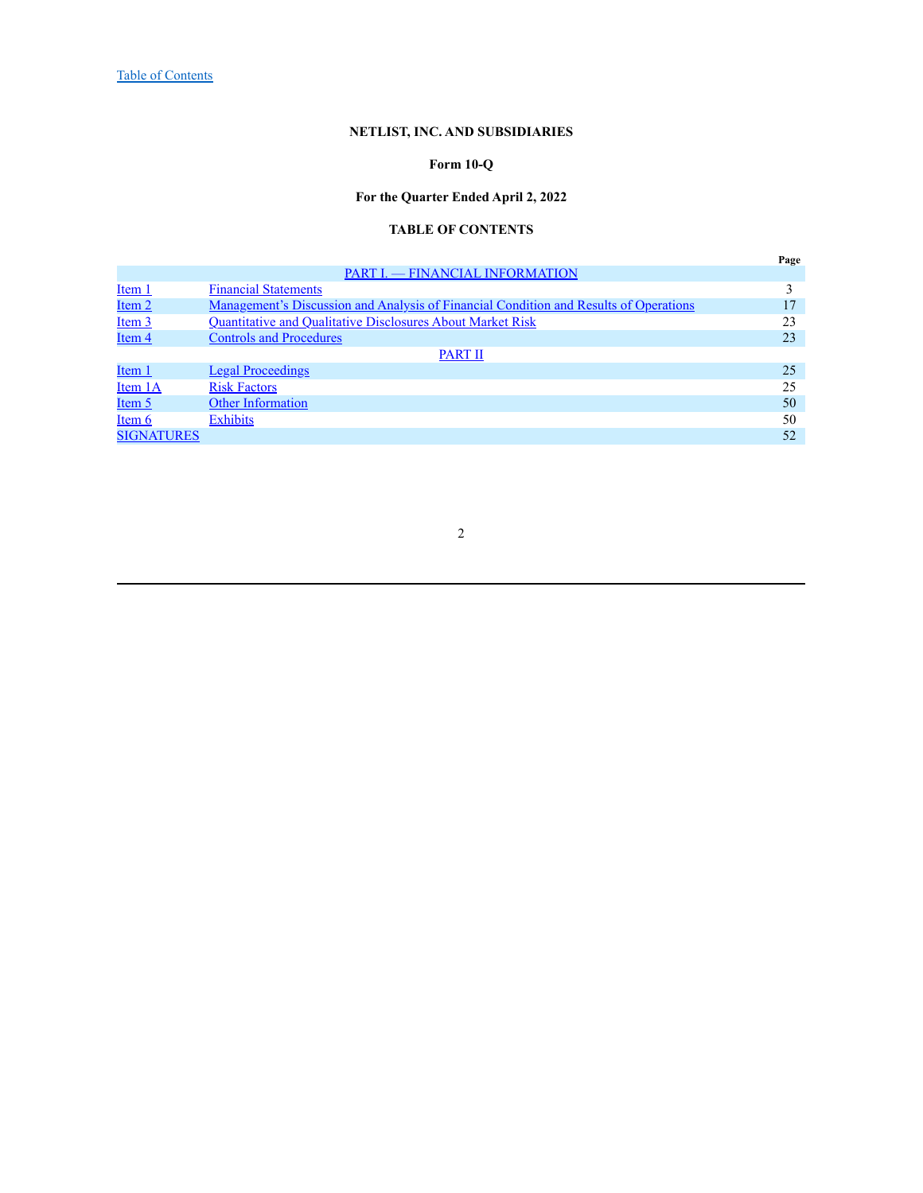Table of Contents

**NETLIST, INC. AND SUBSIDIARIES**

**Form 10-Q**

**For the Quarter Ended April 2, 2022**

**TABLE OF CONTENTS**

| | | Page |
|---|---|---|
| | PART I. — FINANCIAL INFORMATION | |
| Item 1 | Financial Statements | 3 |
| Item 2 | Management's Discussion and Analysis of Financial Condition and Results of Operations | 17 |
| Item 3 | Quantitative and Qualitative Disclosures About Market Risk | 23 |
| Item 4 | Controls and Procedures | 23 |
| | PART II | |
| Item 1 | Legal Proceedings | 25 |
| Item 1A | Risk Factors | 25 |
| Item 5 | Other Information | 50 |
| Item 6 | Exhibits | 50 |
| SIGNATURES | | 52 |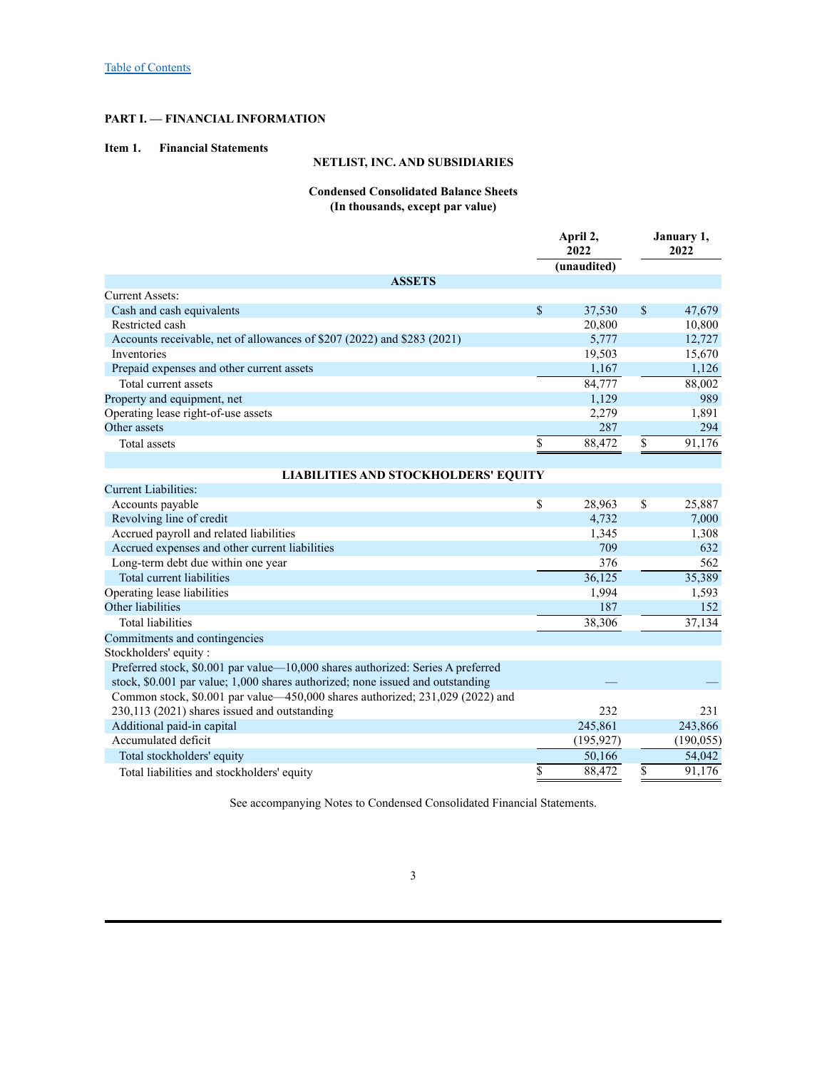[Table of Contents](#)

**PART I. — FINANCIAL INFORMATION**

**Item 1. Financial Statements**

**NETLIST, INC. AND SUBSIDIARIES**

**Condensed Consolidated Balance Sheets**
**(In thousands, except par value)**

| | April 2, 2022 (unaudited) | January 1, 2022 |
|---|---|---|
| **ASSETS** | | |
| Current Assets: | | |
| Cash and cash equivalents | $ 37,530 | $ 47,679 |
| Restricted cash | 20,800 | 10,800 |
| Accounts receivable, net of allowances of $207 (2022) and $283 (2021) | 5,777 | 12,727 |
| Inventories | 19,503 | 15,670 |
| Prepaid expenses and other current assets | 1,167 | 1,126 |
| Total current assets | 84,777 | 88,002 |
| Property and equipment, net | 1,129 | 989 |
| Operating lease right-of-use assets | 2,279 | 1,891 |
| Other assets | 287 | 294 |
| Total assets | $ 88,472 | $ 91,176 |
| **LIABILITIES AND STOCKHOLDERS' EQUITY** | | |
| Current Liabilities: | | |
| Accounts payable | $ 28,963 | $ 25,887 |
| Revolving line of credit | 4,732 | 7,000 |
| Accrued payroll and related liabilities | 1,345 | 1,308 |
| Accrued expenses and other current liabilities | 709 | 632 |
| Long-term debt due within one year | 376 | 562 |
| Total current liabilities | 36,125 | 35,389 |
| Operating lease liabilities | 1,994 | 1,593 |
| Other liabilities | 187 | 152 |
| Total liabilities | 38,306 | 37,134 |
| Commitments and contingencies | | |
| Stockholders' equity : | | |
| Preferred stock, $0.001 par value—10,000 shares authorized: Series A preferred stock, $0.001 par value; 1,000 shares authorized; none issued and outstanding | — | — |
| Common stock, $0.001 par value—450,000 shares authorized; 231,029 (2022) and 230,113 (2021) shares issued and outstanding | 232 | 231 |
| Additional paid-in capital | 245,861 | 243,866 |
| Accumulated deficit | (195,927) | (190,055) |
| Total stockholders' equity | 50,166 | 54,042 |
| Total liabilities and stockholders' equity | $ 88,472 | $ 91,176 |

See accompanying Notes to Condensed Consolidated Financial Statements.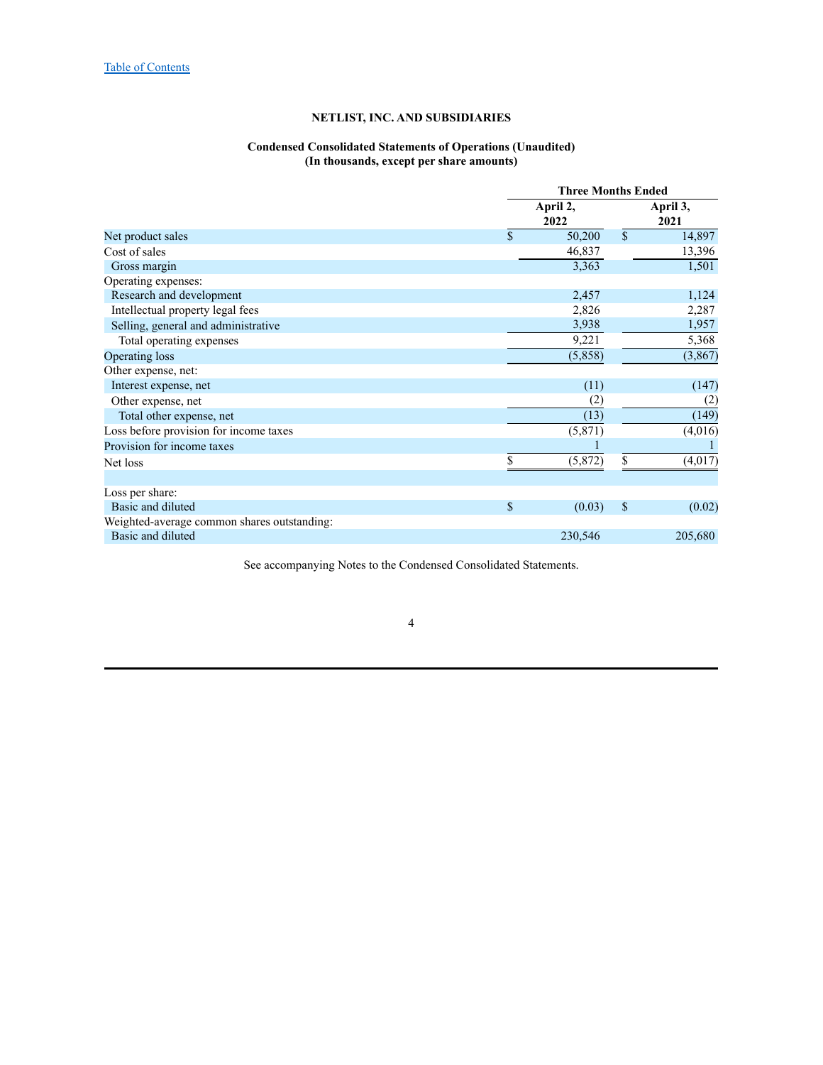# NETLIST, INC. AND SUBSIDIARIES

## Condensed Consolidated Statements of Operations (Unaudited)
### (In thousands, except per share amounts)

| | Three Months Ended | |
|---|---|---|
| | April 2, 2022 | April 3, 2021 |
| Net product sales | $ 50,200 | $ 14,897 |
| Cost of sales | 46,837 | 13,396 |
| Gross margin | 3,363 | 1,501 |
| Operating expenses: | | |
| Research and development | 2,457 | 1,124 |
| Intellectual property legal fees | 2,826 | 2,287 |
| Selling, general and administrative | 3,938 | 1,957 |
| Total operating expenses | 9,221 | 5,368 |
| Operating loss | (5,858) | (3,867) |
| Other expense, net: | | |
| Interest expense, net | (11) | (147) |
| Other expense, net | (2) | (2) |
| Total other expense, net | (13) | (149) |
| Loss before provision for income taxes | (5,871) | (4,016) |
| Provision for income taxes | 1 | 1 |
| Net loss | $ (5,872) | $ (4,017) |
| | | |
| Loss per share: | | |
| Basic and diluted | $ (0.03) | $ (0.02) |
| Weighted-average common shares outstanding: | | |
| Basic and diluted | 230,546 | 205,680 |

See accompanying Notes to the Condensed Consolidated Statements.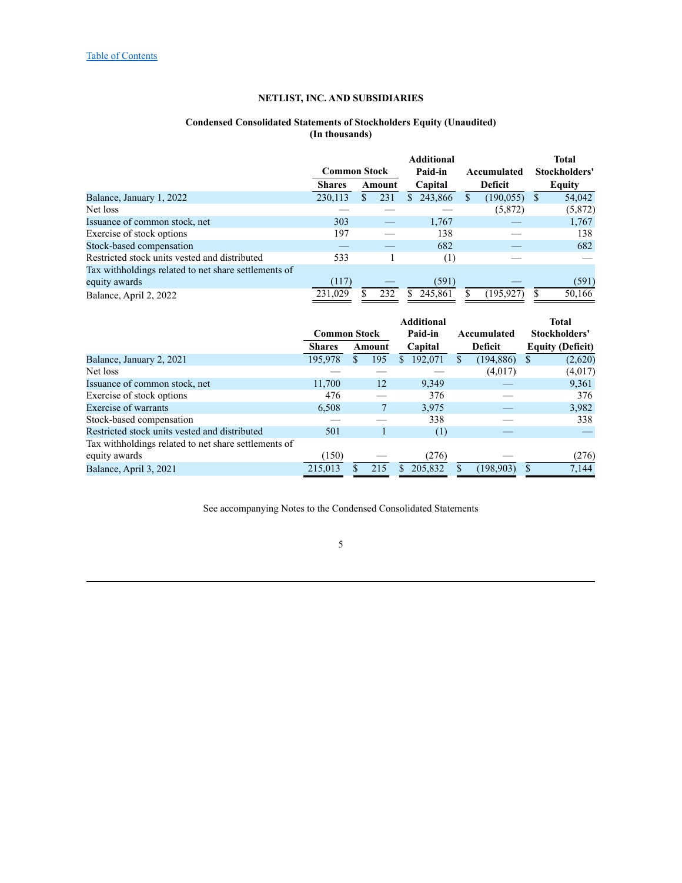[Table of Contents](#)

**NETLIST, INC. AND SUBSIDIARIES**

**Condensed Consolidated Statements of Stockholders Equity (Unaudited)**
**(In thousands)**

| | Common Stock | | Additional Paid-in | Accumulated | Total Stockholders' |
|---|---|---|---|---|---|
| | Shares | Amount | Capital | Deficit | Equity |
| Balance, January 1, 2022 | 230,113 | $ 231 | $ 243,866 | $ (190,055) | $ 54,042 |
| Net loss | — | — | — | (5,872) | (5,872) |
| Issuance of common stock, net | 303 | — | 1,767 | — | 1,767 |
| Exercise of stock options | 197 | — | 138 | — | 138 |
| Stock-based compensation | — | — | 682 | — | 682 |
| Restricted stock units vested and distributed | 533 | 1 | (1) | — | — |
| Tax withholdings related to net share settlements of equity awards | (117) | — | (591) | — | (591) |
| Balance, April 2, 2022 | 231,029 | $ 232 | $ 245,861 | $ (195,927) | $ 50,166 |

| | Common Stock | | Additional Paid-in | Accumulated | Total Stockholders' |
|---|---|---|---|---|---|
| | Shares | Amount | Capital | Deficit | Equity (Deficit) |
| Balance, January 2, 2021 | 195,978 | $ 195 | $ 192,071 | $ (194,886) | $ (2,620) |
| Net loss | — | — | — | (4,017) | (4,017) |
| Issuance of common stock, net | 11,700 | 12 | 9,349 | — | 9,361 |
| Exercise of stock options | 476 | — | 376 | — | 376 |
| Exercise of warrants | 6,508 | 7 | 3,975 | — | 3,982 |
| Stock-based compensation | — | — | 338 | — | 338 |
| Restricted stock units vested and distributed | 501 | 1 | (1) | — | — |
| Tax withholdings related to net share settlements of equity awards | (150) | — | (276) | — | (276) |
| Balance, April 3, 2021 | 215,013 | $ 215 | $ 205,832 | $ (198,903) | $ 7,144 |

See accompanying Notes to the Condensed Consolidated Statements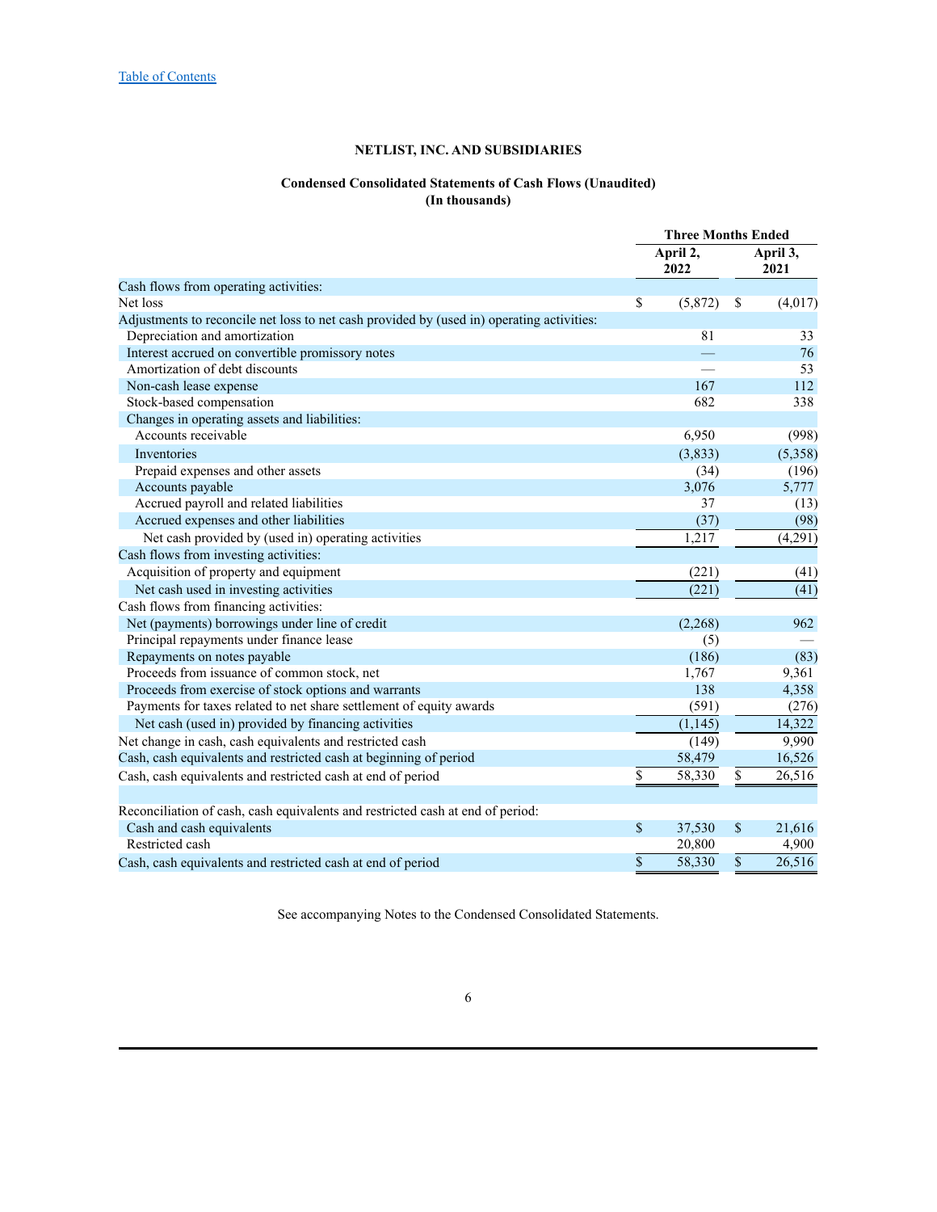[Table of Contents](#)

**NETLIST, INC. AND SUBSIDIARIES**

**Condensed Consolidated Statements of Cash Flows (Unaudited)**
**(In thousands)**

| | Three Months Ended | |
|---|---|---|
| | April 2, 2022 | April 3, 2021 |
| Cash flows from operating activities: | | |
| Net loss | $ (5,872) | $ (4,017) |
| Adjustments to reconcile net loss to net cash provided by (used in) operating activities: | | |
| Depreciation and amortization | 81 | 33 |
| Interest accrued on convertible promissory notes | — | 76 |
| Amortization of debt discounts | — | 53 |
| Non-cash lease expense | 167 | 112 |
| Stock-based compensation | 682 | 338 |
| Changes in operating assets and liabilities: | | |
| Accounts receivable | 6,950 | (998) |
| Inventories | (3,833) | (5,358) |
| Prepaid expenses and other assets | (34) | (196) |
| Accounts payable | 3,076 | 5,777 |
| Accrued payroll and related liabilities | 37 | (13) |
| Accrued expenses and other liabilities | (37) | (98) |
| Net cash provided by (used in) operating activities | 1,217 | (4,291) |
| Cash flows from investing activities: | | |
| Acquisition of property and equipment | (221) | (41) |
| Net cash used in investing activities | (221) | (41) |
| Cash flows from financing activities: | | |
| Net (payments) borrowings under line of credit | (2,268) | 962 |
| Principal repayments under finance lease | (5) | — |
| Repayments on notes payable | (186) | (83) |
| Proceeds from issuance of common stock, net | 1,767 | 9,361 |
| Proceeds from exercise of stock options and warrants | 138 | 4,358 |
| Payments for taxes related to net share settlement of equity awards | (591) | (276) |
| Net cash (used in) provided by financing activities | (1,145) | 14,322 |
| Net change in cash, cash equivalents and restricted cash | (149) | 9,990 |
| Cash, cash equivalents and restricted cash at beginning of period | 58,479 | 16,526 |
| Cash, cash equivalents and restricted cash at end of period | $ 58,330 | $ 26,516 |
| | | |
| Reconciliation of cash, cash equivalents and restricted cash at end of period: | | |
| Cash and cash equivalents | $ 37,530 | $ 21,616 |
| Restricted cash | 20,800 | 4,900 |
| Cash, cash equivalents and restricted cash at end of period | $ 58,330 | $ 26,516 |

See accompanying Notes to the Condensed Consolidated Statements.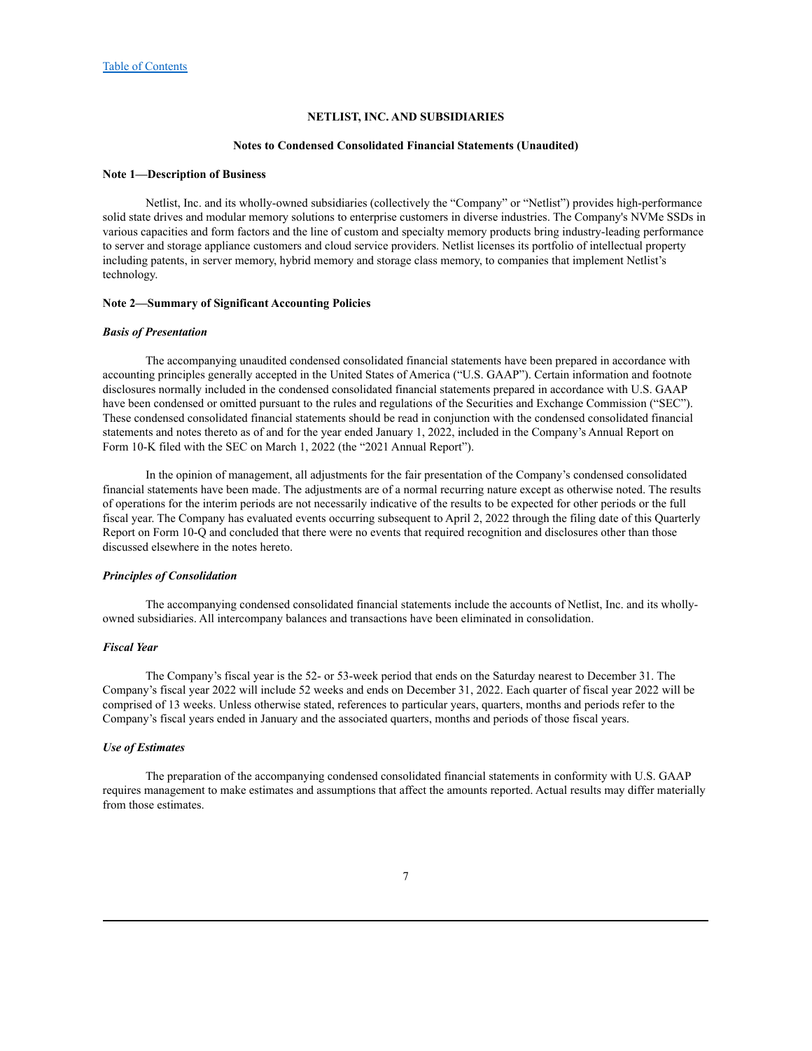# NETLIST, INC. AND SUBSIDIARIES

## Notes to Condensed Consolidated Financial Statements (Unaudited)

### Note 1—Description of Business

Netlist, Inc. and its wholly-owned subsidiaries (collectively the "Company" or "Netlist") provides high-performance solid state drives and modular memory solutions to enterprise customers in diverse industries. The Company's NVMe SSDs in various capacities and form factors and the line of custom and specialty memory products bring industry-leading performance to server and storage appliance customers and cloud service providers. Netlist licenses its portfolio of intellectual property including patents, in server memory, hybrid memory and storage class memory, to companies that implement Netlist's technology.

### Note 2—Summary of Significant Accounting Policies

#### *Basis of Presentation*

The accompanying unaudited condensed consolidated financial statements have been prepared in accordance with accounting principles generally accepted in the United States of America ("U.S. GAAP"). Certain information and footnote disclosures normally included in the condensed consolidated financial statements prepared in accordance with U.S. GAAP have been condensed or omitted pursuant to the rules and regulations of the Securities and Exchange Commission ("SEC"). These condensed consolidated financial statements should be read in conjunction with the condensed consolidated financial statements and notes thereto as of and for the year ended January 1, 2022, included in the Company's Annual Report on Form 10-K filed with the SEC on March 1, 2022 (the "2021 Annual Report").

In the opinion of management, all adjustments for the fair presentation of the Company's condensed consolidated financial statements have been made. The adjustments are of a normal recurring nature except as otherwise noted. The results of operations for the interim periods are not necessarily indicative of the results to be expected for other periods or the full fiscal year. The Company has evaluated events occurring subsequent to April 2, 2022 through the filing date of this Quarterly Report on Form 10-Q and concluded that there were no events that required recognition and disclosures other than those discussed elsewhere in the notes hereto.

#### *Principles of Consolidation*

The accompanying condensed consolidated financial statements include the accounts of Netlist, Inc. and its wholly-owned subsidiaries. All intercompany balances and transactions have been eliminated in consolidation.

#### *Fiscal Year*

The Company's fiscal year is the 52- or 53-week period that ends on the Saturday nearest to December 31. The Company's fiscal year 2022 will include 52 weeks and ends on December 31, 2022. Each quarter of fiscal year 2022 will be comprised of 13 weeks. Unless otherwise stated, references to particular years, quarters, months and periods refer to the Company's fiscal years ended in January and the associated quarters, months and periods of those fiscal years.

#### *Use of Estimates*

The preparation of the accompanying condensed consolidated financial statements in conformity with U.S. GAAP requires management to make estimates and assumptions that affect the amounts reported. Actual results may differ materially from those estimates.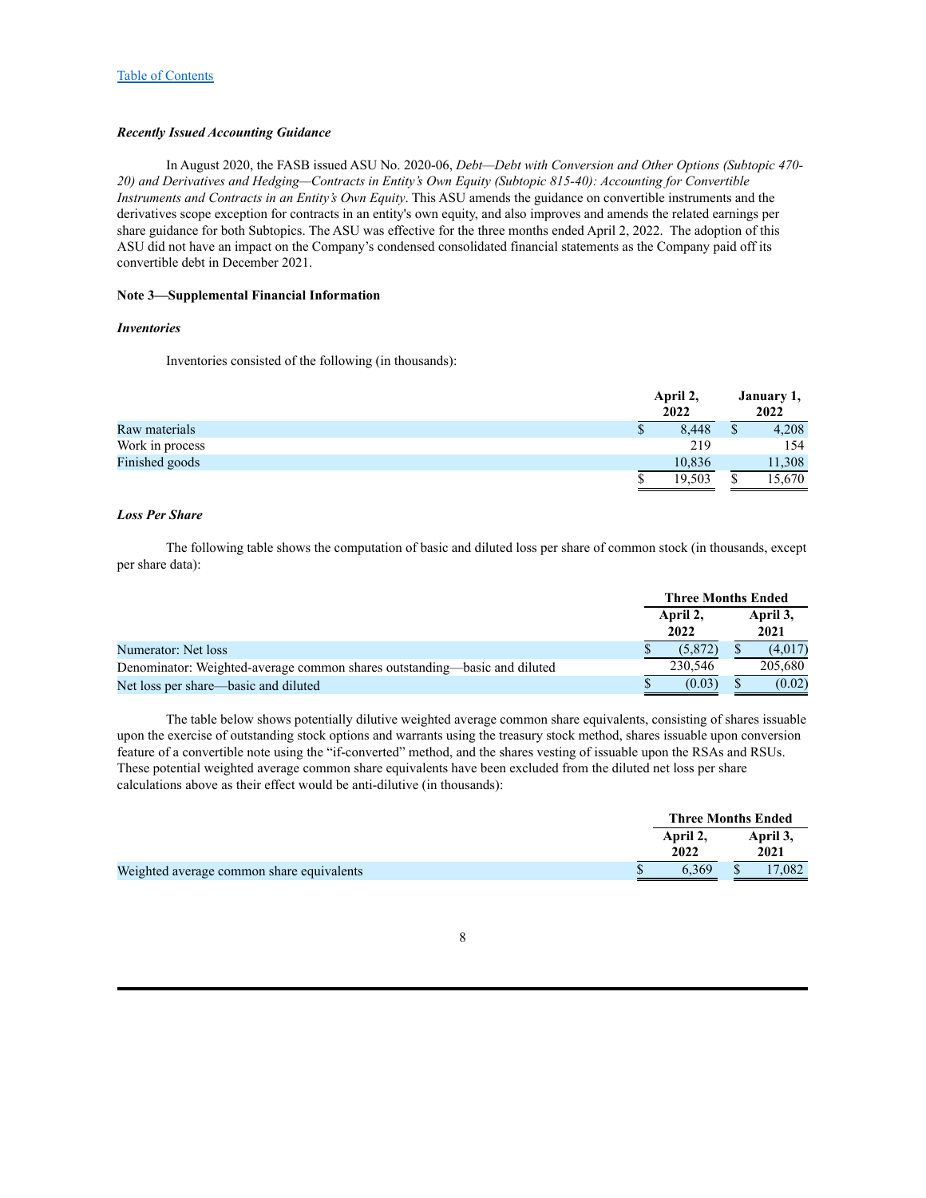*Recently Issued Accounting Guidance*

In August 2020, the FASB issued ASU No. 2020-06, *Debt—Debt with Conversion and Other Options (Subtopic 470-20) and Derivatives and Hedging—Contracts in Entity's Own Equity (Subtopic 815-40): Accounting for Convertible Instruments and Contracts in an Entity's Own Equity*. This ASU amends the guidance on convertible instruments and the derivatives scope exception for contracts in an entity's own equity, and also improves and amends the related earnings per share guidance for both Subtopics. The ASU was effective for the three months ended April 2, 2022. The adoption of this ASU did not have an impact on the Company's condensed consolidated financial statements as the Company paid off its convertible debt in December 2021.

**Note 3—Supplemental Financial Information**

*Inventories*

Inventories consisted of the following (in thousands):

| | April 2, 2022 | January 1, 2022 |
|---|---|---|
| Raw materials | $ 8,448 | $ 4,208 |
| Work in process | 219 | 154 |
| Finished goods | 10,836 | 11,308 |
| | $ 19,503 | $ 15,670 |

*Loss Per Share*

The following table shows the computation of basic and diluted loss per share of common stock (in thousands, except per share data):

| | Three Months Ended | |
|---|---|---|
| | April 2, 2022 | April 3, 2021 |
| Numerator: Net loss | $ (5,872) | $ (4,017) |
| Denominator: Weighted-average common shares outstanding—basic and diluted | 230,546 | 205,680 |
| Net loss per share—basic and diluted | $ (0.03) | $ (0.02) |

The table below shows potentially dilutive weighted average common share equivalents, consisting of shares issuable upon the exercise of outstanding stock options and warrants using the treasury stock method, shares issuable upon conversion feature of a convertible note using the "if-converted" method, and the shares vesting of issuable upon the RSAs and RSUs. These potential weighted average common share equivalents have been excluded from the diluted net loss per share calculations above as their effect would be anti-dilutive (in thousands):

| | Three Months Ended | |
|---|---|---|
| | April 2, 2022 | April 3, 2021 |
| Weighted average common share equivalents | $ 6,369 | $ 17,082 |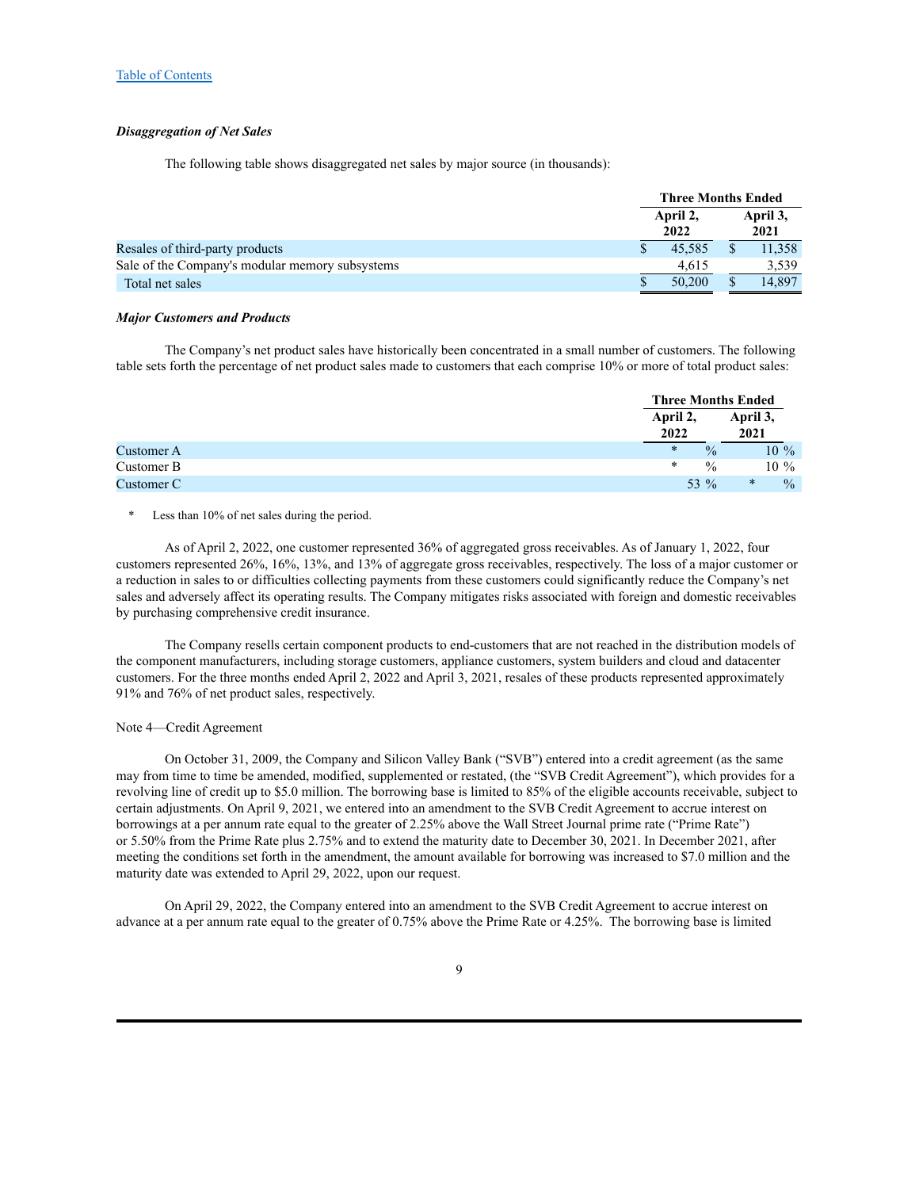### *Disaggregation of Net Sales*

The following table shows disaggregated net sales by major source (in thousands):

| | Three Months Ended | |
|---|---|---|
| | April 2, 2022 | April 3, 2021 |
| Resales of third-party products | $ 45,585 | $ 11,358 |
| Sale of the Company's modular memory subsystems | 4,615 | 3,539 |
| Total net sales | $ 50,200 | $ 14,897 |

### *Major Customers and Products*

The Company's net product sales have historically been concentrated in a small number of customers. The following table sets forth the percentage of net product sales made to customers that each comprise 10% or more of total product sales:

| | Three Months Ended | |
|---|---|---|
| | April 2, 2022 | April 3, 2021 |
| Customer A | * % | 10 % |
| Customer B | * % | 10 % |
| Customer C | 53 % | * % |

\* Less than 10% of net sales during the period.

As of April 2, 2022, one customer represented 36% of aggregated gross receivables. As of January 1, 2022, four customers represented 26%, 16%, 13%, and 13% of aggregate gross receivables, respectively. The loss of a major customer or a reduction in sales to or difficulties collecting payments from these customers could significantly reduce the Company's net sales and adversely affect its operating results. The Company mitigates risks associated with foreign and domestic receivables by purchasing comprehensive credit insurance.

The Company resells certain component products to end-customers that are not reached in the distribution models of the component manufacturers, including storage customers, appliance customers, system builders and cloud and datacenter customers. For the three months ended April 2, 2022 and April 3, 2021, resales of these products represented approximately 91% and 76% of net product sales, respectively.

Note 4—Credit Agreement

On October 31, 2009, the Company and Silicon Valley Bank ("SVB") entered into a credit agreement (as the same may from time to time be amended, modified, supplemented or restated, (the "SVB Credit Agreement"), which provides for a revolving line of credit up to $5.0 million. The borrowing base is limited to 85% of the eligible accounts receivable, subject to certain adjustments. On April 9, 2021, we entered into an amendment to the SVB Credit Agreement to accrue interest on borrowings at a per annum rate equal to the greater of 2.25% above the Wall Street Journal prime rate ("Prime Rate") or 5.50% from the Prime Rate plus 2.75% and to extend the maturity date to December 30, 2021. In December 2021, after meeting the conditions set forth in the amendment, the amount available for borrowing was increased to $7.0 million and the maturity date was extended to April 29, 2022, upon our request.

On April 29, 2022, the Company entered into an amendment to the SVB Credit Agreement to accrue interest on advance at a per annum rate equal to the greater of 0.75% above the Prime Rate or 4.25%. The borrowing base is limited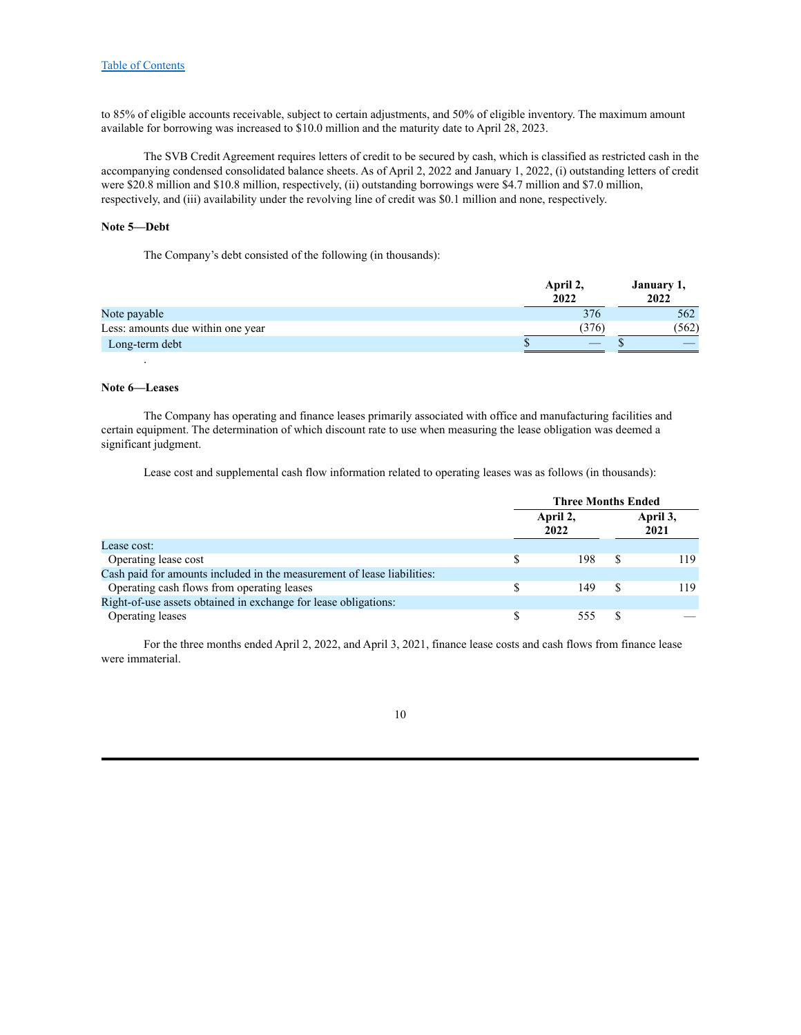to 85% of eligible accounts receivable, subject to certain adjustments, and 50% of eligible inventory. The maximum amount available for borrowing was increased to $10.0 million and the maturity date to April 28, 2023.

The SVB Credit Agreement requires letters of credit to be secured by cash, which is classified as restricted cash in the accompanying condensed consolidated balance sheets. As of April 2, 2022 and January 1, 2022, (i) outstanding letters of credit were $20.8 million and $10.8 million, respectively, (ii) outstanding borrowings were $4.7 million and $7.0 million, respectively, and (iii) availability under the revolving line of credit was $0.1 million and none, respectively.

**Note 5—Debt**

The Company's debt consisted of the following (in thousands):

| | April 2, 2022 | January 1, 2022 |
|---|---|---|
| Note payable | 376 | 562 |
| Less: amounts due within one year | (376) | (562) |
| Long-term debt | $ — | $ — |

.

**Note 6—Leases**

The Company has operating and finance leases primarily associated with office and manufacturing facilities and certain equipment. The determination of which discount rate to use when measuring the lease obligation was deemed a significant judgment.

Lease cost and supplemental cash flow information related to operating leases was as follows (in thousands):

| | Three Months Ended | |
|---|---|---|
| | April 2, 2022 | April 3, 2021 |
| Lease cost: | | |
| Operating lease cost | $ 198 | $ 119 |
| Cash paid for amounts included in the measurement of lease liabilities: | | |
| Operating cash flows from operating leases | $ 149 | $ 119 |
| Right-of-use assets obtained in exchange for lease obligations: | | |
| Operating leases | $ 555 | $ — |

For the three months ended April 2, 2022, and April 3, 2021, finance lease costs and cash flows from finance lease were immaterial.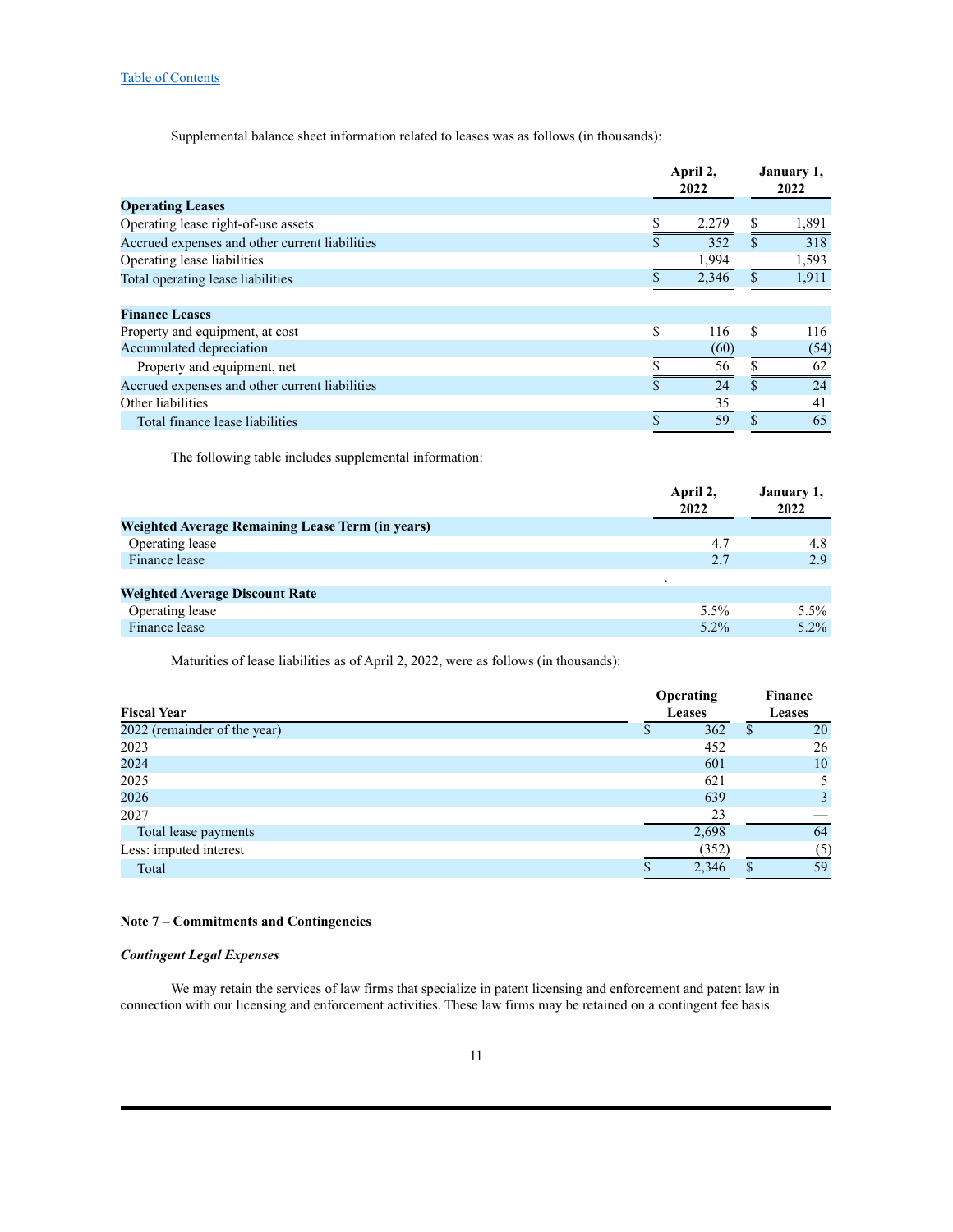Supplemental balance sheet information related to leases was as follows (in thousands):

| | April 2, 2022 | January 1, 2022 |
|---|---|---|
| **Operating Leases** | | |
| Operating lease right-of-use assets | $ 2,279 | $ 1,891 |
| Accrued expenses and other current liabilities | $ 352 | $ 318 |
| Operating lease liabilities | 1,994 | 1,593 |
| Total operating lease liabilities | $ 2,346 | $ 1,911 |
| | | |
| **Finance Leases** | | |
| Property and equipment, at cost | $ 116 | $ 116 |
| Accumulated depreciation | (60) | (54) |
| Property and equipment, net | $ 56 | $ 62 |
| Accrued expenses and other current liabilities | $ 24 | $ 24 |
| Other liabilities | 35 | 41 |
| Total finance lease liabilities | $ 59 | $ 65 |

The following table includes supplemental information:

| | April 2, 2022 | January 1, 2022 |
|---|---|---|
| **Weighted Average Remaining Lease Term (in years)** | | |
| Operating lease | 4.7 | 4.8 |
| Finance lease | 2.7 | 2.9 |
| | | |
| **Weighted Average Discount Rate** | | |
| Operating lease | 5.5% | 5.5% |
| Finance lease | 5.2% | 5.2% |

Maturities of lease liabilities as of April 2, 2022, were as follows (in thousands):

| Fiscal Year | Operating Leases | Finance Leases |
|---|---|---|
| 2022 (remainder of the year) | $ 362 | $ 20 |
| 2023 | 452 | 26 |
| 2024 | 601 | 10 |
| 2025 | 621 | 5 |
| 2026 | 639 | 3 |
| 2027 | 23 | — |
| Total lease payments | 2,698 | 64 |
| Less: imputed interest | (352) | (5) |
| Total | $ 2,346 | $ 59 |

**Note 7 – Commitments and Contingencies**

***Contingent Legal Expenses***

We may retain the services of law firms that specialize in patent licensing and enforcement and patent law in connection with our licensing and enforcement activities. These law firms may be retained on a contingent fee basis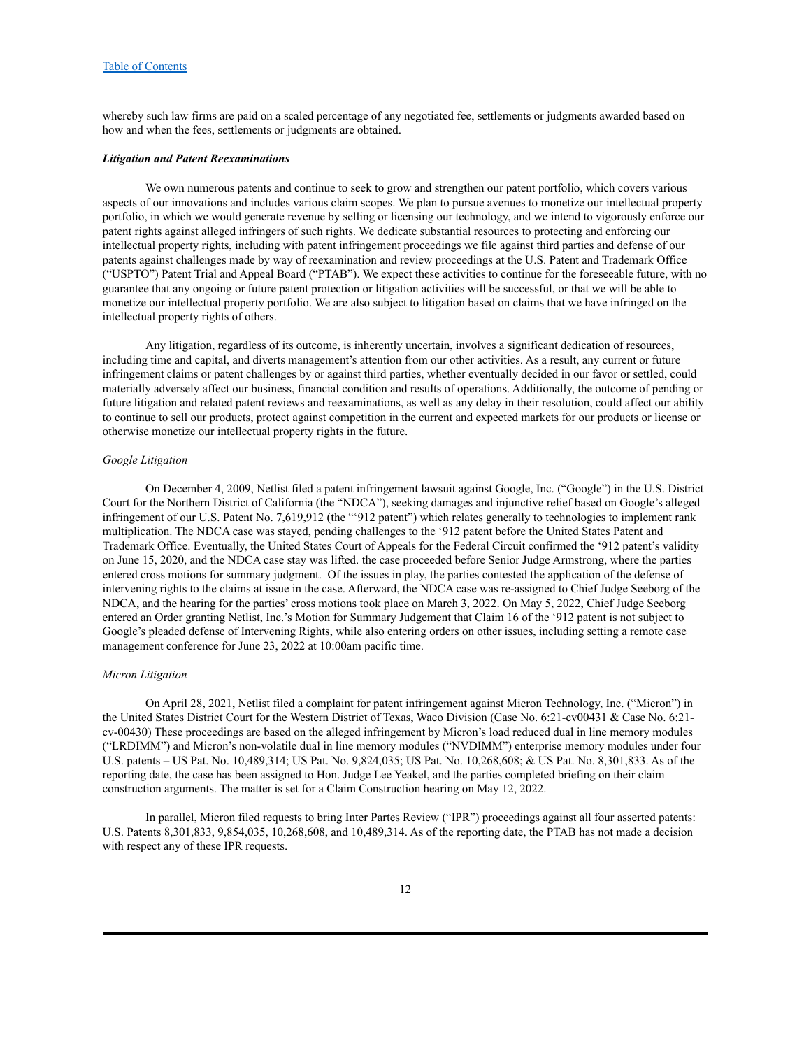whereby such law firms are paid on a scaled percentage of any negotiated fee, settlements or judgments awarded based on how and when the fees, settlements or judgments are obtained.

***Litigation and Patent Reexaminations***

We own numerous patents and continue to seek to grow and strengthen our patent portfolio, which covers various aspects of our innovations and includes various claim scopes. We plan to pursue avenues to monetize our intellectual property portfolio, in which we would generate revenue by selling or licensing our technology, and we intend to vigorously enforce our patent rights against alleged infringers of such rights. We dedicate substantial resources to protecting and enforcing our intellectual property rights, including with patent infringement proceedings we file against third parties and defense of our patents against challenges made by way of reexamination and review proceedings at the U.S. Patent and Trademark Office ("USPTO") Patent Trial and Appeal Board ("PTAB"). We expect these activities to continue for the foreseeable future, with no guarantee that any ongoing or future patent protection or litigation activities will be successful, or that we will be able to monetize our intellectual property portfolio. We are also subject to litigation based on claims that we have infringed on the intellectual property rights of others.

Any litigation, regardless of its outcome, is inherently uncertain, involves a significant dedication of resources, including time and capital, and diverts management's attention from our other activities. As a result, any current or future infringement claims or patent challenges by or against third parties, whether eventually decided in our favor or settled, could materially adversely affect our business, financial condition and results of operations. Additionally, the outcome of pending or future litigation and related patent reviews and reexaminations, as well as any delay in their resolution, could affect our ability to continue to sell our products, protect against competition in the current and expected markets for our products or license or otherwise monetize our intellectual property rights in the future.

*Google Litigation*

On December 4, 2009, Netlist filed a patent infringement lawsuit against Google, Inc. ("Google") in the U.S. District Court for the Northern District of California (the "NDCA"), seeking damages and injunctive relief based on Google's alleged infringement of our U.S. Patent No. 7,619,912 (the "'912 patent") which relates generally to technologies to implement rank multiplication. The NDCA case was stayed, pending challenges to the '912 patent before the United States Patent and Trademark Office. Eventually, the United States Court of Appeals for the Federal Circuit confirmed the '912 patent's validity on June 15, 2020, and the NDCA case stay was lifted. the case proceeded before Senior Judge Armstrong, where the parties entered cross motions for summary judgment. Of the issues in play, the parties contested the application of the defense of intervening rights to the claims at issue in the case. Afterward, the NDCA case was re-assigned to Chief Judge Seeborg of the NDCA, and the hearing for the parties' cross motions took place on March 3, 2022. On May 5, 2022, Chief Judge Seeborg entered an Order granting Netlist, Inc.'s Motion for Summary Judgement that Claim 16 of the '912 patent is not subject to Google's pleaded defense of Intervening Rights, while also entering orders on other issues, including setting a remote case management conference for June 23, 2022 at 10:00am pacific time.

*Micron Litigation*

On April 28, 2021, Netlist filed a complaint for patent infringement against Micron Technology, Inc. ("Micron") in the United States District Court for the Western District of Texas, Waco Division (Case No. 6:21-cv00431 & Case No. 6:21-cv-00430) These proceedings are based on the alleged infringement by Micron's load reduced dual in line memory modules ("LRDIMM") and Micron's non-volatile dual in line memory modules ("NVDIMM") enterprise memory modules under four U.S. patents – US Pat. No. 10,489,314; US Pat. No. 9,824,035; US Pat. No. 10,268,608; & US Pat. No. 8,301,833. As of the reporting date, the case has been assigned to Hon. Judge Lee Yeakel, and the parties completed briefing on their claim construction arguments. The matter is set for a Claim Construction hearing on May 12, 2022.

In parallel, Micron filed requests to bring Inter Partes Review ("IPR") proceedings against all four asserted patents: U.S. Patents 8,301,833, 9,854,035, 10,268,608, and 10,489,314. As of the reporting date, the PTAB has not made a decision with respect any of these IPR requests.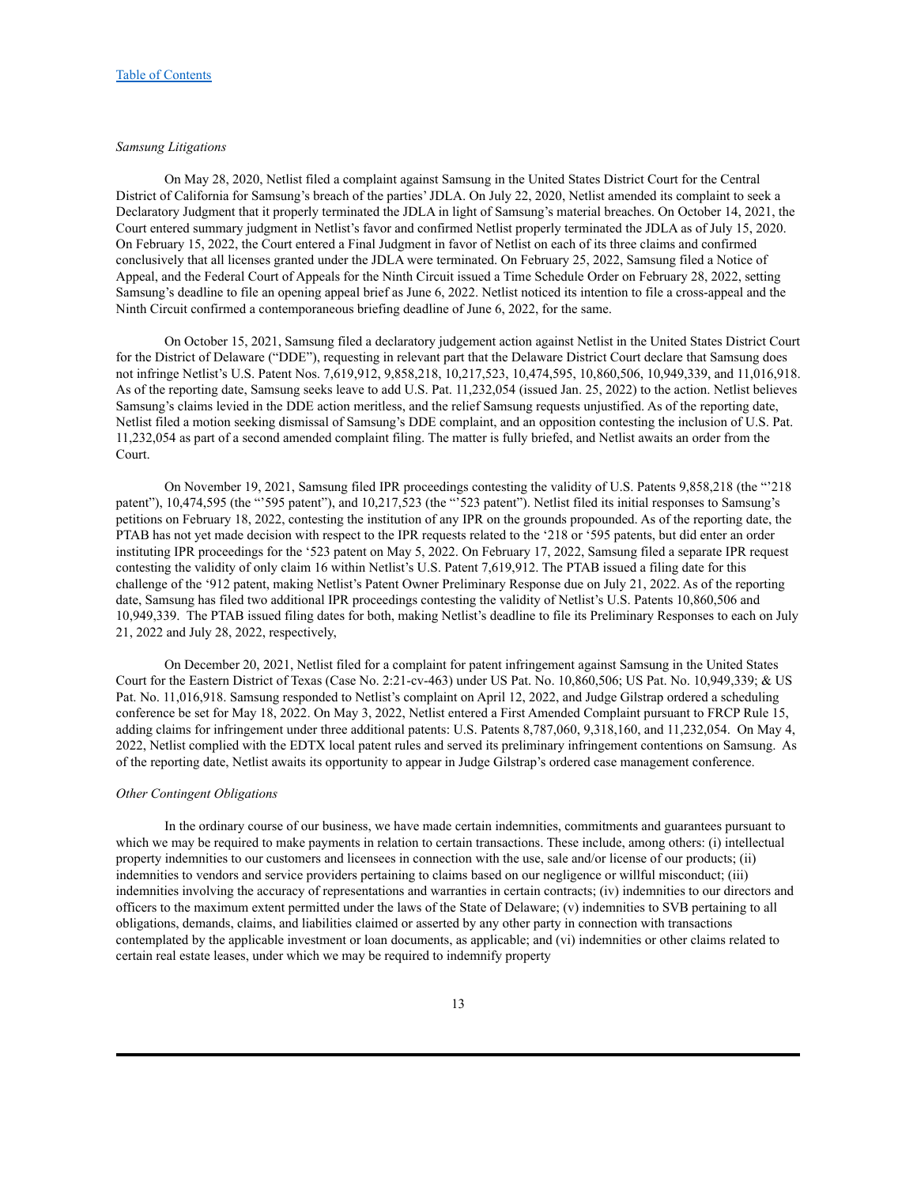*Samsung Litigations*

On May 28, 2020, Netlist filed a complaint against Samsung in the United States District Court for the Central District of California for Samsung's breach of the parties' JDLA. On July 22, 2020, Netlist amended its complaint to seek a Declaratory Judgment that it properly terminated the JDLA in light of Samsung's material breaches. On October 14, 2021, the Court entered summary judgment in Netlist's favor and confirmed Netlist properly terminated the JDLA as of July 15, 2020. On February 15, 2022, the Court entered a Final Judgment in favor of Netlist on each of its three claims and confirmed conclusively that all licenses granted under the JDLA were terminated. On February 25, 2022, Samsung filed a Notice of Appeal, and the Federal Court of Appeals for the Ninth Circuit issued a Time Schedule Order on February 28, 2022, setting Samsung's deadline to file an opening appeal brief as June 6, 2022. Netlist noticed its intention to file a cross-appeal and the Ninth Circuit confirmed a contemporaneous briefing deadline of June 6, 2022, for the same.

On October 15, 2021, Samsung filed a declaratory judgement action against Netlist in the United States District Court for the District of Delaware ("DDE"), requesting in relevant part that the Delaware District Court declare that Samsung does not infringe Netlist's U.S. Patent Nos. 7,619,912, 9,858,218, 10,217,523, 10,474,595, 10,860,506, 10,949,339, and 11,016,918. As of the reporting date, Samsung seeks leave to add U.S. Pat. 11,232,054 (issued Jan. 25, 2022) to the action. Netlist believes Samsung's claims levied in the DDE action meritless, and the relief Samsung requests unjustified. As of the reporting date, Netlist filed a motion seeking dismissal of Samsung's DDE complaint, and an opposition contesting the inclusion of U.S. Pat. 11,232,054 as part of a second amended complaint filing. The matter is fully briefed, and Netlist awaits an order from the Court.

On November 19, 2021, Samsung filed IPR proceedings contesting the validity of U.S. Patents 9,858,218 (the "'218 patent"), 10,474,595 (the "'595 patent"), and 10,217,523 (the "'523 patent"). Netlist filed its initial responses to Samsung's petitions on February 18, 2022, contesting the institution of any IPR on the grounds propounded. As of the reporting date, the PTAB has not yet made decision with respect to the IPR requests related to the '218 or '595 patents, but did enter an order instituting IPR proceedings for the '523 patent on May 5, 2022. On February 17, 2022, Samsung filed a separate IPR request contesting the validity of only claim 16 within Netlist's U.S. Patent 7,619,912. The PTAB issued a filing date for this challenge of the '912 patent, making Netlist's Patent Owner Preliminary Response due on July 21, 2022. As of the reporting date, Samsung has filed two additional IPR proceedings contesting the validity of Netlist's U.S. Patents 10,860,506 and 10,949,339. The PTAB issued filing dates for both, making Netlist's deadline to file its Preliminary Responses to each on July 21, 2022 and July 28, 2022, respectively,

On December 20, 2021, Netlist filed for a complaint for patent infringement against Samsung in the United States Court for the Eastern District of Texas (Case No. 2:21-cv-463) under US Pat. No. 10,860,506; US Pat. No. 10,949,339; & US Pat. No. 11,016,918. Samsung responded to Netlist's complaint on April 12, 2022, and Judge Gilstrap ordered a scheduling conference be set for May 18, 2022. On May 3, 2022, Netlist entered a First Amended Complaint pursuant to FRCP Rule 15, adding claims for infringement under three additional patents: U.S. Patents 8,787,060, 9,318,160, and 11,232,054. On May 4, 2022, Netlist complied with the EDTX local patent rules and served its preliminary infringement contentions on Samsung. As of the reporting date, Netlist awaits its opportunity to appear in Judge Gilstrap's ordered case management conference.

*Other Contingent Obligations*

In the ordinary course of our business, we have made certain indemnities, commitments and guarantees pursuant to which we may be required to make payments in relation to certain transactions. These include, among others: (i) intellectual property indemnities to our customers and licensees in connection with the use, sale and/or license of our products; (ii) indemnities to vendors and service providers pertaining to claims based on our negligence or willful misconduct; (iii) indemnities involving the accuracy of representations and warranties in certain contracts; (iv) indemnities to our directors and officers to the maximum extent permitted under the laws of the State of Delaware; (v) indemnities to SVB pertaining to all obligations, demands, claims, and liabilities claimed or asserted by any other party in connection with transactions contemplated by the applicable investment or loan documents, as applicable; and (vi) indemnities or other claims related to certain real estate leases, under which we may be required to indemnify property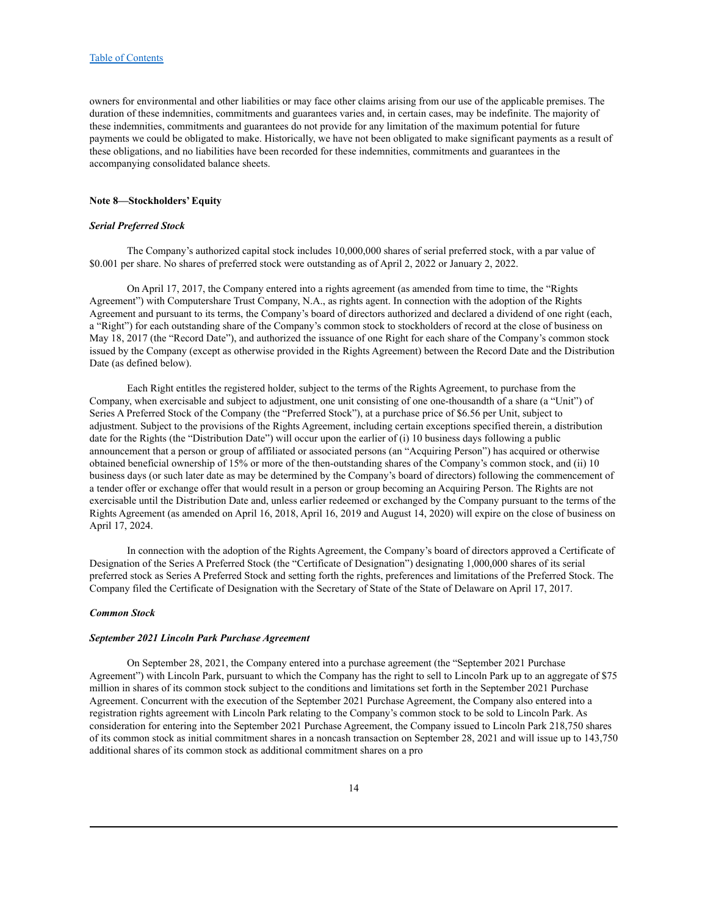owners for environmental and other liabilities or may face other claims arising from our use of the applicable premises. The duration of these indemnities, commitments and guarantees varies and, in certain cases, may be indefinite. The majority of these indemnities, commitments and guarantees do not provide for any limitation of the maximum potential for future payments we could be obligated to make. Historically, we have not been obligated to make significant payments as a result of these obligations, and no liabilities have been recorded for these indemnities, commitments and guarantees in the accompanying consolidated balance sheets.

## Note 8—Stockholders' Equity

### *Serial Preferred Stock*

The Company's authorized capital stock includes 10,000,000 shares of serial preferred stock, with a par value of $0.001 per share. No shares of preferred stock were outstanding as of April 2, 2022 or January 2, 2022.

On April 17, 2017, the Company entered into a rights agreement (as amended from time to time, the "Rights Agreement") with Computershare Trust Company, N.A., as rights agent. In connection with the adoption of the Rights Agreement and pursuant to its terms, the Company's board of directors authorized and declared a dividend of one right (each, a "Right") for each outstanding share of the Company's common stock to stockholders of record at the close of business on May 18, 2017 (the "Record Date"), and authorized the issuance of one Right for each share of the Company's common stock issued by the Company (except as otherwise provided in the Rights Agreement) between the Record Date and the Distribution Date (as defined below).

Each Right entitles the registered holder, subject to the terms of the Rights Agreement, to purchase from the Company, when exercisable and subject to adjustment, one unit consisting of one one-thousandth of a share (a "Unit") of Series A Preferred Stock of the Company (the "Preferred Stock"), at a purchase price of $6.56 per Unit, subject to adjustment. Subject to the provisions of the Rights Agreement, including certain exceptions specified therein, a distribution date for the Rights (the "Distribution Date") will occur upon the earlier of (i) 10 business days following a public announcement that a person or group of affiliated or associated persons (an "Acquiring Person") has acquired or otherwise obtained beneficial ownership of 15% or more of the then-outstanding shares of the Company's common stock, and (ii) 10 business days (or such later date as may be determined by the Company's board of directors) following the commencement of a tender offer or exchange offer that would result in a person or group becoming an Acquiring Person. The Rights are not exercisable until the Distribution Date and, unless earlier redeemed or exchanged by the Company pursuant to the terms of the Rights Agreement (as amended on April 16, 2018, April 16, 2019 and August 14, 2020) will expire on the close of business on April 17, 2024.

In connection with the adoption of the Rights Agreement, the Company's board of directors approved a Certificate of Designation of the Series A Preferred Stock (the "Certificate of Designation") designating 1,000,000 shares of its serial preferred stock as Series A Preferred Stock and setting forth the rights, preferences and limitations of the Preferred Stock. The Company filed the Certificate of Designation with the Secretary of State of the State of Delaware on April 17, 2017.

### *Common Stock*

#### *September 2021 Lincoln Park Purchase Agreement*

On September 28, 2021, the Company entered into a purchase agreement (the "September 2021 Purchase Agreement") with Lincoln Park, pursuant to which the Company has the right to sell to Lincoln Park up to an aggregate of $75 million in shares of its common stock subject to the conditions and limitations set forth in the September 2021 Purchase Agreement. Concurrent with the execution of the September 2021 Purchase Agreement, the Company also entered into a registration rights agreement with Lincoln Park relating to the Company's common stock to be sold to Lincoln Park. As consideration for entering into the September 2021 Purchase Agreement, the Company issued to Lincoln Park 218,750 shares of its common stock as initial commitment shares in a noncash transaction on September 28, 2021 and will issue up to 143,750 additional shares of its common stock as additional commitment shares on a pro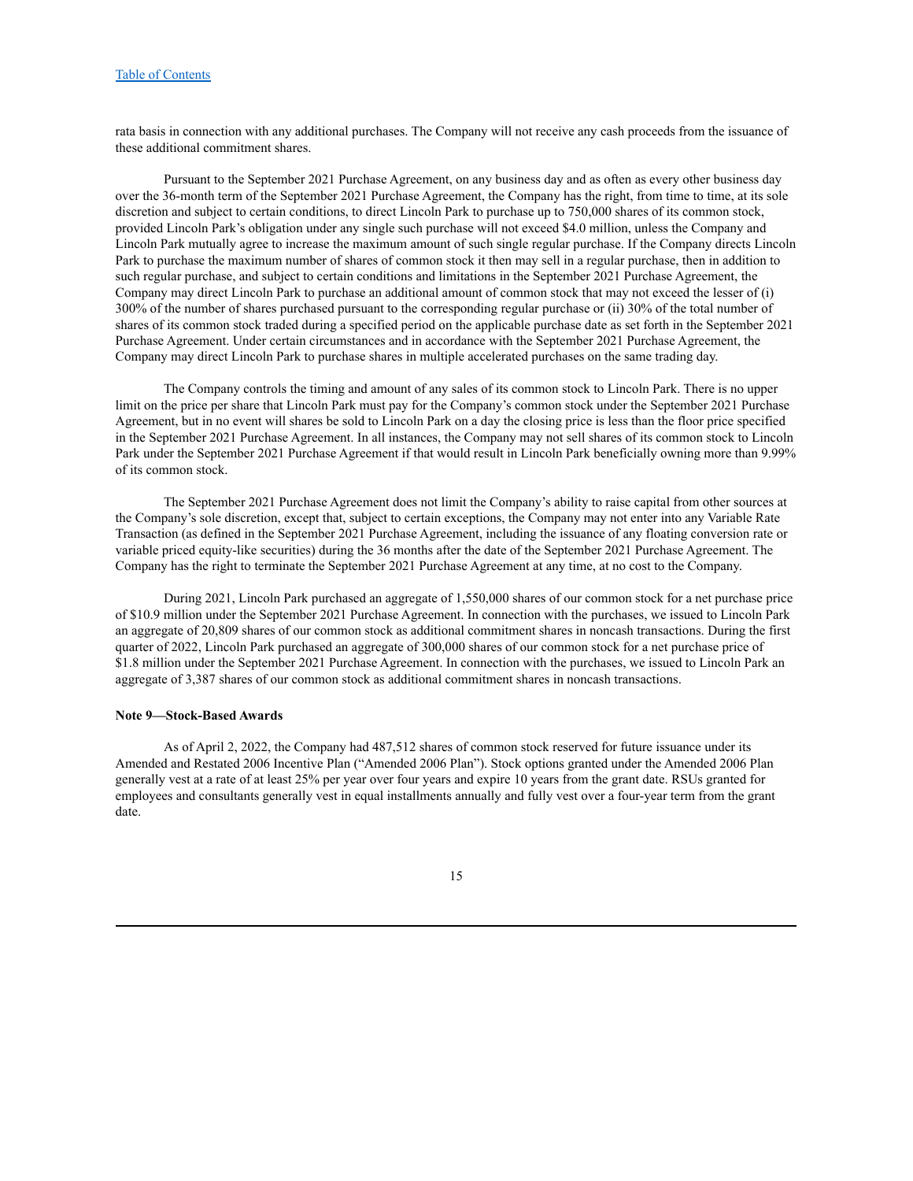rata basis in connection with any additional purchases. The Company will not receive any cash proceeds from the issuance of these additional commitment shares.

Pursuant to the September 2021 Purchase Agreement, on any business day and as often as every other business day over the 36-month term of the September 2021 Purchase Agreement, the Company has the right, from time to time, at its sole discretion and subject to certain conditions, to direct Lincoln Park to purchase up to 750,000 shares of its common stock, provided Lincoln Park's obligation under any single such purchase will not exceed $4.0 million, unless the Company and Lincoln Park mutually agree to increase the maximum amount of such single regular purchase. If the Company directs Lincoln Park to purchase the maximum number of shares of common stock it then may sell in a regular purchase, then in addition to such regular purchase, and subject to certain conditions and limitations in the September 2021 Purchase Agreement, the Company may direct Lincoln Park to purchase an additional amount of common stock that may not exceed the lesser of (i) 300% of the number of shares purchased pursuant to the corresponding regular purchase or (ii) 30% of the total number of shares of its common stock traded during a specified period on the applicable purchase date as set forth in the September 2021 Purchase Agreement. Under certain circumstances and in accordance with the September 2021 Purchase Agreement, the Company may direct Lincoln Park to purchase shares in multiple accelerated purchases on the same trading day.

The Company controls the timing and amount of any sales of its common stock to Lincoln Park. There is no upper limit on the price per share that Lincoln Park must pay for the Company's common stock under the September 2021 Purchase Agreement, but in no event will shares be sold to Lincoln Park on a day the closing price is less than the floor price specified in the September 2021 Purchase Agreement. In all instances, the Company may not sell shares of its common stock to Lincoln Park under the September 2021 Purchase Agreement if that would result in Lincoln Park beneficially owning more than 9.99% of its common stock.

The September 2021 Purchase Agreement does not limit the Company's ability to raise capital from other sources at the Company's sole discretion, except that, subject to certain exceptions, the Company may not enter into any Variable Rate Transaction (as defined in the September 2021 Purchase Agreement, including the issuance of any floating conversion rate or variable priced equity-like securities) during the 36 months after the date of the September 2021 Purchase Agreement. The Company has the right to terminate the September 2021 Purchase Agreement at any time, at no cost to the Company.

During 2021, Lincoln Park purchased an aggregate of 1,550,000 shares of our common stock for a net purchase price of $10.9 million under the September 2021 Purchase Agreement. In connection with the purchases, we issued to Lincoln Park an aggregate of 20,809 shares of our common stock as additional commitment shares in noncash transactions. During the first quarter of 2022, Lincoln Park purchased an aggregate of 300,000 shares of our common stock for a net purchase price of $1.8 million under the September 2021 Purchase Agreement. In connection with the purchases, we issued to Lincoln Park an aggregate of 3,387 shares of our common stock as additional commitment shares in noncash transactions.

**Note 9—Stock-Based Awards**

As of April 2, 2022, the Company had 487,512 shares of common stock reserved for future issuance under its Amended and Restated 2006 Incentive Plan ("Amended 2006 Plan"). Stock options granted under the Amended 2006 Plan generally vest at a rate of at least 25% per year over four years and expire 10 years from the grant date. RSUs granted for employees and consultants generally vest in equal installments annually and fully vest over a four-year term from the grant date.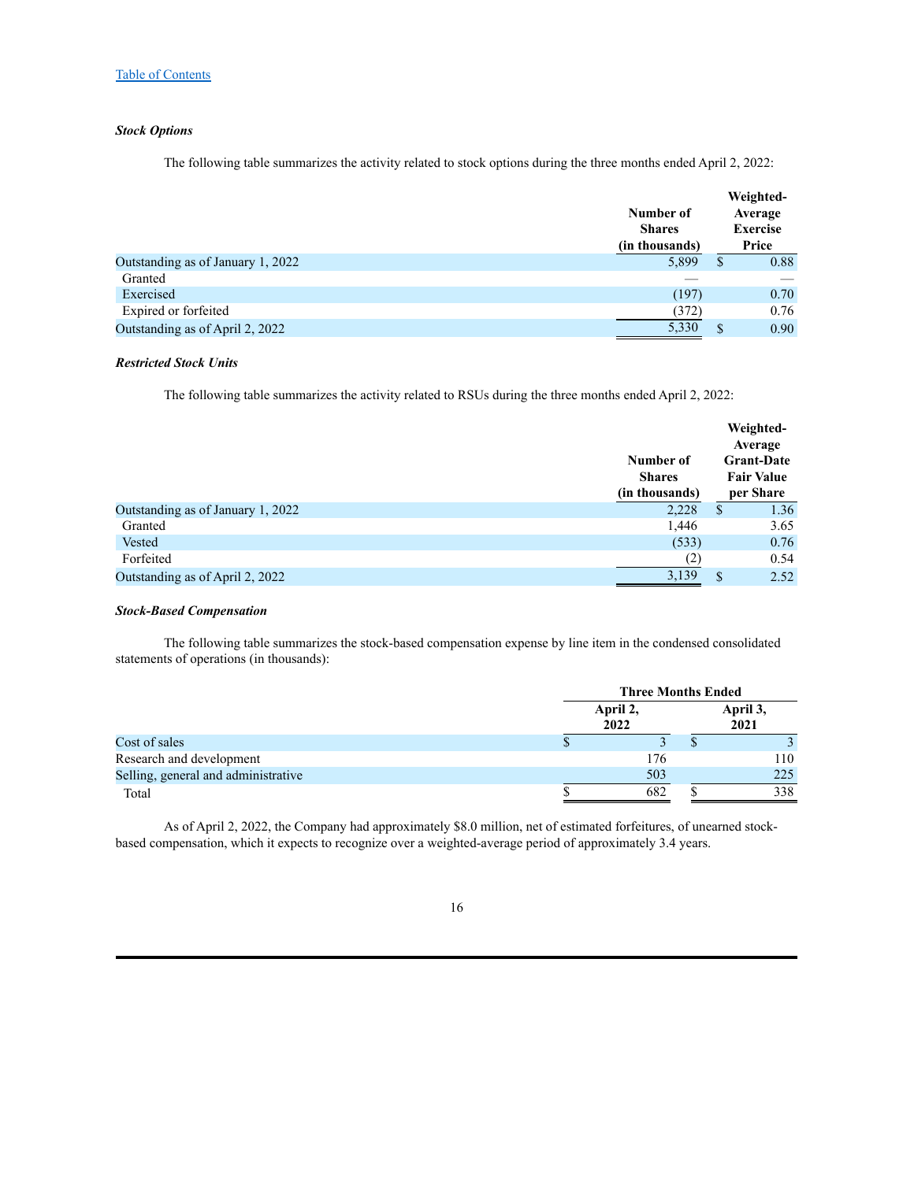*Stock Options*

The following table summarizes the activity related to stock options during the three months ended April 2, 2022:

| | Number of Shares (in thousands) | Weighted-Average Exercise Price |
|---|---|---|
| Outstanding as of January 1, 2022 | 5,899 | $ 0.88 |
| Granted | — | — |
| Exercised | (197) | 0.70 |
| Expired or forfeited | (372) | 0.76 |
| Outstanding as of April 2, 2022 | 5,330 | $ 0.90 |

*Restricted Stock Units*

The following table summarizes the activity related to RSUs during the three months ended April 2, 2022:

| | Number of Shares (in thousands) | Weighted-Average Grant-Date Fair Value per Share |
|---|---|---|
| Outstanding as of January 1, 2022 | 2,228 | $ 1.36 |
| Granted | 1,446 | 3.65 |
| Vested | (533) | 0.76 |
| Forfeited | (2) | 0.54 |
| Outstanding as of April 2, 2022 | 3,139 | $ 2.52 |

*Stock-Based Compensation*

The following table summarizes the stock-based compensation expense by line item in the condensed consolidated statements of operations (in thousands):

| | Three Months Ended | |
|---|---|---|
| | April 2, 2022 | April 3, 2021 |
| Cost of sales | $ 3 | $ 3 |
| Research and development | 176 | 110 |
| Selling, general and administrative | 503 | 225 |
| Total | $ 682 | $ 338 |

As of April 2, 2022, the Company had approximately $8.0 million, net of estimated forfeitures, of unearned stock-based compensation, which it expects to recognize over a weighted-average period of approximately 3.4 years.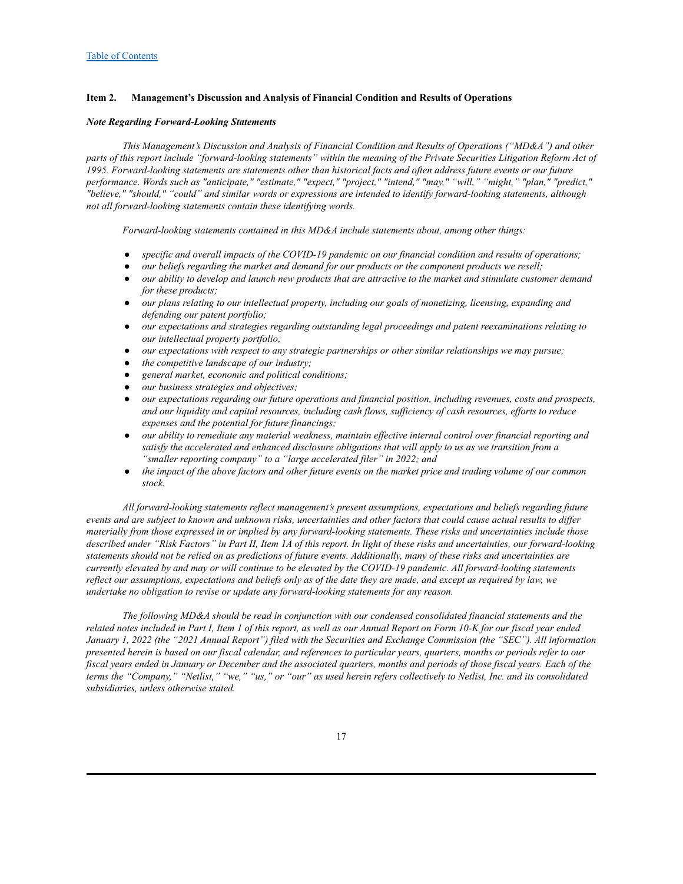[Table of Contents](#)

## Item 2. Management's Discussion and Analysis of Financial Condition and Results of Operations

***Note Regarding Forward-Looking Statements***

*This Management's Discussion and Analysis of Financial Condition and Results of Operations ("MD&A") and other parts of this report include "forward-looking statements" within the meaning of the Private Securities Litigation Reform Act of 1995. Forward-looking statements are statements other than historical facts and often address future events or our future performance. Words such as "anticipate," "estimate," "expect," "project," "intend," "may," "will," "might," "plan," "predict," "believe," "should," "could" and similar words or expressions are intended to identify forward-looking statements, although not all forward-looking statements contain these identifying words.*

*Forward-looking statements contained in this MD&A include statements about, among other things:*

- *specific and overall impacts of the COVID-19 pandemic on our financial condition and results of operations;*
- *our beliefs regarding the market and demand for our products or the component products we resell;*
- *our ability to develop and launch new products that are attractive to the market and stimulate customer demand for these products;*
- *our plans relating to our intellectual property, including our goals of monetizing, licensing, expanding and defending our patent portfolio;*
- *our expectations and strategies regarding outstanding legal proceedings and patent reexaminations relating to our intellectual property portfolio;*
- *our expectations with respect to any strategic partnerships or other similar relationships we may pursue;*
- *the competitive landscape of our industry;*
- *general market, economic and political conditions;*
- *our business strategies and objectives;*
- *our expectations regarding our future operations and financial position, including revenues, costs and prospects, and our liquidity and capital resources, including cash flows, sufficiency of cash resources, efforts to reduce expenses and the potential for future financings;*
- *our ability to remediate any material weakness, maintain effective internal control over financial reporting and satisfy the accelerated and enhanced disclosure obligations that will apply to us as we transition from a "smaller reporting company" to a "large accelerated filer" in 2022; and*
- *the impact of the above factors and other future events on the market price and trading volume of our common stock.*

*All forward-looking statements reflect management's present assumptions, expectations and beliefs regarding future events and are subject to known and unknown risks, uncertainties and other factors that could cause actual results to differ materially from those expressed in or implied by any forward-looking statements. These risks and uncertainties include those described under "Risk Factors" in Part II, Item 1A of this report. In light of these risks and uncertainties, our forward-looking statements should not be relied on as predictions of future events. Additionally, many of these risks and uncertainties are currently elevated by and may or will continue to be elevated by the COVID-19 pandemic. All forward-looking statements reflect our assumptions, expectations and beliefs only as of the date they are made, and except as required by law, we undertake no obligation to revise or update any forward-looking statements for any reason.*

*The following MD&A should be read in conjunction with our condensed consolidated financial statements and the related notes included in Part I, Item 1 of this report, as well as our Annual Report on Form 10-K for our fiscal year ended January 1, 2022 (the "2021 Annual Report") filed with the Securities and Exchange Commission (the "SEC"). All information presented herein is based on our fiscal calendar, and references to particular years, quarters, months or periods refer to our fiscal years ended in January or December and the associated quarters, months and periods of those fiscal years. Each of the terms the "Company," "Netlist," "we," "us," or "our" as used herein refers collectively to Netlist, Inc. and its consolidated subsidiaries, unless otherwise stated.*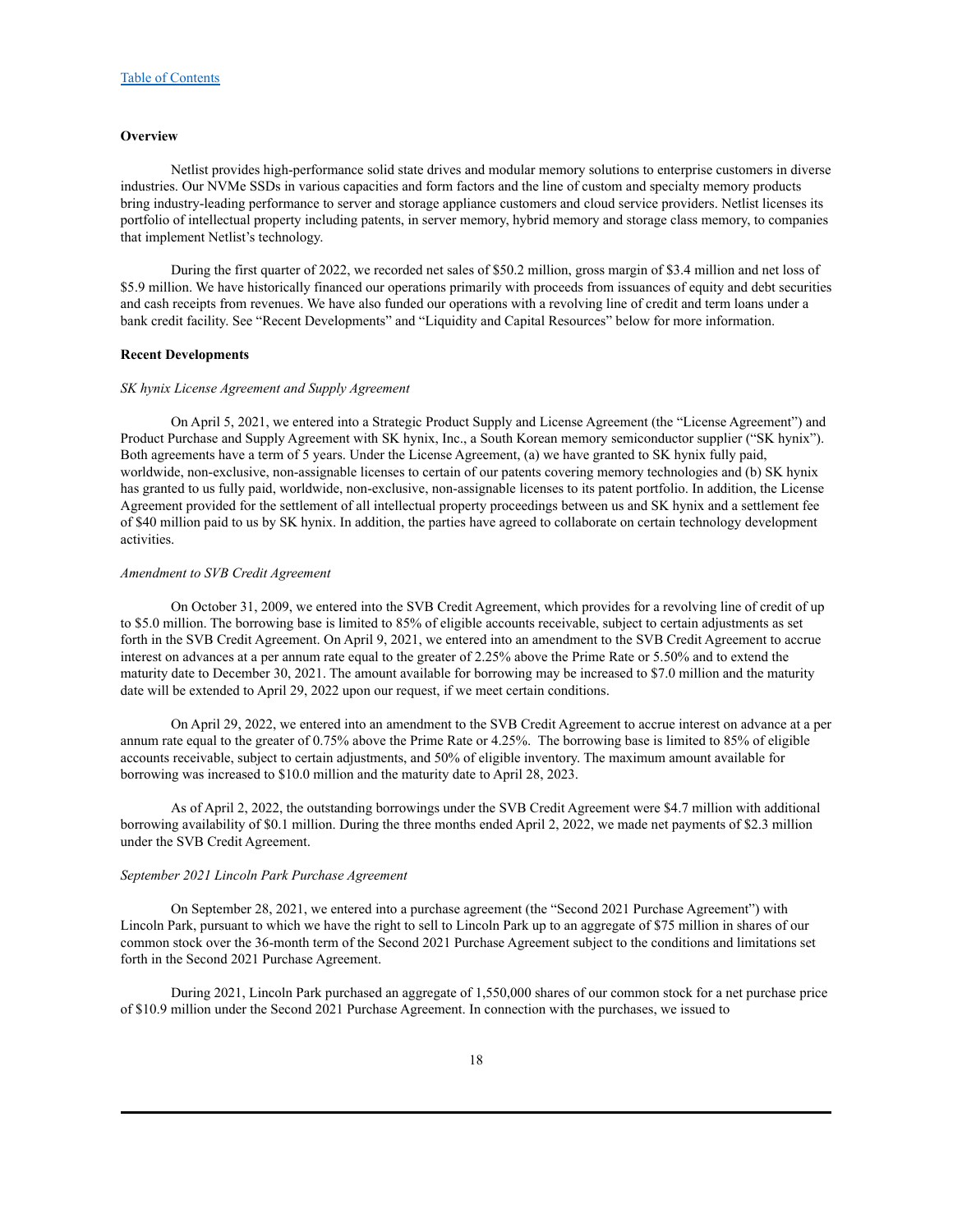### Overview

Netlist provides high-performance solid state drives and modular memory solutions to enterprise customers in diverse industries. Our NVMe SSDs in various capacities and form factors and the line of custom and specialty memory products bring industry-leading performance to server and storage appliance customers and cloud service providers. Netlist licenses its portfolio of intellectual property including patents, in server memory, hybrid memory and storage class memory, to companies that implement Netlist's technology.

During the first quarter of 2022, we recorded net sales of $50.2 million, gross margin of $3.4 million and net loss of $5.9 million. We have historically financed our operations primarily with proceeds from issuances of equity and debt securities and cash receipts from revenues. We have also funded our operations with a revolving line of credit and term loans under a bank credit facility. See "Recent Developments" and "Liquidity and Capital Resources" below for more information.

### Recent Developments

*SK hynix License Agreement and Supply Agreement*

On April 5, 2021, we entered into a Strategic Product Supply and License Agreement (the "License Agreement") and Product Purchase and Supply Agreement with SK hynix, Inc., a South Korean memory semiconductor supplier ("SK hynix"). Both agreements have a term of 5 years. Under the License Agreement, (a) we have granted to SK hynix fully paid, worldwide, non-exclusive, non-assignable licenses to certain of our patents covering memory technologies and (b) SK hynix has granted to us fully paid, worldwide, non-exclusive, non-assignable licenses to its patent portfolio. In addition, the License Agreement provided for the settlement of all intellectual property proceedings between us and SK hynix and a settlement fee of $40 million paid to us by SK hynix. In addition, the parties have agreed to collaborate on certain technology development activities.

*Amendment to SVB Credit Agreement*

On October 31, 2009, we entered into the SVB Credit Agreement, which provides for a revolving line of credit of up to $5.0 million. The borrowing base is limited to 85% of eligible accounts receivable, subject to certain adjustments as set forth in the SVB Credit Agreement. On April 9, 2021, we entered into an amendment to the SVB Credit Agreement to accrue interest on advances at a per annum rate equal to the greater of 2.25% above the Prime Rate or 5.50% and to extend the maturity date to December 30, 2021. The amount available for borrowing may be increased to $7.0 million and the maturity date will be extended to April 29, 2022 upon our request, if we meet certain conditions.

On April 29, 2022, we entered into an amendment to the SVB Credit Agreement to accrue interest on advance at a per annum rate equal to the greater of 0.75% above the Prime Rate or 4.25%. The borrowing base is limited to 85% of eligible accounts receivable, subject to certain adjustments, and 50% of eligible inventory. The maximum amount available for borrowing was increased to $10.0 million and the maturity date to April 28, 2023.

As of April 2, 2022, the outstanding borrowings under the SVB Credit Agreement were $4.7 million with additional borrowing availability of $0.1 million. During the three months ended April 2, 2022, we made net payments of $2.3 million under the SVB Credit Agreement.

*September 2021 Lincoln Park Purchase Agreement*

On September 28, 2021, we entered into a purchase agreement (the "Second 2021 Purchase Agreement") with Lincoln Park, pursuant to which we have the right to sell to Lincoln Park up to an aggregate of $75 million in shares of our common stock over the 36-month term of the Second 2021 Purchase Agreement subject to the conditions and limitations set forth in the Second 2021 Purchase Agreement.

During 2021, Lincoln Park purchased an aggregate of 1,550,000 shares of our common stock for a net purchase price of $10.9 million under the Second 2021 Purchase Agreement. In connection with the purchases, we issued to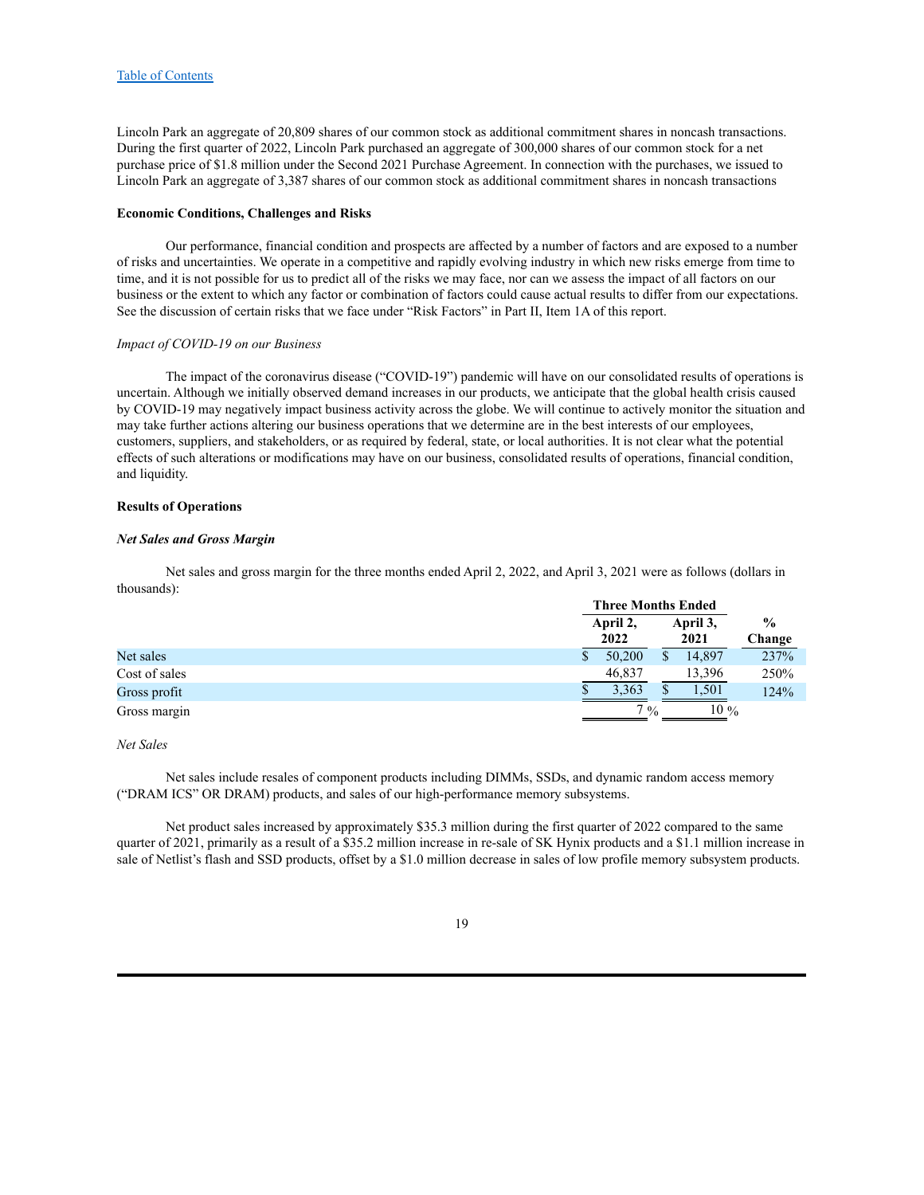Lincoln Park an aggregate of 20,809 shares of our common stock as additional commitment shares in noncash transactions. During the first quarter of 2022, Lincoln Park purchased an aggregate of 300,000 shares of our common stock for a net purchase price of $1.8 million under the Second 2021 Purchase Agreement. In connection with the purchases, we issued to Lincoln Park an aggregate of 3,387 shares of our common stock as additional commitment shares in noncash transactions

**Economic Conditions, Challenges and Risks**

Our performance, financial condition and prospects are affected by a number of factors and are exposed to a number of risks and uncertainties. We operate in a competitive and rapidly evolving industry in which new risks emerge from time to time, and it is not possible for us to predict all of the risks we may face, nor can we assess the impact of all factors on our business or the extent to which any factor or combination of factors could cause actual results to differ from our expectations. See the discussion of certain risks that we face under "Risk Factors" in Part II, Item 1A of this report.

*Impact of COVID-19 on our Business*

The impact of the coronavirus disease ("COVID-19") pandemic will have on our consolidated results of operations is uncertain. Although we initially observed demand increases in our products, we anticipate that the global health crisis caused by COVID-19 may negatively impact business activity across the globe. We will continue to actively monitor the situation and may take further actions altering our business operations that we determine are in the best interests of our employees, customers, suppliers, and stakeholders, or as required by federal, state, or local authorities. It is not clear what the potential effects of such alterations or modifications may have on our business, consolidated results of operations, financial condition, and liquidity.

**Results of Operations**

***Net Sales and Gross Margin***

Net sales and gross margin for the three months ended April 2, 2022, and April 3, 2021 were as follows (dollars in thousands):

| | Three Months Ended | | |
|---|---|---|---|
| | April 2, 2022 | April 3, 2021 | % Change |
| Net sales | $ 50,200 | $ 14,897 | 237% |
| Cost of sales | 46,837 | 13,396 | 250% |
| Gross profit | $ 3,363 | $ 1,501 | 124% |
| Gross margin | 7 % | 10 % | |

*Net Sales*

Net sales include resales of component products including DIMMs, SSDs, and dynamic random access memory ("DRAM ICS" OR DRAM) products, and sales of our high-performance memory subsystems.

Net product sales increased by approximately $35.3 million during the first quarter of 2022 compared to the same quarter of 2021, primarily as a result of a $35.2 million increase in re-sale of SK Hynix products and a $1.1 million increase in sale of Netlist's flash and SSD products, offset by a $1.0 million decrease in sales of low profile memory subsystem products.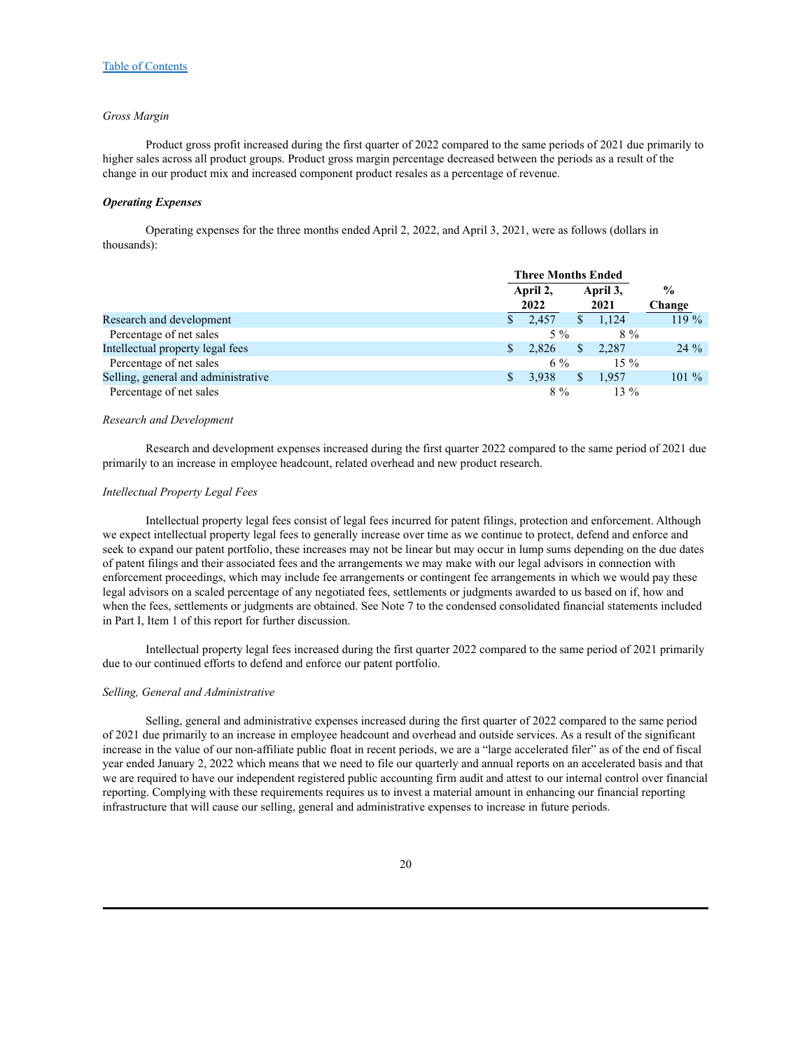[Table of Contents](#)

*Gross Margin*

Product gross profit increased during the first quarter of 2022 compared to the same periods of 2021 due primarily to higher sales across all product groups. Product gross margin percentage decreased between the periods as a result of the change in our product mix and increased component product resales as a percentage of revenue.

***Operating Expenses***

Operating expenses for the three months ended April 2, 2022, and April 3, 2021, were as follows (dollars in thousands):

| | Three Months Ended | | |
|---|---|---|---|
| | April 2, 2022 | April 3, 2021 | % Change |
| Research and development | $ 2,457 | $ 1,124 | 119 % |
| Percentage of net sales | 5 % | 8 % | |
| Intellectual property legal fees | $ 2,826 | $ 2,287 | 24 % |
| Percentage of net sales | 6 % | 15 % | |
| Selling, general and administrative | $ 3,938 | $ 1,957 | 101 % |
| Percentage of net sales | 8 % | 13 % | |

*Research and Development*

Research and development expenses increased during the first quarter 2022 compared to the same period of 2021 due primarily to an increase in employee headcount, related overhead and new product research.

*Intellectual Property Legal Fees*

Intellectual property legal fees consist of legal fees incurred for patent filings, protection and enforcement. Although we expect intellectual property legal fees to generally increase over time as we continue to protect, defend and enforce and seek to expand our patent portfolio, these increases may not be linear but may occur in lump sums depending on the due dates of patent filings and their associated fees and the arrangements we may make with our legal advisors in connection with enforcement proceedings, which may include fee arrangements or contingent fee arrangements in which we would pay these legal advisors on a scaled percentage of any negotiated fees, settlements or judgments awarded to us based on if, how and when the fees, settlements or judgments are obtained. See Note 7 to the condensed consolidated financial statements included in Part I, Item 1 of this report for further discussion.

Intellectual property legal fees increased during the first quarter 2022 compared to the same period of 2021 primarily due to our continued efforts to defend and enforce our patent portfolio.

*Selling, General and Administrative*

Selling, general and administrative expenses increased during the first quarter of 2022 compared to the same period of 2021 due primarily to an increase in employee headcount and overhead and outside services. As a result of the significant increase in the value of our non-affiliate public float in recent periods, we are a "large accelerated filer" as of the end of fiscal year ended January 2, 2022 which means that we need to file our quarterly and annual reports on an accelerated basis and that we are required to have our independent registered public accounting firm audit and attest to our internal control over financial reporting. Complying with these requirements requires us to invest a material amount in enhancing our financial reporting infrastructure that will cause our selling, general and administrative expenses to increase in future periods.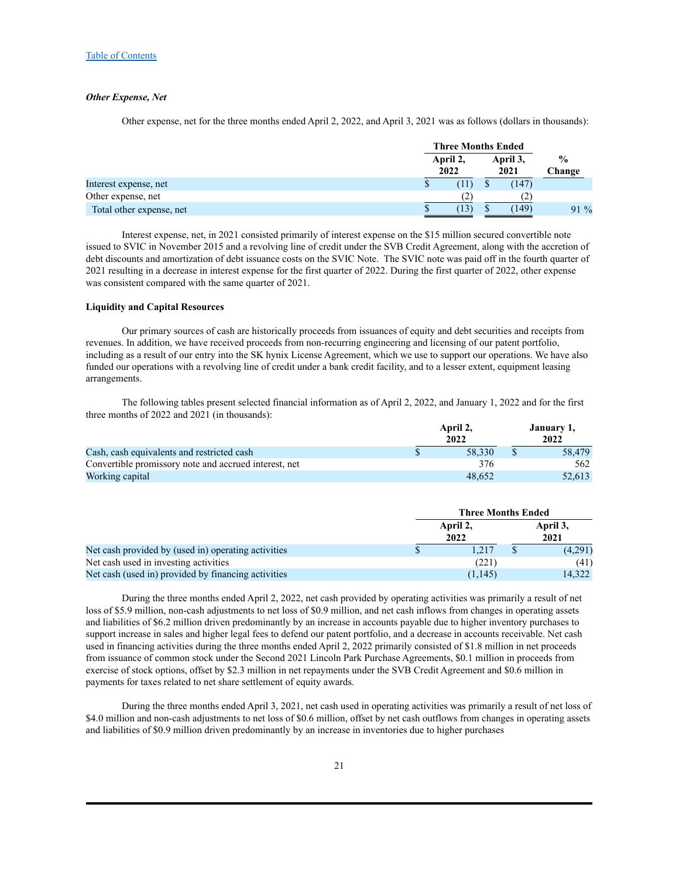[Table of Contents]

***Other Expense, Net***

Other expense, net for the three months ended April 2, 2022, and April 3, 2021 was as follows (dollars in thousands):

| | Three Months Ended | | |
|---|---|---|---|
| | April 2, 2022 | April 3, 2021 | % Change |
| Interest expense, net | $ (11) | $ (147) | |
| Other expense, net | (2) | (2) | |
| Total other expense, net | $ (13) | $ (149) | 91 % |

Interest expense, net, in 2021 consisted primarily of interest expense on the $15 million secured convertible note issued to SVIC in November 2015 and a revolving line of credit under the SVB Credit Agreement, along with the accretion of debt discounts and amortization of debt issuance costs on the SVIC Note. The SVIC note was paid off in the fourth quarter of 2021 resulting in a decrease in interest expense for the first quarter of 2022. During the first quarter of 2022, other expense was consistent compared with the same quarter of 2021.

**Liquidity and Capital Resources**

Our primary sources of cash are historically proceeds from issuances of equity and debt securities and receipts from revenues. In addition, we have received proceeds from non-recurring engineering and licensing of our patent portfolio, including as a result of our entry into the SK hynix License Agreement, which we use to support our operations. We have also funded our operations with a revolving line of credit under a bank credit facility, and to a lesser extent, equipment leasing arrangements.

The following tables present selected financial information as of April 2, 2022, and January 1, 2022 and for the first three months of 2022 and 2021 (in thousands):

| | April 2, 2022 | January 1, 2022 |
|---|---|---|
| Cash, cash equivalents and restricted cash | $ 58,330 | $ 58,479 |
| Convertible promissory note and accrued interest, net | 376 | 562 |
| Working capital | 48,652 | 52,613 |

| | Three Months Ended | |
|---|---|---|
| | April 2, 2022 | April 3, 2021 |
| Net cash provided by (used in) operating activities | $ 1,217 | $ (4,291) |
| Net cash used in investing activities | (221) | (41) |
| Net cash (used in) provided by financing activities | (1,145) | 14,322 |

During the three months ended April 2, 2022, net cash provided by operating activities was primarily a result of net loss of $5.9 million, non-cash adjustments to net loss of $0.9 million, and net cash inflows from changes in operating assets and liabilities of $6.2 million driven predominantly by an increase in accounts payable due to higher inventory purchases to support increase in sales and higher legal fees to defend our patent portfolio, and a decrease in accounts receivable. Net cash used in financing activities during the three months ended April 2, 2022 primarily consisted of $1.8 million in net proceeds from issuance of common stock under the Second 2021 Lincoln Park Purchase Agreements, $0.1 million in proceeds from exercise of stock options, offset by $2.3 million in net repayments under the SVB Credit Agreement and $0.6 million in payments for taxes related to net share settlement of equity awards.

During the three months ended April 3, 2021, net cash used in operating activities was primarily a result of net loss of $4.0 million and non-cash adjustments to net loss of $0.6 million, offset by net cash outflows from changes in operating assets and liabilities of $0.9 million driven predominantly by an increase in inventories due to higher purchases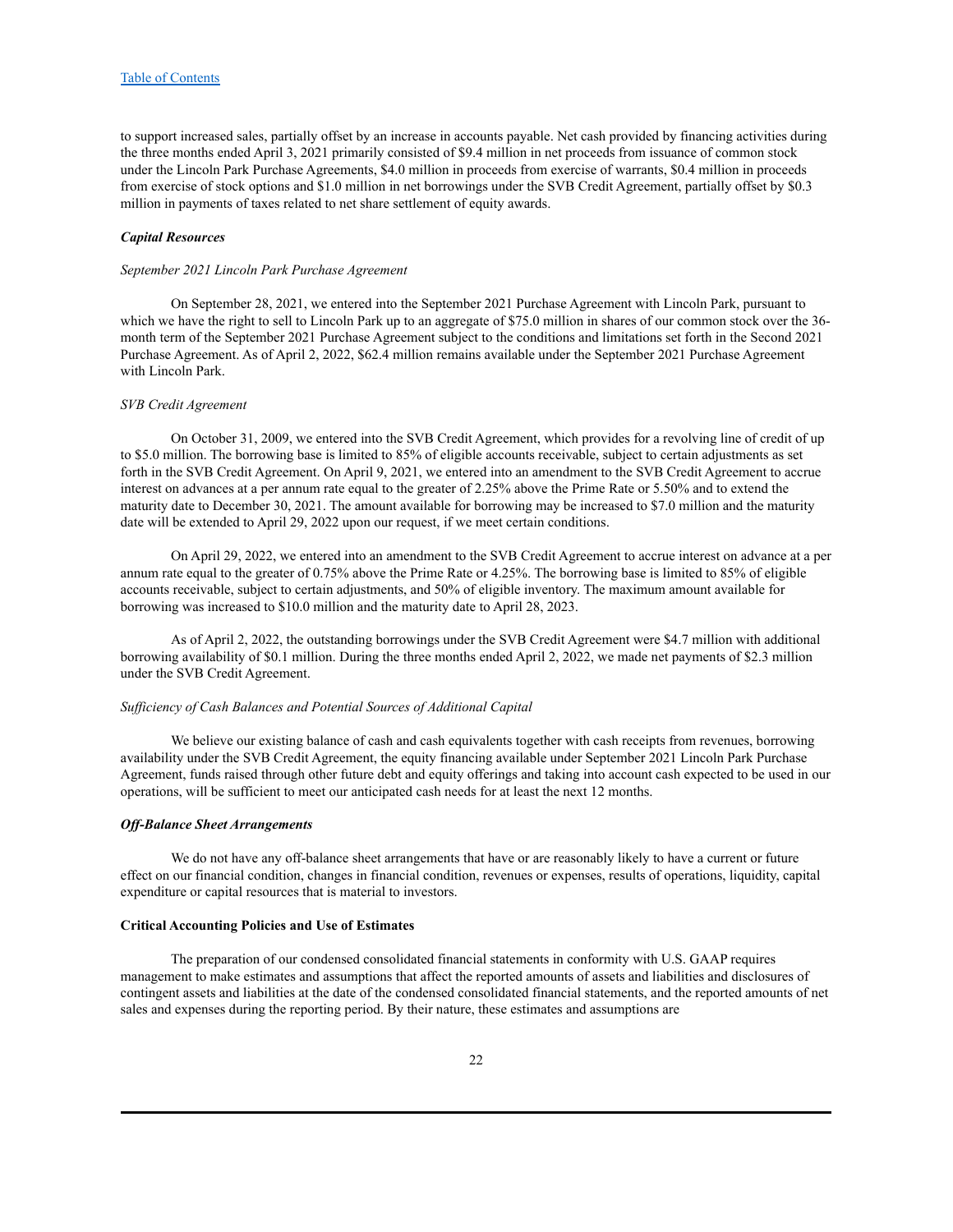to support increased sales, partially offset by an increase in accounts payable. Net cash provided by financing activities during the three months ended April 3, 2021 primarily consisted of $9.4 million in net proceeds from issuance of common stock under the Lincoln Park Purchase Agreements, $4.0 million in proceeds from exercise of warrants, $0.4 million in proceeds from exercise of stock options and $1.0 million in net borrowings under the SVB Credit Agreement, partially offset by $0.3 million in payments of taxes related to net share settlement of equity awards.

***Capital Resources***

*September 2021 Lincoln Park Purchase Agreement*

On September 28, 2021, we entered into the September 2021 Purchase Agreement with Lincoln Park, pursuant to which we have the right to sell to Lincoln Park up to an aggregate of $75.0 million in shares of our common stock over the 36-month term of the September 2021 Purchase Agreement subject to the conditions and limitations set forth in the Second 2021 Purchase Agreement. As of April 2, 2022, $62.4 million remains available under the September 2021 Purchase Agreement with Lincoln Park.

*SVB Credit Agreement*

On October 31, 2009, we entered into the SVB Credit Agreement, which provides for a revolving line of credit of up to $5.0 million. The borrowing base is limited to 85% of eligible accounts receivable, subject to certain adjustments as set forth in the SVB Credit Agreement. On April 9, 2021, we entered into an amendment to the SVB Credit Agreement to accrue interest on advances at a per annum rate equal to the greater of 2.25% above the Prime Rate or 5.50% and to extend the maturity date to December 30, 2021. The amount available for borrowing may be increased to $7.0 million and the maturity date will be extended to April 29, 2022 upon our request, if we meet certain conditions.

On April 29, 2022, we entered into an amendment to the SVB Credit Agreement to accrue interest on advance at a per annum rate equal to the greater of 0.75% above the Prime Rate or 4.25%. The borrowing base is limited to 85% of eligible accounts receivable, subject to certain adjustments, and 50% of eligible inventory. The maximum amount available for borrowing was increased to $10.0 million and the maturity date to April 28, 2023.

As of April 2, 2022, the outstanding borrowings under the SVB Credit Agreement were $4.7 million with additional borrowing availability of $0.1 million. During the three months ended April 2, 2022, we made net payments of $2.3 million under the SVB Credit Agreement.

*Sufficiency of Cash Balances and Potential Sources of Additional Capital*

We believe our existing balance of cash and cash equivalents together with cash receipts from revenues, borrowing availability under the SVB Credit Agreement, the equity financing available under September 2021 Lincoln Park Purchase Agreement, funds raised through other future debt and equity offerings and taking into account cash expected to be used in our operations, will be sufficient to meet our anticipated cash needs for at least the next 12 months.

***Off-Balance Sheet Arrangements***

We do not have any off-balance sheet arrangements that have or are reasonably likely to have a current or future effect on our financial condition, changes in financial condition, revenues or expenses, results of operations, liquidity, capital expenditure or capital resources that is material to investors.

**Critical Accounting Policies and Use of Estimates**

The preparation of our condensed consolidated financial statements in conformity with U.S. GAAP requires management to make estimates and assumptions that affect the reported amounts of assets and liabilities and disclosures of contingent assets and liabilities at the date of the condensed consolidated financial statements, and the reported amounts of net sales and expenses during the reporting period. By their nature, these estimates and assumptions are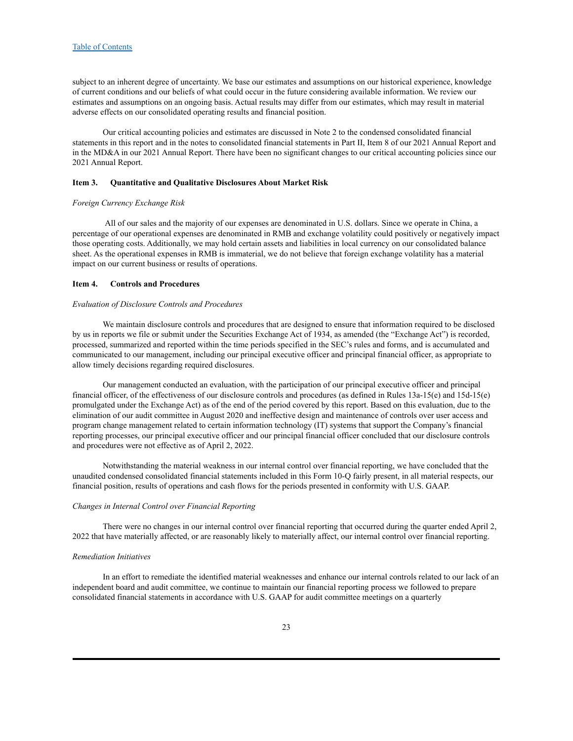subject to an inherent degree of uncertainty. We base our estimates and assumptions on our historical experience, knowledge of current conditions and our beliefs of what could occur in the future considering available information. We review our estimates and assumptions on an ongoing basis. Actual results may differ from our estimates, which may result in material adverse effects on our consolidated operating results and financial position.

Our critical accounting policies and estimates are discussed in Note 2 to the condensed consolidated financial statements in this report and in the notes to consolidated financial statements in Part II, Item 8 of our 2021 Annual Report and in the MD&A in our 2021 Annual Report. There have been no significant changes to our critical accounting policies since our 2021 Annual Report.

### Item 3. Quantitative and Qualitative Disclosures About Market Risk

*Foreign Currency Exchange Risk*

All of our sales and the majority of our expenses are denominated in U.S. dollars. Since we operate in China, a percentage of our operational expenses are denominated in RMB and exchange volatility could positively or negatively impact those operating costs. Additionally, we may hold certain assets and liabilities in local currency on our consolidated balance sheet. As the operational expenses in RMB is immaterial, we do not believe that foreign exchange volatility has a material impact on our current business or results of operations.

### Item 4. Controls and Procedures

*Evaluation of Disclosure Controls and Procedures*

We maintain disclosure controls and procedures that are designed to ensure that information required to be disclosed by us in reports we file or submit under the Securities Exchange Act of 1934, as amended (the "Exchange Act") is recorded, processed, summarized and reported within the time periods specified in the SEC's rules and forms, and is accumulated and communicated to our management, including our principal executive officer and principal financial officer, as appropriate to allow timely decisions regarding required disclosures.

Our management conducted an evaluation, with the participation of our principal executive officer and principal financial officer, of the effectiveness of our disclosure controls and procedures (as defined in Rules 13a-15(e) and 15d-15(e) promulgated under the Exchange Act) as of the end of the period covered by this report. Based on this evaluation, due to the elimination of our audit committee in August 2020 and ineffective design and maintenance of controls over user access and program change management related to certain information technology (IT) systems that support the Company's financial reporting processes, our principal executive officer and our principal financial officer concluded that our disclosure controls and procedures were not effective as of April 2, 2022.

Notwithstanding the material weakness in our internal control over financial reporting, we have concluded that the unaudited condensed consolidated financial statements included in this Form 10-Q fairly present, in all material respects, our financial position, results of operations and cash flows for the periods presented in conformity with U.S. GAAP.

*Changes in Internal Control over Financial Reporting*

There were no changes in our internal control over financial reporting that occurred during the quarter ended April 2, 2022 that have materially affected, or are reasonably likely to materially affect, our internal control over financial reporting.

*Remediation Initiatives*

In an effort to remediate the identified material weaknesses and enhance our internal controls related to our lack of an independent board and audit committee, we continue to maintain our financial reporting process we followed to prepare consolidated financial statements in accordance with U.S. GAAP for audit committee meetings on a quarterly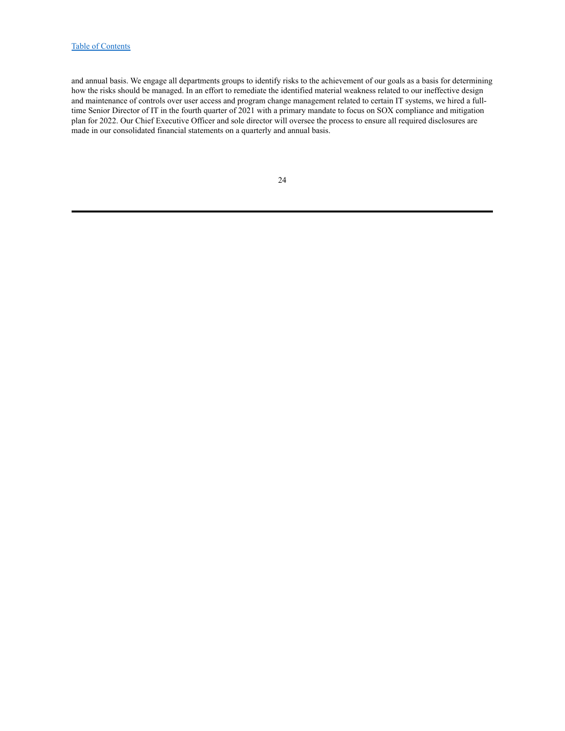and annual basis. We engage all departments groups to identify risks to the achievement of our goals as a basis for determining how the risks should be managed. In an effort to remediate the identified material weakness related to our ineffective design and maintenance of controls over user access and program change management related to certain IT systems, we hired a full-time Senior Director of IT in the fourth quarter of 2021 with a primary mandate to focus on SOX compliance and mitigation plan for 2022. Our Chief Executive Officer and sole director will oversee the process to ensure all required disclosures are made in our consolidated financial statements on a quarterly and annual basis.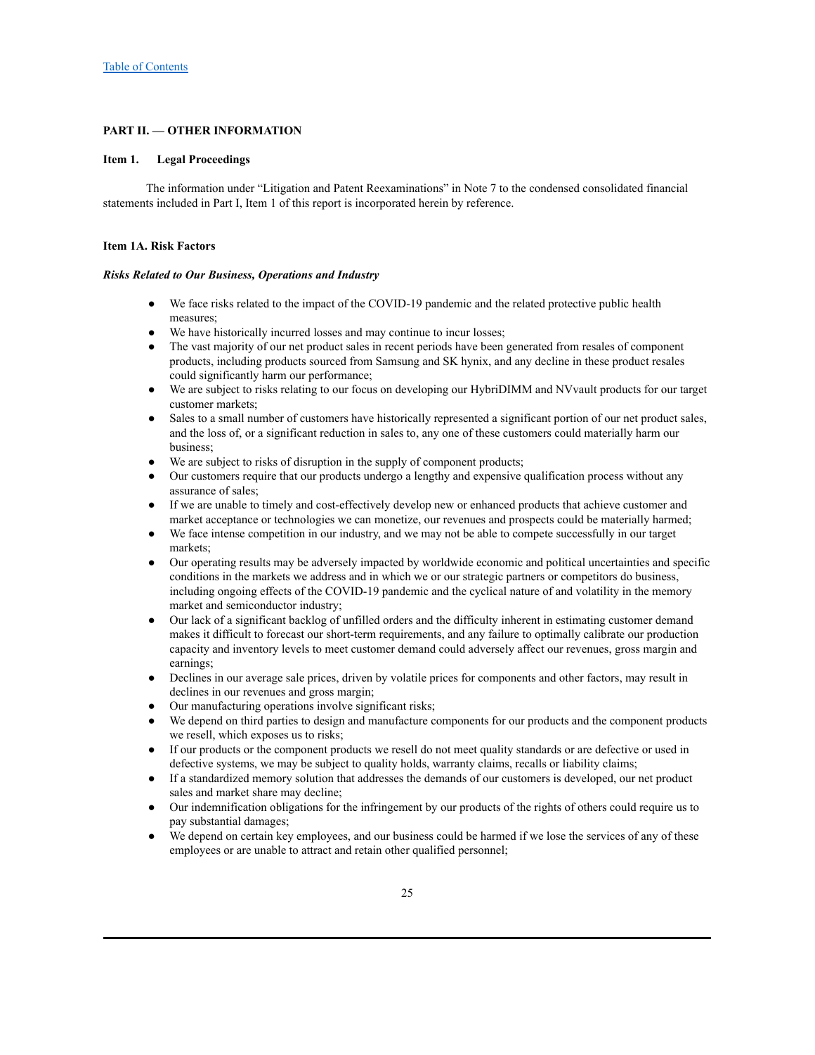## PART II. — OTHER INFORMATION

### Item 1. Legal Proceedings

The information under "Litigation and Patent Reexaminations" in Note 7 to the condensed consolidated financial statements included in Part I, Item 1 of this report is incorporated herein by reference.

### Item 1A. Risk Factors

***Risks Related to Our Business, Operations and Industry***

- We face risks related to the impact of the COVID-19 pandemic and the related protective public health measures;
- We have historically incurred losses and may continue to incur losses;
- The vast majority of our net product sales in recent periods have been generated from resales of component products, including products sourced from Samsung and SK hynix, and any decline in these product resales could significantly harm our performance;
- We are subject to risks relating to our focus on developing our HybriDIMM and NVvault products for our target customer markets;
- Sales to a small number of customers have historically represented a significant portion of our net product sales, and the loss of, or a significant reduction in sales to, any one of these customers could materially harm our business;
- We are subject to risks of disruption in the supply of component products;
- Our customers require that our products undergo a lengthy and expensive qualification process without any assurance of sales;
- If we are unable to timely and cost-effectively develop new or enhanced products that achieve customer and market acceptance or technologies we can monetize, our revenues and prospects could be materially harmed;
- We face intense competition in our industry, and we may not be able to compete successfully in our target markets;
- Our operating results may be adversely impacted by worldwide economic and political uncertainties and specific conditions in the markets we address and in which we or our strategic partners or competitors do business, including ongoing effects of the COVID-19 pandemic and the cyclical nature of and volatility in the memory market and semiconductor industry;
- Our lack of a significant backlog of unfilled orders and the difficulty inherent in estimating customer demand makes it difficult to forecast our short-term requirements, and any failure to optimally calibrate our production capacity and inventory levels to meet customer demand could adversely affect our revenues, gross margin and earnings;
- Declines in our average sale prices, driven by volatile prices for components and other factors, may result in declines in our revenues and gross margin;
- Our manufacturing operations involve significant risks;
- We depend on third parties to design and manufacture components for our products and the component products we resell, which exposes us to risks;
- If our products or the component products we resell do not meet quality standards or are defective or used in defective systems, we may be subject to quality holds, warranty claims, recalls or liability claims;
- If a standardized memory solution that addresses the demands of our customers is developed, our net product sales and market share may decline;
- Our indemnification obligations for the infringement by our products of the rights of others could require us to pay substantial damages;
- We depend on certain key employees, and our business could be harmed if we lose the services of any of these employees or are unable to attract and retain other qualified personnel;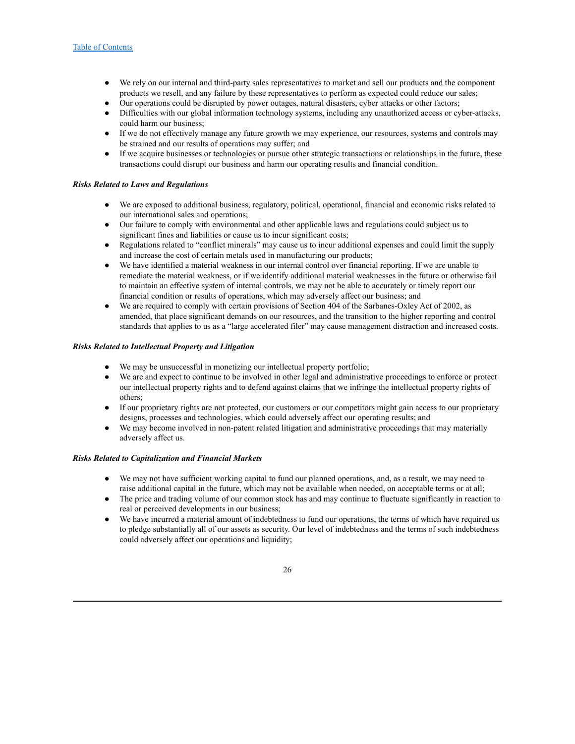- We rely on our internal and third-party sales representatives to market and sell our products and the component products we resell, and any failure by these representatives to perform as expected could reduce our sales;
- Our operations could be disrupted by power outages, natural disasters, cyber attacks or other factors;
- Difficulties with our global information technology systems, including any unauthorized access or cyber-attacks, could harm our business;
- If we do not effectively manage any future growth we may experience, our resources, systems and controls may be strained and our results of operations may suffer; and
- If we acquire businesses or technologies or pursue other strategic transactions or relationships in the future, these transactions could disrupt our business and harm our operating results and financial condition.

***Risks Related to Laws and Regulations***

- We are exposed to additional business, regulatory, political, operational, financial and economic risks related to our international sales and operations;
- Our failure to comply with environmental and other applicable laws and regulations could subject us to significant fines and liabilities or cause us to incur significant costs;
- Regulations related to "conflict minerals" may cause us to incur additional expenses and could limit the supply and increase the cost of certain metals used in manufacturing our products;
- We have identified a material weakness in our internal control over financial reporting. If we are unable to remediate the material weakness, or if we identify additional material weaknesses in the future or otherwise fail to maintain an effective system of internal controls, we may not be able to accurately or timely report our financial condition or results of operations, which may adversely affect our business; and
- We are required to comply with certain provisions of Section 404 of the Sarbanes-Oxley Act of 2002, as amended, that place significant demands on our resources, and the transition to the higher reporting and control standards that applies to us as a "large accelerated filer" may cause management distraction and increased costs.

***Risks Related to Intellectual Property and Litigation***

- We may be unsuccessful in monetizing our intellectual property portfolio;
- We are and expect to continue to be involved in other legal and administrative proceedings to enforce or protect our intellectual property rights and to defend against claims that we infringe the intellectual property rights of others;
- If our proprietary rights are not protected, our customers or our competitors might gain access to our proprietary designs, processes and technologies, which could adversely affect our operating results; and
- We may become involved in non-patent related litigation and administrative proceedings that may materially adversely affect us.

***Risks Related to Capitalization and Financial Markets***

- We may not have sufficient working capital to fund our planned operations, and, as a result, we may need to raise additional capital in the future, which may not be available when needed, on acceptable terms or at all;
- The price and trading volume of our common stock has and may continue to fluctuate significantly in reaction to real or perceived developments in our business;
- We have incurred a material amount of indebtedness to fund our operations, the terms of which have required us to pledge substantially all of our assets as security. Our level of indebtedness and the terms of such indebtedness could adversely affect our operations and liquidity;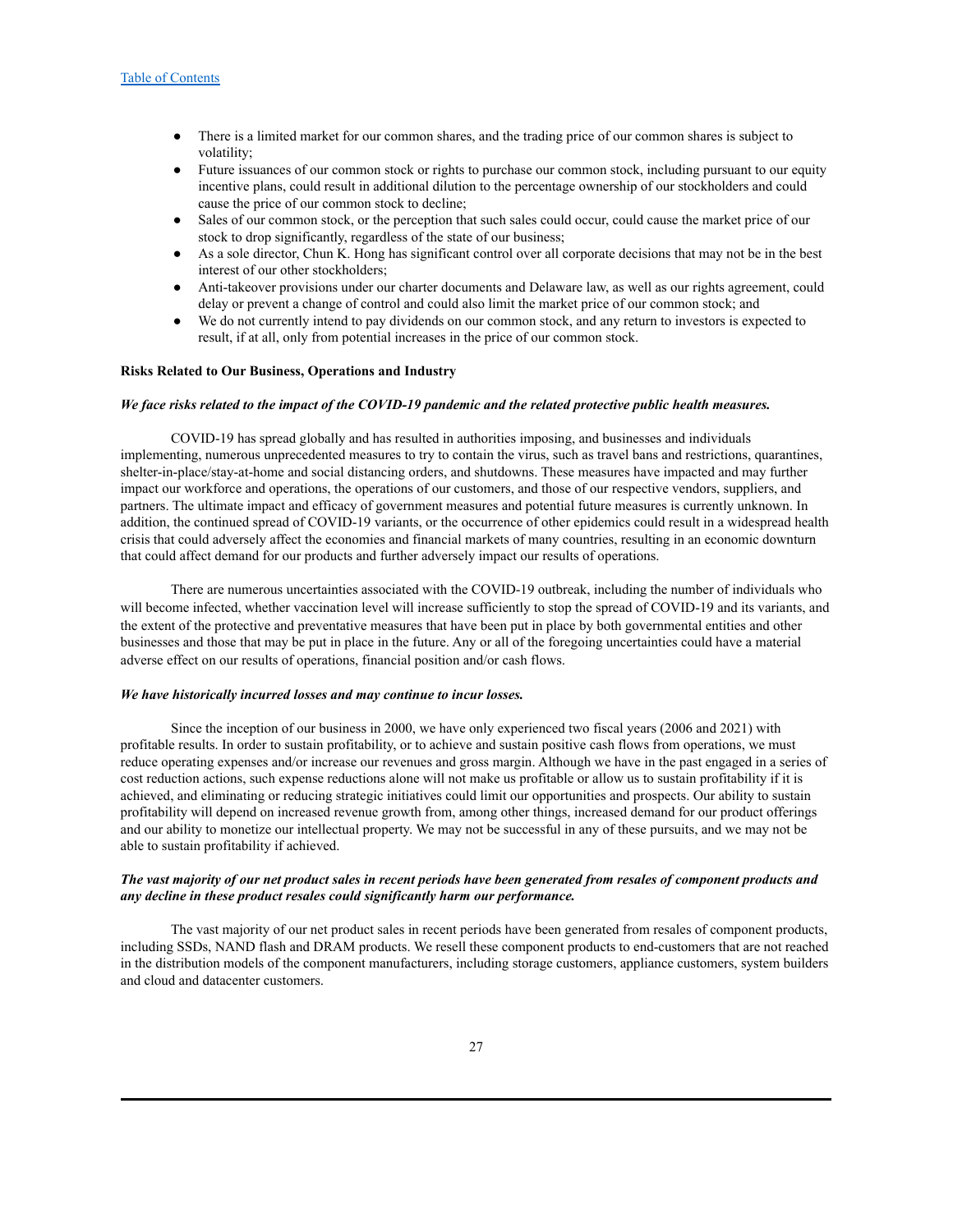- There is a limited market for our common shares, and the trading price of our common shares is subject to volatility;
- Future issuances of our common stock or rights to purchase our common stock, including pursuant to our equity incentive plans, could result in additional dilution to the percentage ownership of our stockholders and could cause the price of our common stock to decline;
- Sales of our common stock, or the perception that such sales could occur, could cause the market price of our stock to drop significantly, regardless of the state of our business;
- As a sole director, Chun K. Hong has significant control over all corporate decisions that may not be in the best interest of our other stockholders;
- Anti-takeover provisions under our charter documents and Delaware law, as well as our rights agreement, could delay or prevent a change of control and could also limit the market price of our common stock; and
- We do not currently intend to pay dividends on our common stock, and any return to investors is expected to result, if at all, only from potential increases in the price of our common stock.

**Risks Related to Our Business, Operations and Industry**

***We face risks related to the impact of the COVID-19 pandemic and the related protective public health measures.***

COVID-19 has spread globally and has resulted in authorities imposing, and businesses and individuals implementing, numerous unprecedented measures to try to contain the virus, such as travel bans and restrictions, quarantines, shelter-in-place/stay-at-home and social distancing orders, and shutdowns. These measures have impacted and may further impact our workforce and operations, the operations of our customers, and those of our respective vendors, suppliers, and partners. The ultimate impact and efficacy of government measures and potential future measures is currently unknown. In addition, the continued spread of COVID-19 variants, or the occurrence of other epidemics could result in a widespread health crisis that could adversely affect the economies and financial markets of many countries, resulting in an economic downturn that could affect demand for our products and further adversely impact our results of operations.

There are numerous uncertainties associated with the COVID-19 outbreak, including the number of individuals who will become infected, whether vaccination level will increase sufficiently to stop the spread of COVID-19 and its variants, and the extent of the protective and preventative measures that have been put in place by both governmental entities and other businesses and those that may be put in place in the future. Any or all of the foregoing uncertainties could have a material adverse effect on our results of operations, financial position and/or cash flows.

***We have historically incurred losses and may continue to incur losses.***

Since the inception of our business in 2000, we have only experienced two fiscal years (2006 and 2021) with profitable results. In order to sustain profitability, or to achieve and sustain positive cash flows from operations, we must reduce operating expenses and/or increase our revenues and gross margin. Although we have in the past engaged in a series of cost reduction actions, such expense reductions alone will not make us profitable or allow us to sustain profitability if it is achieved, and eliminating or reducing strategic initiatives could limit our opportunities and prospects. Our ability to sustain profitability will depend on increased revenue growth from, among other things, increased demand for our product offerings and our ability to monetize our intellectual property. We may not be successful in any of these pursuits, and we may not be able to sustain profitability if achieved.

***The vast majority of our net product sales in recent periods have been generated from resales of component products and any decline in these product resales could significantly harm our performance.***

The vast majority of our net product sales in recent periods have been generated from resales of component products, including SSDs, NAND flash and DRAM products. We resell these component products to end-customers that are not reached in the distribution models of the component manufacturers, including storage customers, appliance customers, system builders and cloud and datacenter customers.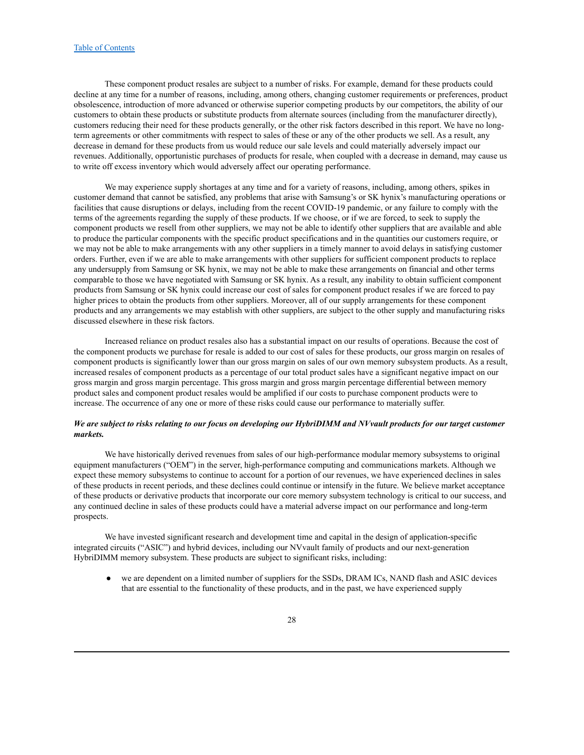These component product resales are subject to a number of risks. For example, demand for these products could decline at any time for a number of reasons, including, among others, changing customer requirements or preferences, product obsolescence, introduction of more advanced or otherwise superior competing products by our competitors, the ability of our customers to obtain these products or substitute products from alternate sources (including from the manufacturer directly), customers reducing their need for these products generally, or the other risk factors described in this report. We have no long-term agreements or other commitments with respect to sales of these or any of the other products we sell. As a result, any decrease in demand for these products from us would reduce our sale levels and could materially adversely impact our revenues. Additionally, opportunistic purchases of products for resale, when coupled with a decrease in demand, may cause us to write off excess inventory which would adversely affect our operating performance.

We may experience supply shortages at any time and for a variety of reasons, including, among others, spikes in customer demand that cannot be satisfied, any problems that arise with Samsung's or SK hynix's manufacturing operations or facilities that cause disruptions or delays, including from the recent COVID-19 pandemic, or any failure to comply with the terms of the agreements regarding the supply of these products. If we choose, or if we are forced, to seek to supply the component products we resell from other suppliers, we may not be able to identify other suppliers that are available and able to produce the particular components with the specific product specifications and in the quantities our customers require, or we may not be able to make arrangements with any other suppliers in a timely manner to avoid delays in satisfying customer orders. Further, even if we are able to make arrangements with other suppliers for sufficient component products to replace any undersupply from Samsung or SK hynix, we may not be able to make these arrangements on financial and other terms comparable to those we have negotiated with Samsung or SK hynix. As a result, any inability to obtain sufficient component products from Samsung or SK hynix could increase our cost of sales for component product resales if we are forced to pay higher prices to obtain the products from other suppliers. Moreover, all of our supply arrangements for these component products and any arrangements we may establish with other suppliers, are subject to the other supply and manufacturing risks discussed elsewhere in these risk factors.

Increased reliance on product resales also has a substantial impact on our results of operations. Because the cost of the component products we purchase for resale is added to our cost of sales for these products, our gross margin on resales of component products is significantly lower than our gross margin on sales of our own memory subsystem products. As a result, increased resales of component products as a percentage of our total product sales have a significant negative impact on our gross margin and gross margin percentage. This gross margin and gross margin percentage differential between memory product sales and component product resales would be amplified if our costs to purchase component products were to increase. The occurrence of any one or more of these risks could cause our performance to materially suffer.

***We are subject to risks relating to our focus on developing our HybriDIMM and NVvault products for our target customer markets.***

We have historically derived revenues from sales of our high-performance modular memory subsystems to original equipment manufacturers ("OEM") in the server, high-performance computing and communications markets. Although we expect these memory subsystems to continue to account for a portion of our revenues, we have experienced declines in sales of these products in recent periods, and these declines could continue or intensify in the future. We believe market acceptance of these products or derivative products that incorporate our core memory subsystem technology is critical to our success, and any continued decline in sales of these products could have a material adverse impact on our performance and long-term prospects.

We have invested significant research and development time and capital in the design of application-specific integrated circuits ("ASIC") and hybrid devices, including our NVvault family of products and our next-generation HybriDIMM memory subsystem. These products are subject to significant risks, including:

- we are dependent on a limited number of suppliers for the SSDs, DRAM ICs, NAND flash and ASIC devices that are essential to the functionality of these products, and in the past, we have experienced supply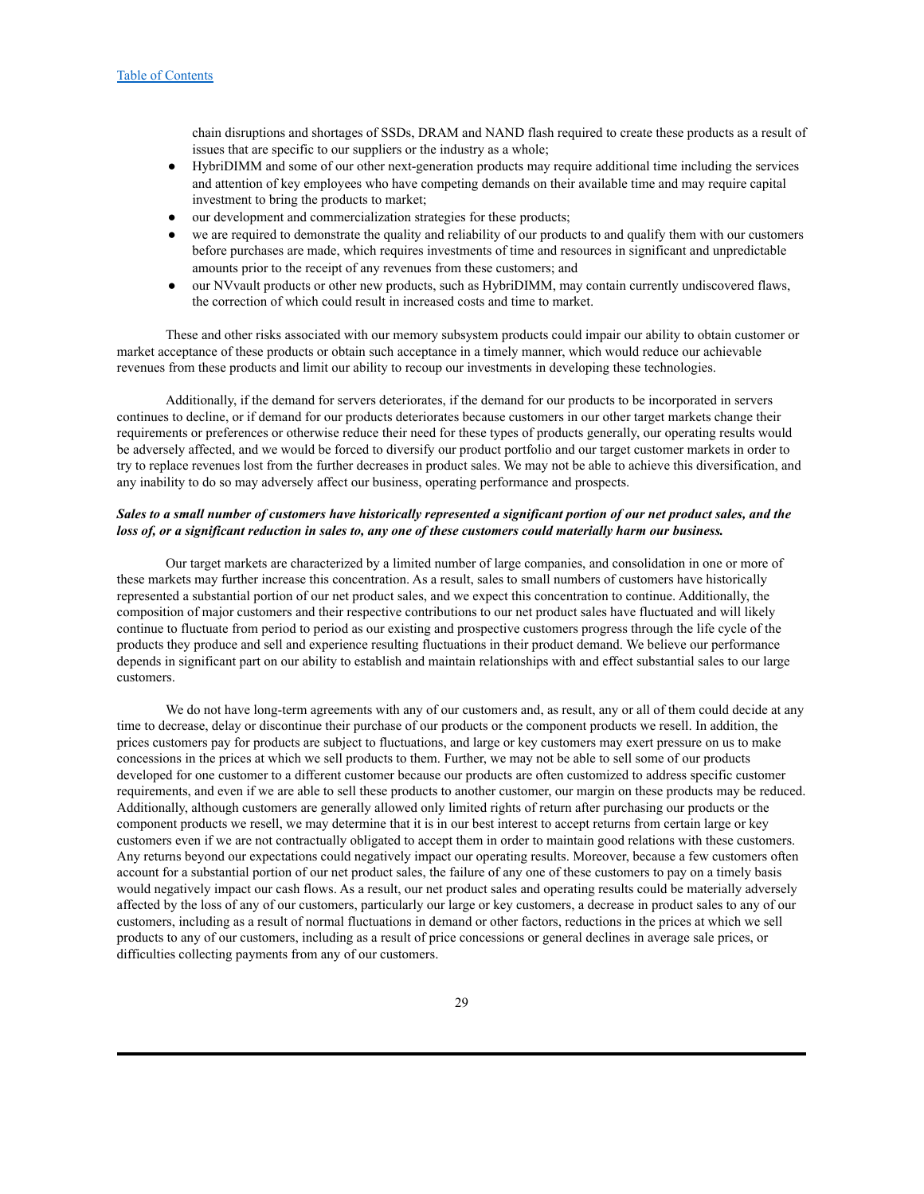chain disruptions and shortages of SSDs, DRAM and NAND flash required to create these products as a result of issues that are specific to our suppliers or the industry as a whole;

- HybriDIMM and some of our other next-generation products may require additional time including the services and attention of key employees who have competing demands on their available time and may require capital investment to bring the products to market;
- our development and commercialization strategies for these products;
- we are required to demonstrate the quality and reliability of our products to and qualify them with our customers before purchases are made, which requires investments of time and resources in significant and unpredictable amounts prior to the receipt of any revenues from these customers; and
- our NVvault products or other new products, such as HybriDIMM, may contain currently undiscovered flaws, the correction of which could result in increased costs and time to market.

These and other risks associated with our memory subsystem products could impair our ability to obtain customer or market acceptance of these products or obtain such acceptance in a timely manner, which would reduce our achievable revenues from these products and limit our ability to recoup our investments in developing these technologies.

Additionally, if the demand for servers deteriorates, if the demand for our products to be incorporated in servers continues to decline, or if demand for our products deteriorates because customers in our other target markets change their requirements or preferences or otherwise reduce their need for these types of products generally, our operating results would be adversely affected, and we would be forced to diversify our product portfolio and our target customer markets in order to try to replace revenues lost from the further decreases in product sales. We may not be able to achieve this diversification, and any inability to do so may adversely affect our business, operating performance and prospects.

***Sales to a small number of customers have historically represented a significant portion of our net product sales, and the loss of, or a significant reduction in sales to, any one of these customers could materially harm our business.***

Our target markets are characterized by a limited number of large companies, and consolidation in one or more of these markets may further increase this concentration. As a result, sales to small numbers of customers have historically represented a substantial portion of our net product sales, and we expect this concentration to continue. Additionally, the composition of major customers and their respective contributions to our net product sales have fluctuated and will likely continue to fluctuate from period to period as our existing and prospective customers progress through the life cycle of the products they produce and sell and experience resulting fluctuations in their product demand. We believe our performance depends in significant part on our ability to establish and maintain relationships with and effect substantial sales to our large customers.

We do not have long-term agreements with any of our customers and, as result, any or all of them could decide at any time to decrease, delay or discontinue their purchase of our products or the component products we resell. In addition, the prices customers pay for products are subject to fluctuations, and large or key customers may exert pressure on us to make concessions in the prices at which we sell products to them. Further, we may not be able to sell some of our products developed for one customer to a different customer because our products are often customized to address specific customer requirements, and even if we are able to sell these products to another customer, our margin on these products may be reduced. Additionally, although customers are generally allowed only limited rights of return after purchasing our products or the component products we resell, we may determine that it is in our best interest to accept returns from certain large or key customers even if we are not contractually obligated to accept them in order to maintain good relations with these customers. Any returns beyond our expectations could negatively impact our operating results. Moreover, because a few customers often account for a substantial portion of our net product sales, the failure of any one of these customers to pay on a timely basis would negatively impact our cash flows. As a result, our net product sales and operating results could be materially adversely affected by the loss of any of our customers, particularly our large or key customers, a decrease in product sales to any of our customers, including as a result of normal fluctuations in demand or other factors, reductions in the prices at which we sell products to any of our customers, including as a result of price concessions or general declines in average sale prices, or difficulties collecting payments from any of our customers.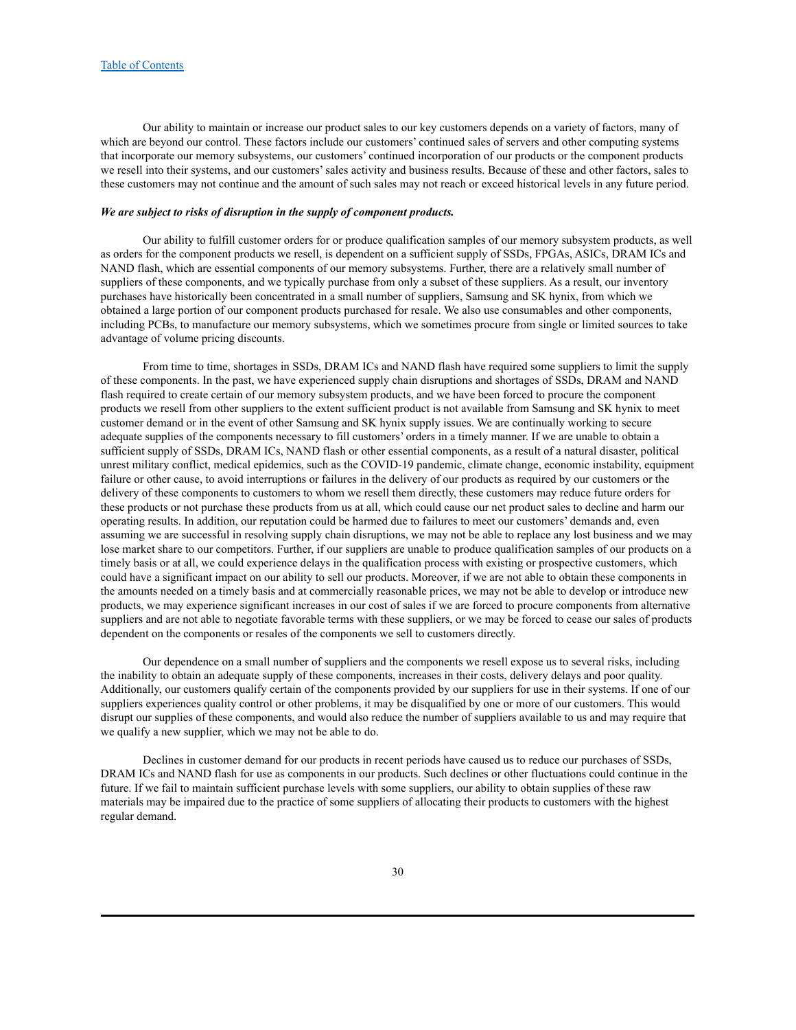Our ability to maintain or increase our product sales to our key customers depends on a variety of factors, many of which are beyond our control. These factors include our customers' continued sales of servers and other computing systems that incorporate our memory subsystems, our customers' continued incorporation of our products or the component products we resell into their systems, and our customers' sales activity and business results. Because of these and other factors, sales to these customers may not continue and the amount of such sales may not reach or exceed historical levels in any future period.

***We are subject to risks of disruption in the supply of component products.***

Our ability to fulfill customer orders for or produce qualification samples of our memory subsystem products, as well as orders for the component products we resell, is dependent on a sufficient supply of SSDs, FPGAs, ASICs, DRAM ICs and NAND flash, which are essential components of our memory subsystems. Further, there are a relatively small number of suppliers of these components, and we typically purchase from only a subset of these suppliers. As a result, our inventory purchases have historically been concentrated in a small number of suppliers, Samsung and SK hynix, from which we obtained a large portion of our component products purchased for resale. We also use consumables and other components, including PCBs, to manufacture our memory subsystems, which we sometimes procure from single or limited sources to take advantage of volume pricing discounts.

From time to time, shortages in SSDs, DRAM ICs and NAND flash have required some suppliers to limit the supply of these components. In the past, we have experienced supply chain disruptions and shortages of SSDs, DRAM and NAND flash required to create certain of our memory subsystem products, and we have been forced to procure the component products we resell from other suppliers to the extent sufficient product is not available from Samsung and SK hynix to meet customer demand or in the event of other Samsung and SK hynix supply issues. We are continually working to secure adequate supplies of the components necessary to fill customers' orders in a timely manner. If we are unable to obtain a sufficient supply of SSDs, DRAM ICs, NAND flash or other essential components, as a result of a natural disaster, political unrest military conflict, medical epidemics, such as the COVID-19 pandemic, climate change, economic instability, equipment failure or other cause, to avoid interruptions or failures in the delivery of our products as required by our customers or the delivery of these components to customers to whom we resell them directly, these customers may reduce future orders for these products or not purchase these products from us at all, which could cause our net product sales to decline and harm our operating results. In addition, our reputation could be harmed due to failures to meet our customers' demands and, even assuming we are successful in resolving supply chain disruptions, we may not be able to replace any lost business and we may lose market share to our competitors. Further, if our suppliers are unable to produce qualification samples of our products on a timely basis or at all, we could experience delays in the qualification process with existing or prospective customers, which could have a significant impact on our ability to sell our products. Moreover, if we are not able to obtain these components in the amounts needed on a timely basis and at commercially reasonable prices, we may not be able to develop or introduce new products, we may experience significant increases in our cost of sales if we are forced to procure components from alternative suppliers and are not able to negotiate favorable terms with these suppliers, or we may be forced to cease our sales of products dependent on the components or resales of the components we sell to customers directly.

Our dependence on a small number of suppliers and the components we resell expose us to several risks, including the inability to obtain an adequate supply of these components, increases in their costs, delivery delays and poor quality. Additionally, our customers qualify certain of the components provided by our suppliers for use in their systems. If one of our suppliers experiences quality control or other problems, it may be disqualified by one or more of our customers. This would disrupt our supplies of these components, and would also reduce the number of suppliers available to us and may require that we qualify a new supplier, which we may not be able to do.

Declines in customer demand for our products in recent periods have caused us to reduce our purchases of SSDs, DRAM ICs and NAND flash for use as components in our products. Such declines or other fluctuations could continue in the future. If we fail to maintain sufficient purchase levels with some suppliers, our ability to obtain supplies of these raw materials may be impaired due to the practice of some suppliers of allocating their products to customers with the highest regular demand.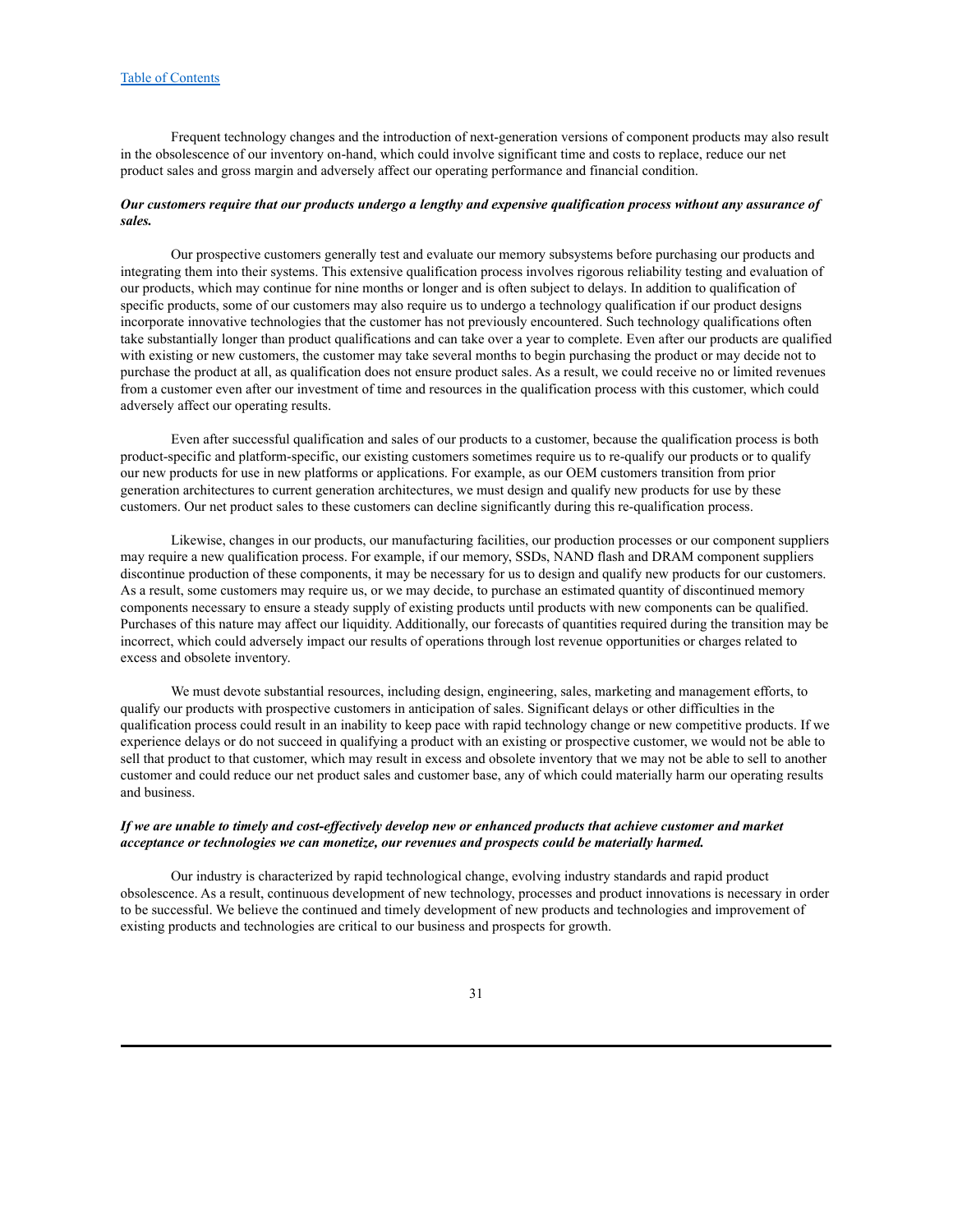Frequent technology changes and the introduction of next-generation versions of component products may also result in the obsolescence of our inventory on-hand, which could involve significant time and costs to replace, reduce our net product sales and gross margin and adversely affect our operating performance and financial condition.

***Our customers require that our products undergo a lengthy and expensive qualification process without any assurance of sales.***

Our prospective customers generally test and evaluate our memory subsystems before purchasing our products and integrating them into their systems. This extensive qualification process involves rigorous reliability testing and evaluation of our products, which may continue for nine months or longer and is often subject to delays. In addition to qualification of specific products, some of our customers may also require us to undergo a technology qualification if our product designs incorporate innovative technologies that the customer has not previously encountered. Such technology qualifications often take substantially longer than product qualifications and can take over a year to complete. Even after our products are qualified with existing or new customers, the customer may take several months to begin purchasing the product or may decide not to purchase the product at all, as qualification does not ensure product sales. As a result, we could receive no or limited revenues from a customer even after our investment of time and resources in the qualification process with this customer, which could adversely affect our operating results.

Even after successful qualification and sales of our products to a customer, because the qualification process is both product-specific and platform-specific, our existing customers sometimes require us to re-qualify our products or to qualify our new products for use in new platforms or applications. For example, as our OEM customers transition from prior generation architectures to current generation architectures, we must design and qualify new products for use by these customers. Our net product sales to these customers can decline significantly during this re-qualification process.

Likewise, changes in our products, our manufacturing facilities, our production processes or our component suppliers may require a new qualification process. For example, if our memory, SSDs, NAND flash and DRAM component suppliers discontinue production of these components, it may be necessary for us to design and qualify new products for our customers. As a result, some customers may require us, or we may decide, to purchase an estimated quantity of discontinued memory components necessary to ensure a steady supply of existing products until products with new components can be qualified. Purchases of this nature may affect our liquidity. Additionally, our forecasts of quantities required during the transition may be incorrect, which could adversely impact our results of operations through lost revenue opportunities or charges related to excess and obsolete inventory.

We must devote substantial resources, including design, engineering, sales, marketing and management efforts, to qualify our products with prospective customers in anticipation of sales. Significant delays or other difficulties in the qualification process could result in an inability to keep pace with rapid technology change or new competitive products. If we experience delays or do not succeed in qualifying a product with an existing or prospective customer, we would not be able to sell that product to that customer, which may result in excess and obsolete inventory that we may not be able to sell to another customer and could reduce our net product sales and customer base, any of which could materially harm our operating results and business.

***If we are unable to timely and cost-effectively develop new or enhanced products that achieve customer and market acceptance or technologies we can monetize, our revenues and prospects could be materially harmed.***

Our industry is characterized by rapid technological change, evolving industry standards and rapid product obsolescence. As a result, continuous development of new technology, processes and product innovations is necessary in order to be successful. We believe the continued and timely development of new products and technologies and improvement of existing products and technologies are critical to our business and prospects for growth.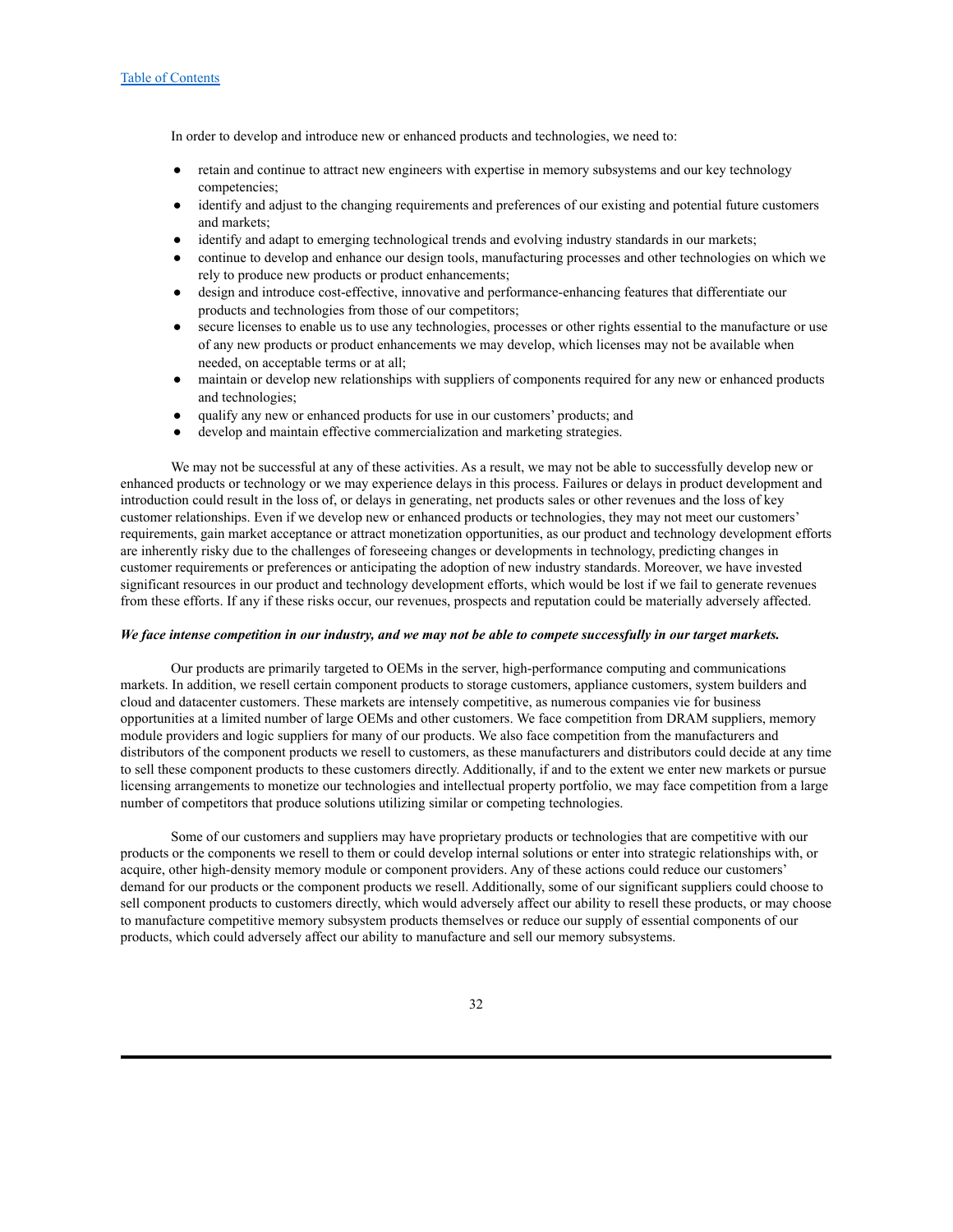In order to develop and introduce new or enhanced products and technologies, we need to:

- retain and continue to attract new engineers with expertise in memory subsystems and our key technology competencies;
- identify and adjust to the changing requirements and preferences of our existing and potential future customers and markets;
- identify and adapt to emerging technological trends and evolving industry standards in our markets;
- continue to develop and enhance our design tools, manufacturing processes and other technologies on which we rely to produce new products or product enhancements;
- design and introduce cost-effective, innovative and performance-enhancing features that differentiate our products and technologies from those of our competitors;
- secure licenses to enable us to use any technologies, processes or other rights essential to the manufacture or use of any new products or product enhancements we may develop, which licenses may not be available when needed, on acceptable terms or at all;
- maintain or develop new relationships with suppliers of components required for any new or enhanced products and technologies;
- qualify any new or enhanced products for use in our customers' products; and
- develop and maintain effective commercialization and marketing strategies.

We may not be successful at any of these activities. As a result, we may not be able to successfully develop new or enhanced products or technology or we may experience delays in this process. Failures or delays in product development and introduction could result in the loss of, or delays in generating, net products sales or other revenues and the loss of key customer relationships. Even if we develop new or enhanced products or technologies, they may not meet our customers' requirements, gain market acceptance or attract monetization opportunities, as our product and technology development efforts are inherently risky due to the challenges of foreseeing changes or developments in technology, predicting changes in customer requirements or preferences or anticipating the adoption of new industry standards. Moreover, we have invested significant resources in our product and technology development efforts, which would be lost if we fail to generate revenues from these efforts. If any if these risks occur, our revenues, prospects and reputation could be materially adversely affected.

***We face intense competition in our industry, and we may not be able to compete successfully in our target markets.***

Our products are primarily targeted to OEMs in the server, high-performance computing and communications markets. In addition, we resell certain component products to storage customers, appliance customers, system builders and cloud and datacenter customers. These markets are intensely competitive, as numerous companies vie for business opportunities at a limited number of large OEMs and other customers. We face competition from DRAM suppliers, memory module providers and logic suppliers for many of our products. We also face competition from the manufacturers and distributors of the component products we resell to customers, as these manufacturers and distributors could decide at any time to sell these component products to these customers directly. Additionally, if and to the extent we enter new markets or pursue licensing arrangements to monetize our technologies and intellectual property portfolio, we may face competition from a large number of competitors that produce solutions utilizing similar or competing technologies.

Some of our customers and suppliers may have proprietary products or technologies that are competitive with our products or the components we resell to them or could develop internal solutions or enter into strategic relationships with, or acquire, other high-density memory module or component providers. Any of these actions could reduce our customers' demand for our products or the component products we resell. Additionally, some of our significant suppliers could choose to sell component products to customers directly, which would adversely affect our ability to resell these products, or may choose to manufacture competitive memory subsystem products themselves or reduce our supply of essential components of our products, which could adversely affect our ability to manufacture and sell our memory subsystems.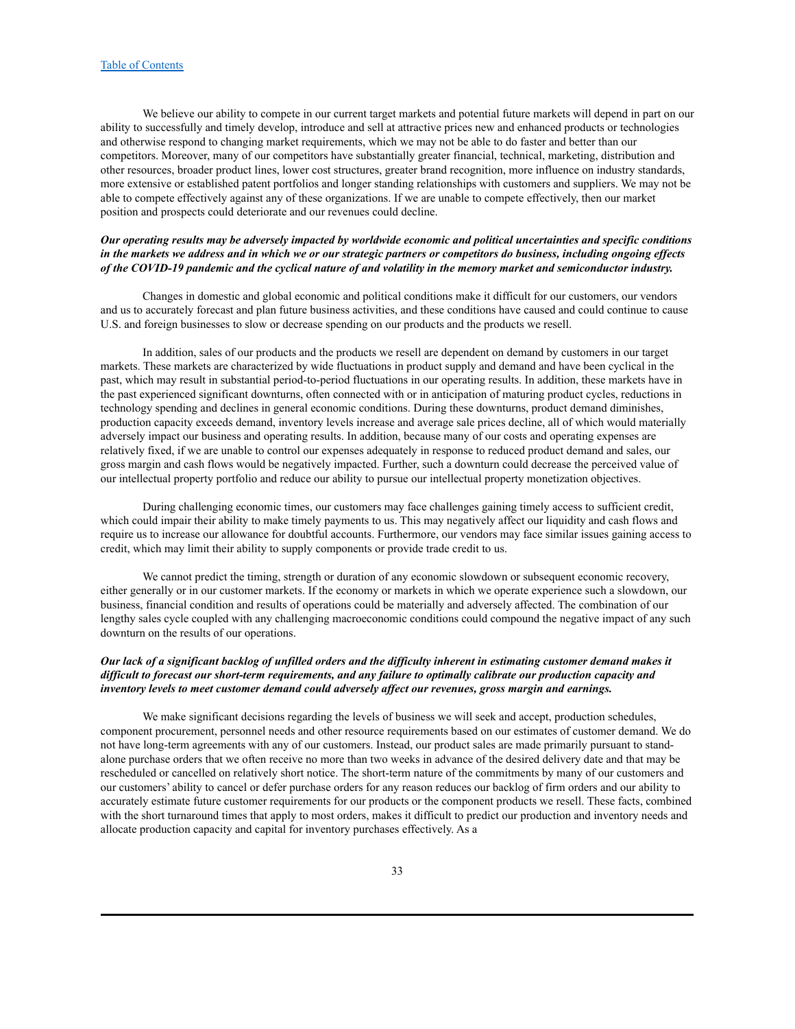We believe our ability to compete in our current target markets and potential future markets will depend in part on our ability to successfully and timely develop, introduce and sell at attractive prices new and enhanced products or technologies and otherwise respond to changing market requirements, which we may not be able to do faster and better than our competitors. Moreover, many of our competitors have substantially greater financial, technical, marketing, distribution and other resources, broader product lines, lower cost structures, greater brand recognition, more influence on industry standards, more extensive or established patent portfolios and longer standing relationships with customers and suppliers. We may not be able to compete effectively against any of these organizations. If we are unable to compete effectively, then our market position and prospects could deteriorate and our revenues could decline.

***Our operating results may be adversely impacted by worldwide economic and political uncertainties and specific conditions in the markets we address and in which we or our strategic partners or competitors do business, including ongoing effects of the COVID-19 pandemic and the cyclical nature of and volatility in the memory market and semiconductor industry.***

Changes in domestic and global economic and political conditions make it difficult for our customers, our vendors and us to accurately forecast and plan future business activities, and these conditions have caused and could continue to cause U.S. and foreign businesses to slow or decrease spending on our products and the products we resell.

In addition, sales of our products and the products we resell are dependent on demand by customers in our target markets. These markets are characterized by wide fluctuations in product supply and demand and have been cyclical in the past, which may result in substantial period-to-period fluctuations in our operating results. In addition, these markets have in the past experienced significant downturns, often connected with or in anticipation of maturing product cycles, reductions in technology spending and declines in general economic conditions. During these downturns, product demand diminishes, production capacity exceeds demand, inventory levels increase and average sale prices decline, all of which would materially adversely impact our business and operating results. In addition, because many of our costs and operating expenses are relatively fixed, if we are unable to control our expenses adequately in response to reduced product demand and sales, our gross margin and cash flows would be negatively impacted. Further, such a downturn could decrease the perceived value of our intellectual property portfolio and reduce our ability to pursue our intellectual property monetization objectives.

During challenging economic times, our customers may face challenges gaining timely access to sufficient credit, which could impair their ability to make timely payments to us. This may negatively affect our liquidity and cash flows and require us to increase our allowance for doubtful accounts. Furthermore, our vendors may face similar issues gaining access to credit, which may limit their ability to supply components or provide trade credit to us.

We cannot predict the timing, strength or duration of any economic slowdown or subsequent economic recovery, either generally or in our customer markets. If the economy or markets in which we operate experience such a slowdown, our business, financial condition and results of operations could be materially and adversely affected. The combination of our lengthy sales cycle coupled with any challenging macroeconomic conditions could compound the negative impact of any such downturn on the results of our operations.

***Our lack of a significant backlog of unfilled orders and the difficulty inherent in estimating customer demand makes it difficult to forecast our short-term requirements, and any failure to optimally calibrate our production capacity and inventory levels to meet customer demand could adversely affect our revenues, gross margin and earnings.***

We make significant decisions regarding the levels of business we will seek and accept, production schedules, component procurement, personnel needs and other resource requirements based on our estimates of customer demand. We do not have long-term agreements with any of our customers. Instead, our product sales are made primarily pursuant to stand-alone purchase orders that we often receive no more than two weeks in advance of the desired delivery date and that may be rescheduled or cancelled on relatively short notice. The short-term nature of the commitments by many of our customers and our customers' ability to cancel or defer purchase orders for any reason reduces our backlog of firm orders and our ability to accurately estimate future customer requirements for our products or the component products we resell. These facts, combined with the short turnaround times that apply to most orders, makes it difficult to predict our production and inventory needs and allocate production capacity and capital for inventory purchases effectively. As a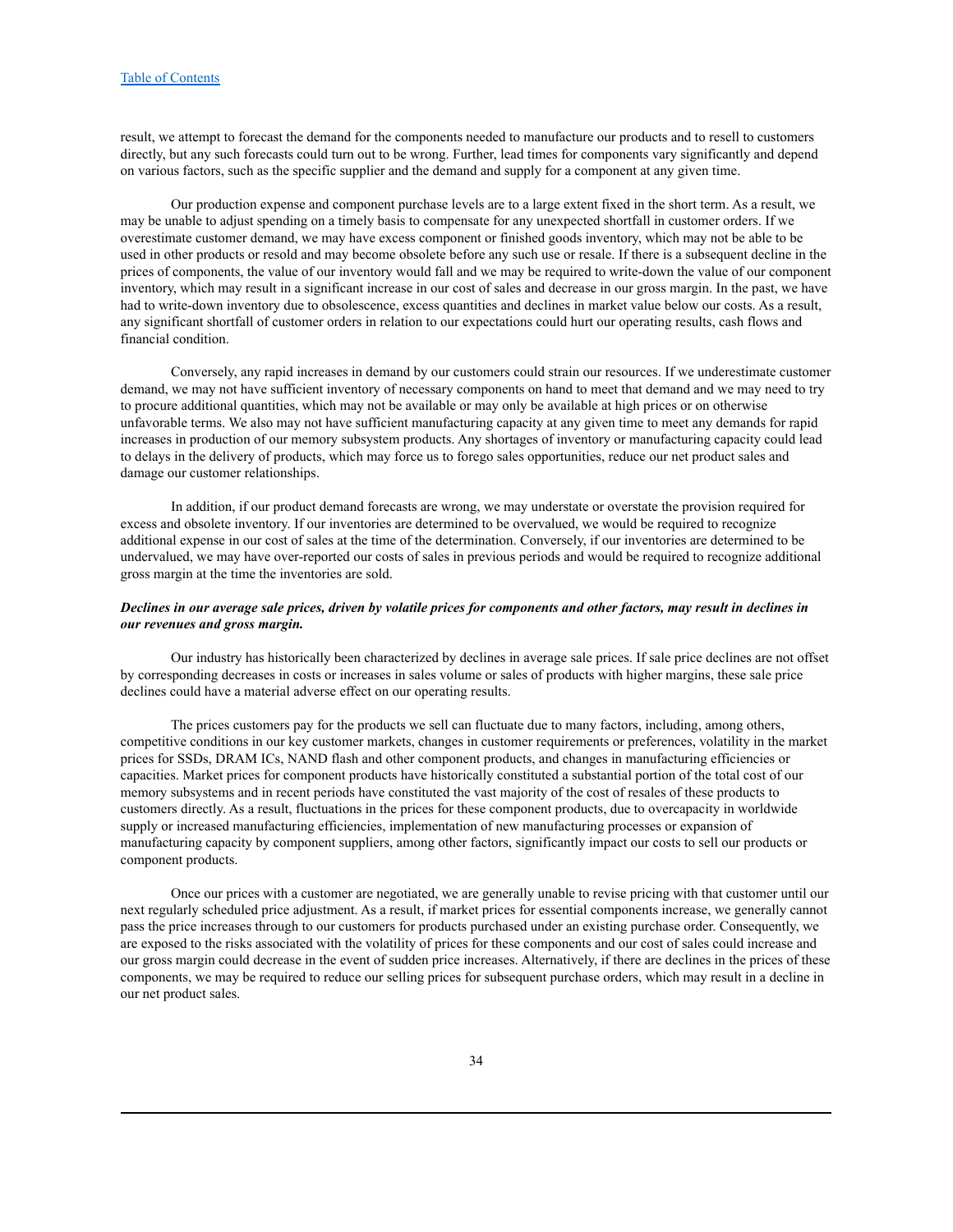result, we attempt to forecast the demand for the components needed to manufacture our products and to resell to customers directly, but any such forecasts could turn out to be wrong. Further, lead times for components vary significantly and depend on various factors, such as the specific supplier and the demand and supply for a component at any given time.

Our production expense and component purchase levels are to a large extent fixed in the short term. As a result, we may be unable to adjust spending on a timely basis to compensate for any unexpected shortfall in customer orders. If we overestimate customer demand, we may have excess component or finished goods inventory, which may not be able to be used in other products or resold and may become obsolete before any such use or resale. If there is a subsequent decline in the prices of components, the value of our inventory would fall and we may be required to write-down the value of our component inventory, which may result in a significant increase in our cost of sales and decrease in our gross margin. In the past, we have had to write-down inventory due to obsolescence, excess quantities and declines in market value below our costs. As a result, any significant shortfall of customer orders in relation to our expectations could hurt our operating results, cash flows and financial condition.

Conversely, any rapid increases in demand by our customers could strain our resources. If we underestimate customer demand, we may not have sufficient inventory of necessary components on hand to meet that demand and we may need to try to procure additional quantities, which may not be available or may only be available at high prices or on otherwise unfavorable terms. We also may not have sufficient manufacturing capacity at any given time to meet any demands for rapid increases in production of our memory subsystem products. Any shortages of inventory or manufacturing capacity could lead to delays in the delivery of products, which may force us to forego sales opportunities, reduce our net product sales and damage our customer relationships.

In addition, if our product demand forecasts are wrong, we may understate or overstate the provision required for excess and obsolete inventory. If our inventories are determined to be overvalued, we would be required to recognize additional expense in our cost of sales at the time of the determination. Conversely, if our inventories are determined to be undervalued, we may have over-reported our costs of sales in previous periods and would be required to recognize additional gross margin at the time the inventories are sold.

***Declines in our average sale prices, driven by volatile prices for components and other factors, may result in declines in our revenues and gross margin.***

Our industry has historically been characterized by declines in average sale prices. If sale price declines are not offset by corresponding decreases in costs or increases in sales volume or sales of products with higher margins, these sale price declines could have a material adverse effect on our operating results.

The prices customers pay for the products we sell can fluctuate due to many factors, including, among others, competitive conditions in our key customer markets, changes in customer requirements or preferences, volatility in the market prices for SSDs, DRAM ICs, NAND flash and other component products, and changes in manufacturing efficiencies or capacities. Market prices for component products have historically constituted a substantial portion of the total cost of our memory subsystems and in recent periods have constituted the vast majority of the cost of resales of these products to customers directly. As a result, fluctuations in the prices for these component products, due to overcapacity in worldwide supply or increased manufacturing efficiencies, implementation of new manufacturing processes or expansion of manufacturing capacity by component suppliers, among other factors, significantly impact our costs to sell our products or component products.

Once our prices with a customer are negotiated, we are generally unable to revise pricing with that customer until our next regularly scheduled price adjustment. As a result, if market prices for essential components increase, we generally cannot pass the price increases through to our customers for products purchased under an existing purchase order. Consequently, we are exposed to the risks associated with the volatility of prices for these components and our cost of sales could increase and our gross margin could decrease in the event of sudden price increases. Alternatively, if there are declines in the prices of these components, we may be required to reduce our selling prices for subsequent purchase orders, which may result in a decline in our net product sales.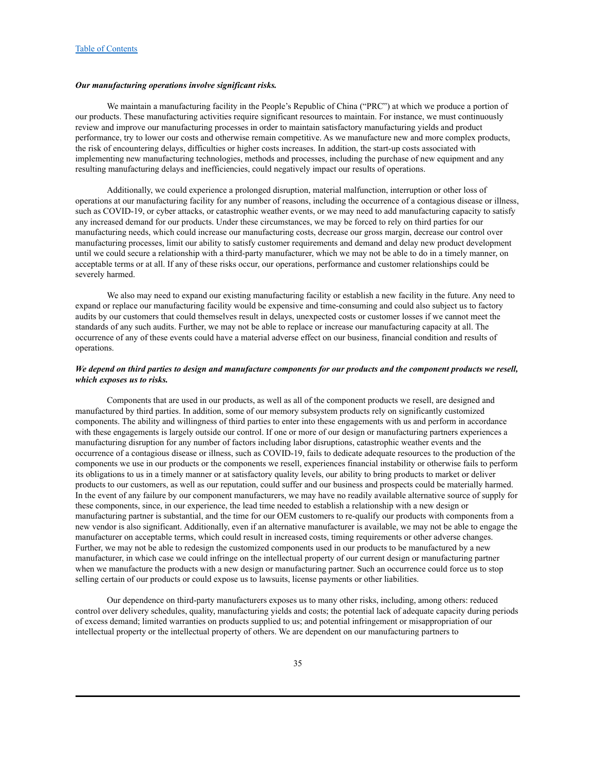***Our manufacturing operations involve significant risks.***

We maintain a manufacturing facility in the People's Republic of China ("PRC") at which we produce a portion of our products. These manufacturing activities require significant resources to maintain. For instance, we must continuously review and improve our manufacturing processes in order to maintain satisfactory manufacturing yields and product performance, try to lower our costs and otherwise remain competitive. As we manufacture new and more complex products, the risk of encountering delays, difficulties or higher costs increases. In addition, the start-up costs associated with implementing new manufacturing technologies, methods and processes, including the purchase of new equipment and any resulting manufacturing delays and inefficiencies, could negatively impact our results of operations.

Additionally, we could experience a prolonged disruption, material malfunction, interruption or other loss of operations at our manufacturing facility for any number of reasons, including the occurrence of a contagious disease or illness, such as COVID-19, or cyber attacks, or catastrophic weather events, or we may need to add manufacturing capacity to satisfy any increased demand for our products. Under these circumstances, we may be forced to rely on third parties for our manufacturing needs, which could increase our manufacturing costs, decrease our gross margin, decrease our control over manufacturing processes, limit our ability to satisfy customer requirements and demand and delay new product development until we could secure a relationship with a third-party manufacturer, which we may not be able to do in a timely manner, on acceptable terms or at all. If any of these risks occur, our operations, performance and customer relationships could be severely harmed.

We also may need to expand our existing manufacturing facility or establish a new facility in the future. Any need to expand or replace our manufacturing facility would be expensive and time-consuming and could also subject us to factory audits by our customers that could themselves result in delays, unexpected costs or customer losses if we cannot meet the standards of any such audits. Further, we may not be able to replace or increase our manufacturing capacity at all. The occurrence of any of these events could have a material adverse effect on our business, financial condition and results of operations.

***We depend on third parties to design and manufacture components for our products and the component products we resell, which exposes us to risks.***

Components that are used in our products, as well as all of the component products we resell, are designed and manufactured by third parties. In addition, some of our memory subsystem products rely on significantly customized components. The ability and willingness of third parties to enter into these engagements with us and perform in accordance with these engagements is largely outside our control. If one or more of our design or manufacturing partners experiences a manufacturing disruption for any number of factors including labor disruptions, catastrophic weather events and the occurrence of a contagious disease or illness, such as COVID-19, fails to dedicate adequate resources to the production of the components we use in our products or the components we resell, experiences financial instability or otherwise fails to perform its obligations to us in a timely manner or at satisfactory quality levels, our ability to bring products to market or deliver products to our customers, as well as our reputation, could suffer and our business and prospects could be materially harmed. In the event of any failure by our component manufacturers, we may have no readily available alternative source of supply for these components, since, in our experience, the lead time needed to establish a relationship with a new design or manufacturing partner is substantial, and the time for our OEM customers to re-qualify our products with components from a new vendor is also significant. Additionally, even if an alternative manufacturer is available, we may not be able to engage the manufacturer on acceptable terms, which could result in increased costs, timing requirements or other adverse changes. Further, we may not be able to redesign the customized components used in our products to be manufactured by a new manufacturer, in which case we could infringe on the intellectual property of our current design or manufacturing partner when we manufacture the products with a new design or manufacturing partner. Such an occurrence could force us to stop selling certain of our products or could expose us to lawsuits, license payments or other liabilities.

Our dependence on third-party manufacturers exposes us to many other risks, including, among others: reduced control over delivery schedules, quality, manufacturing yields and costs; the potential lack of adequate capacity during periods of excess demand; limited warranties on products supplied to us; and potential infringement or misappropriation of our intellectual property or the intellectual property of others. We are dependent on our manufacturing partners to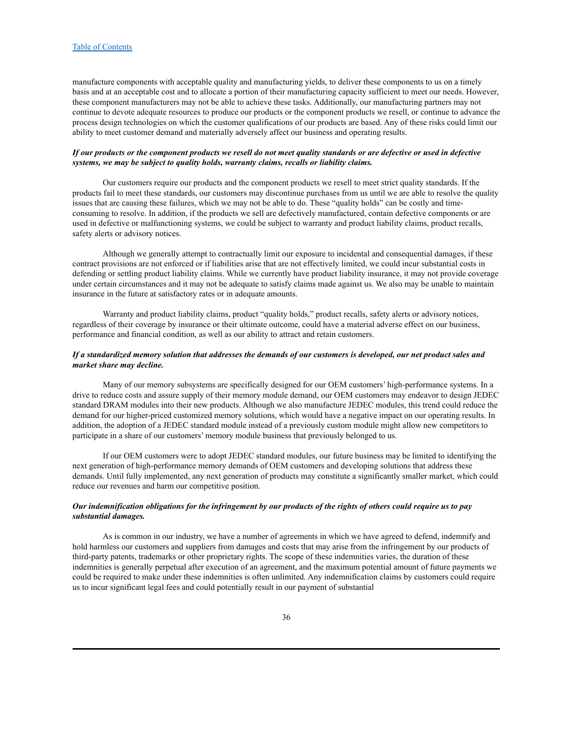manufacture components with acceptable quality and manufacturing yields, to deliver these components to us on a timely basis and at an acceptable cost and to allocate a portion of their manufacturing capacity sufficient to meet our needs. However, these component manufacturers may not be able to achieve these tasks. Additionally, our manufacturing partners may not continue to devote adequate resources to produce our products or the component products we resell, or continue to advance the process design technologies on which the customer qualifications of our products are based. Any of these risks could limit our ability to meet customer demand and materially adversely affect our business and operating results.

***If our products or the component products we resell do not meet quality standards or are defective or used in defective systems, we may be subject to quality holds, warranty claims, recalls or liability claims.***

Our customers require our products and the component products we resell to meet strict quality standards. If the products fail to meet these standards, our customers may discontinue purchases from us until we are able to resolve the quality issues that are causing these failures, which we may not be able to do. These "quality holds" can be costly and time-consuming to resolve. In addition, if the products we sell are defectively manufactured, contain defective components or are used in defective or malfunctioning systems, we could be subject to warranty and product liability claims, product recalls, safety alerts or advisory notices.

Although we generally attempt to contractually limit our exposure to incidental and consequential damages, if these contract provisions are not enforced or if liabilities arise that are not effectively limited, we could incur substantial costs in defending or settling product liability claims. While we currently have product liability insurance, it may not provide coverage under certain circumstances and it may not be adequate to satisfy claims made against us. We also may be unable to maintain insurance in the future at satisfactory rates or in adequate amounts.

Warranty and product liability claims, product "quality holds," product recalls, safety alerts or advisory notices, regardless of their coverage by insurance or their ultimate outcome, could have a material adverse effect on our business, performance and financial condition, as well as our ability to attract and retain customers.

***If a standardized memory solution that addresses the demands of our customers is developed, our net product sales and market share may decline.***

Many of our memory subsystems are specifically designed for our OEM customers' high-performance systems. In a drive to reduce costs and assure supply of their memory module demand, our OEM customers may endeavor to design JEDEC standard DRAM modules into their new products. Although we also manufacture JEDEC modules, this trend could reduce the demand for our higher-priced customized memory solutions, which would have a negative impact on our operating results. In addition, the adoption of a JEDEC standard module instead of a previously custom module might allow new competitors to participate in a share of our customers' memory module business that previously belonged to us.

If our OEM customers were to adopt JEDEC standard modules, our future business may be limited to identifying the next generation of high-performance memory demands of OEM customers and developing solutions that address these demands. Until fully implemented, any next generation of products may constitute a significantly smaller market, which could reduce our revenues and harm our competitive position.

***Our indemnification obligations for the infringement by our products of the rights of others could require us to pay substantial damages.***

As is common in our industry, we have a number of agreements in which we have agreed to defend, indemnify and hold harmless our customers and suppliers from damages and costs that may arise from the infringement by our products of third-party patents, trademarks or other proprietary rights. The scope of these indemnities varies, the duration of these indemnities is generally perpetual after execution of an agreement, and the maximum potential amount of future payments we could be required to make under these indemnities is often unlimited. Any indemnification claims by customers could require us to incur significant legal fees and could potentially result in our payment of substantial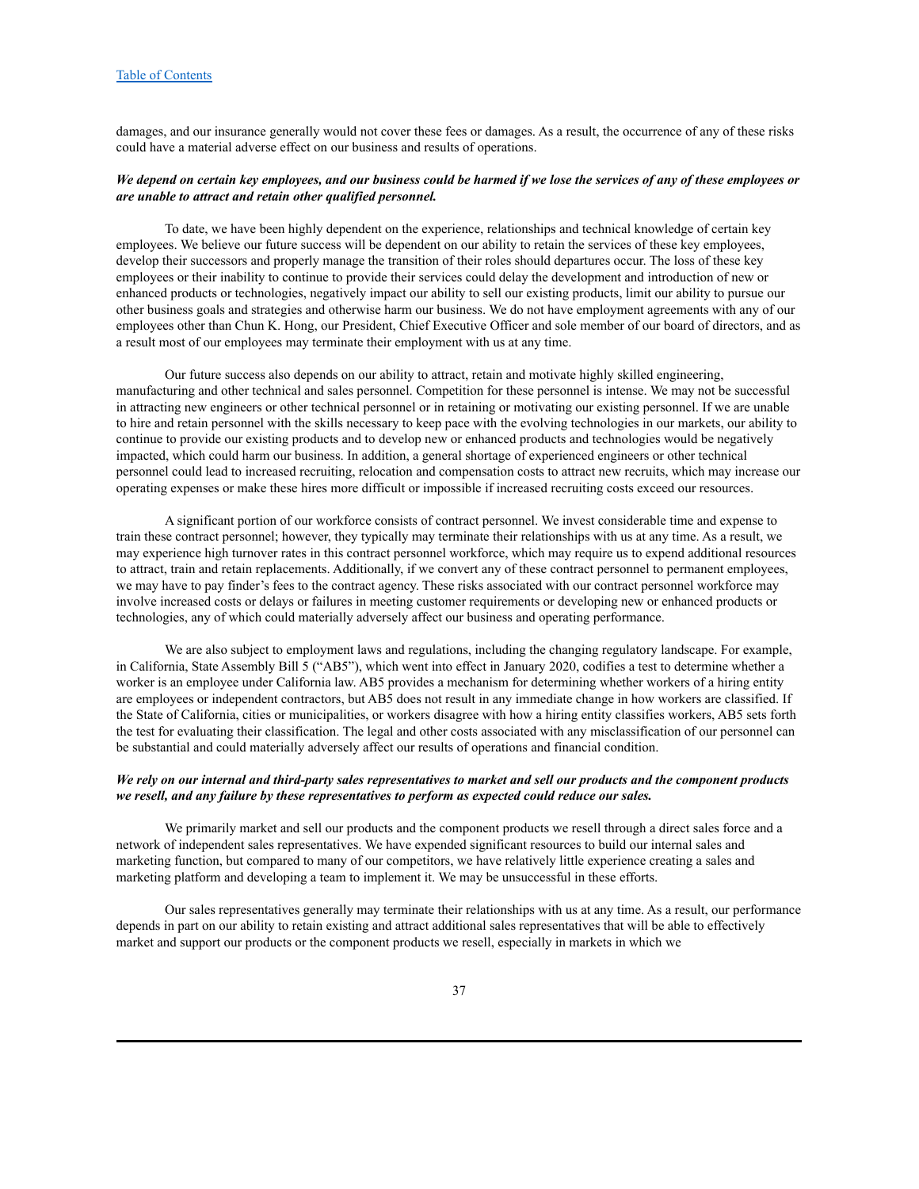damages, and our insurance generally would not cover these fees or damages. As a result, the occurrence of any of these risks could have a material adverse effect on our business and results of operations.

***We depend on certain key employees, and our business could be harmed if we lose the services of any of these employees or are unable to attract and retain other qualified personnel.***

To date, we have been highly dependent on the experience, relationships and technical knowledge of certain key employees. We believe our future success will be dependent on our ability to retain the services of these key employees, develop their successors and properly manage the transition of their roles should departures occur. The loss of these key employees or their inability to continue to provide their services could delay the development and introduction of new or enhanced products or technologies, negatively impact our ability to sell our existing products, limit our ability to pursue our other business goals and strategies and otherwise harm our business. We do not have employment agreements with any of our employees other than Chun K. Hong, our President, Chief Executive Officer and sole member of our board of directors, and as a result most of our employees may terminate their employment with us at any time.

Our future success also depends on our ability to attract, retain and motivate highly skilled engineering, manufacturing and other technical and sales personnel. Competition for these personnel is intense. We may not be successful in attracting new engineers or other technical personnel or in retaining or motivating our existing personnel. If we are unable to hire and retain personnel with the skills necessary to keep pace with the evolving technologies in our markets, our ability to continue to provide our existing products and to develop new or enhanced products and technologies would be negatively impacted, which could harm our business. In addition, a general shortage of experienced engineers or other technical personnel could lead to increased recruiting, relocation and compensation costs to attract new recruits, which may increase our operating expenses or make these hires more difficult or impossible if increased recruiting costs exceed our resources.

A significant portion of our workforce consists of contract personnel. We invest considerable time and expense to train these contract personnel; however, they typically may terminate their relationships with us at any time. As a result, we may experience high turnover rates in this contract personnel workforce, which may require us to expend additional resources to attract, train and retain replacements. Additionally, if we convert any of these contract personnel to permanent employees, we may have to pay finder's fees to the contract agency. These risks associated with our contract personnel workforce may involve increased costs or delays or failures in meeting customer requirements or developing new or enhanced products or technologies, any of which could materially adversely affect our business and operating performance.

We are also subject to employment laws and regulations, including the changing regulatory landscape. For example, in California, State Assembly Bill 5 ("AB5"), which went into effect in January 2020, codifies a test to determine whether a worker is an employee under California law. AB5 provides a mechanism for determining whether workers of a hiring entity are employees or independent contractors, but AB5 does not result in any immediate change in how workers are classified. If the State of California, cities or municipalities, or workers disagree with how a hiring entity classifies workers, AB5 sets forth the test for evaluating their classification. The legal and other costs associated with any misclassification of our personnel can be substantial and could materially adversely affect our results of operations and financial condition.

***We rely on our internal and third-party sales representatives to market and sell our products and the component products we resell, and any failure by these representatives to perform as expected could reduce our sales.***

We primarily market and sell our products and the component products we resell through a direct sales force and a network of independent sales representatives. We have expended significant resources to build our internal sales and marketing function, but compared to many of our competitors, we have relatively little experience creating a sales and marketing platform and developing a team to implement it. We may be unsuccessful in these efforts.

Our sales representatives generally may terminate their relationships with us at any time. As a result, our performance depends in part on our ability to retain existing and attract additional sales representatives that will be able to effectively market and support our products or the component products we resell, especially in markets in which we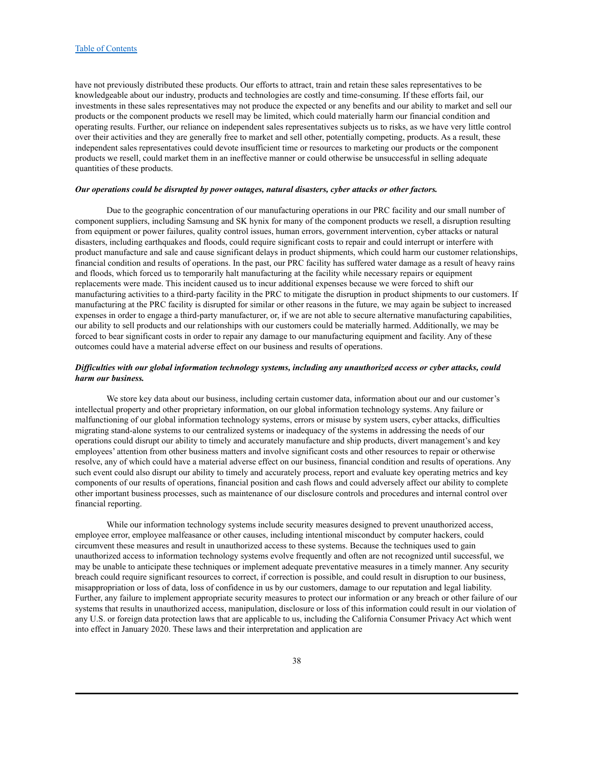have not previously distributed these products. Our efforts to attract, train and retain these sales representatives to be knowledgeable about our industry, products and technologies are costly and time-consuming. If these efforts fail, our investments in these sales representatives may not produce the expected or any benefits and our ability to market and sell our products or the component products we resell may be limited, which could materially harm our financial condition and operating results. Further, our reliance on independent sales representatives subjects us to risks, as we have very little control over their activities and they are generally free to market and sell other, potentially competing, products. As a result, these independent sales representatives could devote insufficient time or resources to marketing our products or the component products we resell, could market them in an ineffective manner or could otherwise be unsuccessful in selling adequate quantities of these products.

***Our operations could be disrupted by power outages, natural disasters, cyber attacks or other factors.***

Due to the geographic concentration of our manufacturing operations in our PRC facility and our small number of component suppliers, including Samsung and SK hynix for many of the component products we resell, a disruption resulting from equipment or power failures, quality control issues, human errors, government intervention, cyber attacks or natural disasters, including earthquakes and floods, could require significant costs to repair and could interrupt or interfere with product manufacture and sale and cause significant delays in product shipments, which could harm our customer relationships, financial condition and results of operations. In the past, our PRC facility has suffered water damage as a result of heavy rains and floods, which forced us to temporarily halt manufacturing at the facility while necessary repairs or equipment replacements were made. This incident caused us to incur additional expenses because we were forced to shift our manufacturing activities to a third-party facility in the PRC to mitigate the disruption in product shipments to our customers. If manufacturing at the PRC facility is disrupted for similar or other reasons in the future, we may again be subject to increased expenses in order to engage a third-party manufacturer, or, if we are not able to secure alternative manufacturing capabilities, our ability to sell products and our relationships with our customers could be materially harmed. Additionally, we may be forced to bear significant costs in order to repair any damage to our manufacturing equipment and facility. Any of these outcomes could have a material adverse effect on our business and results of operations.

***Difficulties with our global information technology systems, including any unauthorized access or cyber attacks, could harm our business.***

We store key data about our business, including certain customer data, information about our and our customer's intellectual property and other proprietary information, on our global information technology systems. Any failure or malfunctioning of our global information technology systems, errors or misuse by system users, cyber attacks, difficulties migrating stand-alone systems to our centralized systems or inadequacy of the systems in addressing the needs of our operations could disrupt our ability to timely and accurately manufacture and ship products, divert management's and key employees' attention from other business matters and involve significant costs and other resources to repair or otherwise resolve, any of which could have a material adverse effect on our business, financial condition and results of operations. Any such event could also disrupt our ability to timely and accurately process, report and evaluate key operating metrics and key components of our results of operations, financial position and cash flows and could adversely affect our ability to complete other important business processes, such as maintenance of our disclosure controls and procedures and internal control over financial reporting.

While our information technology systems include security measures designed to prevent unauthorized access, employee error, employee malfeasance or other causes, including intentional misconduct by computer hackers, could circumvent these measures and result in unauthorized access to these systems. Because the techniques used to gain unauthorized access to information technology systems evolve frequently and often are not recognized until successful, we may be unable to anticipate these techniques or implement adequate preventative measures in a timely manner. Any security breach could require significant resources to correct, if correction is possible, and could result in disruption to our business, misappropriation or loss of data, loss of confidence in us by our customers, damage to our reputation and legal liability. Further, any failure to implement appropriate security measures to protect our information or any breach or other failure of our systems that results in unauthorized access, manipulation, disclosure or loss of this information could result in our violation of any U.S. or foreign data protection laws that are applicable to us, including the California Consumer Privacy Act which went into effect in January 2020. These laws and their interpretation and application are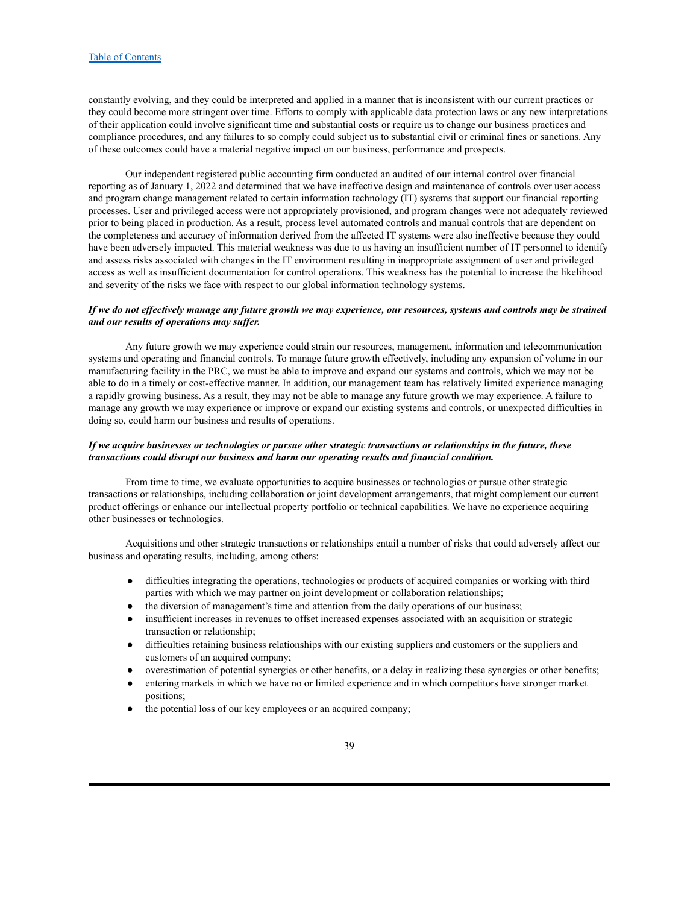constantly evolving, and they could be interpreted and applied in a manner that is inconsistent with our current practices or they could become more stringent over time. Efforts to comply with applicable data protection laws or any new interpretations of their application could involve significant time and substantial costs or require us to change our business practices and compliance procedures, and any failures to so comply could subject us to substantial civil or criminal fines or sanctions. Any of these outcomes could have a material negative impact on our business, performance and prospects.

Our independent registered public accounting firm conducted an audited of our internal control over financial reporting as of January 1, 2022 and determined that we have ineffective design and maintenance of controls over user access and program change management related to certain information technology (IT) systems that support our financial reporting processes. User and privileged access were not appropriately provisioned, and program changes were not adequately reviewed prior to being placed in production. As a result, process level automated controls and manual controls that are dependent on the completeness and accuracy of information derived from the affected IT systems were also ineffective because they could have been adversely impacted. This material weakness was due to us having an insufficient number of IT personnel to identify and assess risks associated with changes in the IT environment resulting in inappropriate assignment of user and privileged access as well as insufficient documentation for control operations. This weakness has the potential to increase the likelihood and severity of the risks we face with respect to our global information technology systems.

***If we do not effectively manage any future growth we may experience, our resources, systems and controls may be strained and our results of operations may suffer.***

Any future growth we may experience could strain our resources, management, information and telecommunication systems and operating and financial controls. To manage future growth effectively, including any expansion of volume in our manufacturing facility in the PRC, we must be able to improve and expand our systems and controls, which we may not be able to do in a timely or cost-effective manner. In addition, our management team has relatively limited experience managing a rapidly growing business. As a result, they may not be able to manage any future growth we may experience. A failure to manage any growth we may experience or improve or expand our existing systems and controls, or unexpected difficulties in doing so, could harm our business and results of operations.

***If we acquire businesses or technologies or pursue other strategic transactions or relationships in the future, these transactions could disrupt our business and harm our operating results and financial condition.***

From time to time, we evaluate opportunities to acquire businesses or technologies or pursue other strategic transactions or relationships, including collaboration or joint development arrangements, that might complement our current product offerings or enhance our intellectual property portfolio or technical capabilities. We have no experience acquiring other businesses or technologies.

Acquisitions and other strategic transactions or relationships entail a number of risks that could adversely affect our business and operating results, including, among others:

- difficulties integrating the operations, technologies or products of acquired companies or working with third parties with which we may partner on joint development or collaboration relationships;
- the diversion of management's time and attention from the daily operations of our business;
- insufficient increases in revenues to offset increased expenses associated with an acquisition or strategic transaction or relationship;
- difficulties retaining business relationships with our existing suppliers and customers or the suppliers and customers of an acquired company;
- overestimation of potential synergies or other benefits, or a delay in realizing these synergies or other benefits;
- entering markets in which we have no or limited experience and in which competitors have stronger market positions;
- the potential loss of our key employees or an acquired company;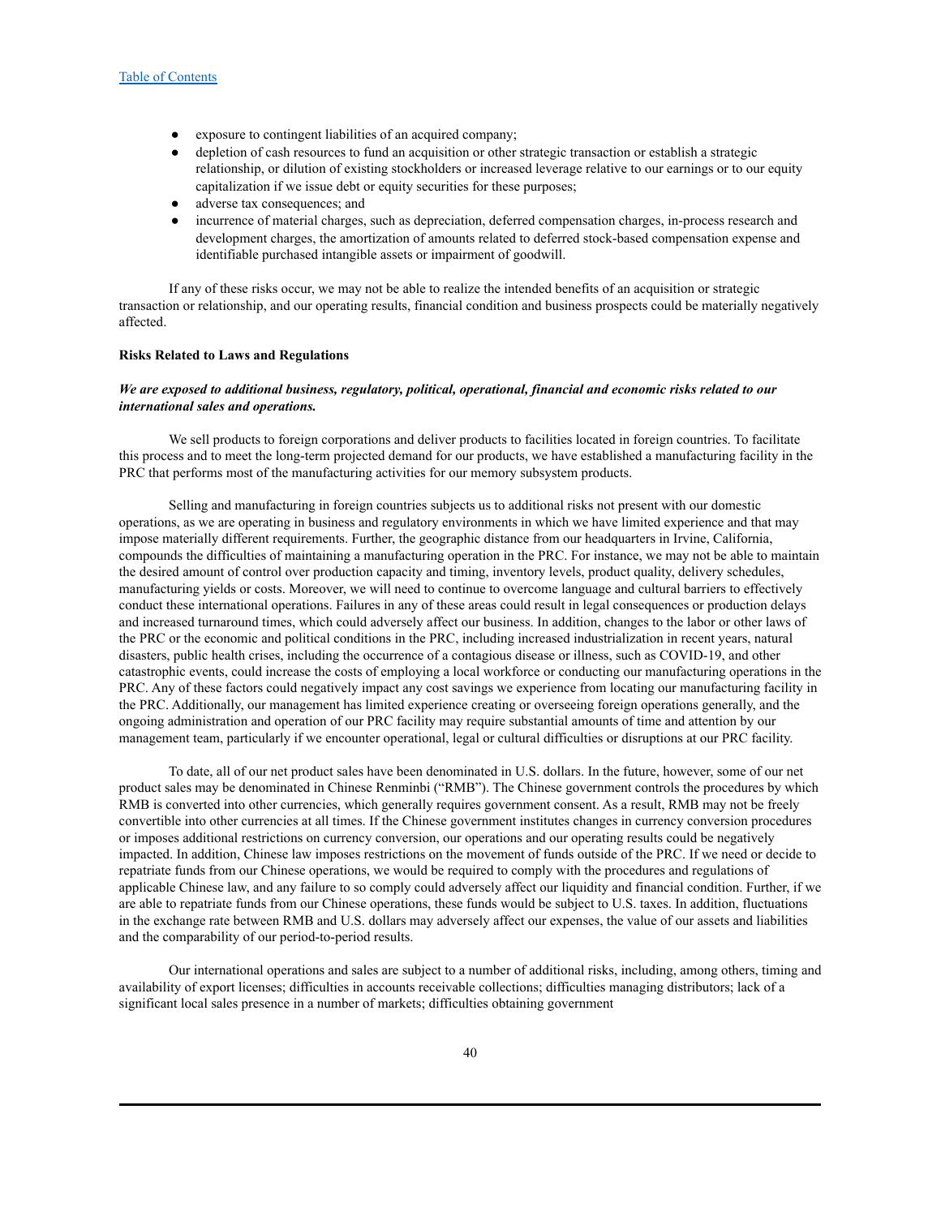- exposure to contingent liabilities of an acquired company;
- depletion of cash resources to fund an acquisition or other strategic transaction or establish a strategic relationship, or dilution of existing stockholders or increased leverage relative to our earnings or to our equity capitalization if we issue debt or equity securities for these purposes;
- adverse tax consequences; and
- incurrence of material charges, such as depreciation, deferred compensation charges, in-process research and development charges, the amortization of amounts related to deferred stock-based compensation expense and identifiable purchased intangible assets or impairment of goodwill.

If any of these risks occur, we may not be able to realize the intended benefits of an acquisition or strategic transaction or relationship, and our operating results, financial condition and business prospects could be materially negatively affected.

**Risks Related to Laws and Regulations**

***We are exposed to additional business, regulatory, political, operational, financial and economic risks related to our international sales and operations.***

We sell products to foreign corporations and deliver products to facilities located in foreign countries. To facilitate this process and to meet the long-term projected demand for our products, we have established a manufacturing facility in the PRC that performs most of the manufacturing activities for our memory subsystem products.

Selling and manufacturing in foreign countries subjects us to additional risks not present with our domestic operations, as we are operating in business and regulatory environments in which we have limited experience and that may impose materially different requirements. Further, the geographic distance from our headquarters in Irvine, California, compounds the difficulties of maintaining a manufacturing operation in the PRC. For instance, we may not be able to maintain the desired amount of control over production capacity and timing, inventory levels, product quality, delivery schedules, manufacturing yields or costs. Moreover, we will need to continue to overcome language and cultural barriers to effectively conduct these international operations. Failures in any of these areas could result in legal consequences or production delays and increased turnaround times, which could adversely affect our business. In addition, changes to the labor or other laws of the PRC or the economic and political conditions in the PRC, including increased industrialization in recent years, natural disasters, public health crises, including the occurrence of a contagious disease or illness, such as COVID-19, and other catastrophic events, could increase the costs of employing a local workforce or conducting our manufacturing operations in the PRC. Any of these factors could negatively impact any cost savings we experience from locating our manufacturing facility in the PRC. Additionally, our management has limited experience creating or overseeing foreign operations generally, and the ongoing administration and operation of our PRC facility may require substantial amounts of time and attention by our management team, particularly if we encounter operational, legal or cultural difficulties or disruptions at our PRC facility.

To date, all of our net product sales have been denominated in U.S. dollars. In the future, however, some of our net product sales may be denominated in Chinese Renminbi ("RMB"). The Chinese government controls the procedures by which RMB is converted into other currencies, which generally requires government consent. As a result, RMB may not be freely convertible into other currencies at all times. If the Chinese government institutes changes in currency conversion procedures or imposes additional restrictions on currency conversion, our operations and our operating results could be negatively impacted. In addition, Chinese law imposes restrictions on the movement of funds outside of the PRC. If we need or decide to repatriate funds from our Chinese operations, we would be required to comply with the procedures and regulations of applicable Chinese law, and any failure to so comply could adversely affect our liquidity and financial condition. Further, if we are able to repatriate funds from our Chinese operations, these funds would be subject to U.S. taxes. In addition, fluctuations in the exchange rate between RMB and U.S. dollars may adversely affect our expenses, the value of our assets and liabilities and the comparability of our period-to-period results.

Our international operations and sales are subject to a number of additional risks, including, among others, timing and availability of export licenses; difficulties in accounts receivable collections; difficulties managing distributors; lack of a significant local sales presence in a number of markets; difficulties obtaining government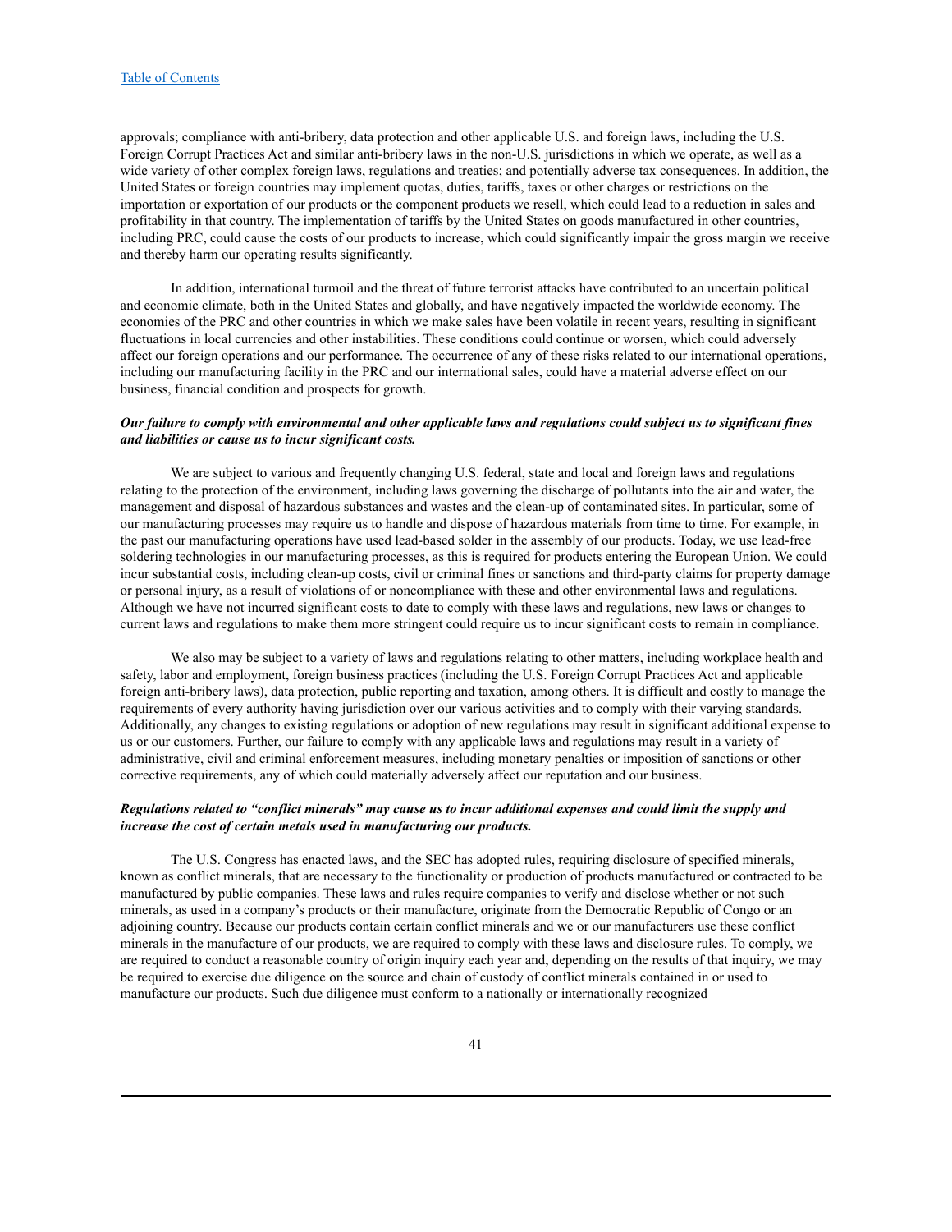approvals; compliance with anti-bribery, data protection and other applicable U.S. and foreign laws, including the U.S. Foreign Corrupt Practices Act and similar anti-bribery laws in the non-U.S. jurisdictions in which we operate, as well as a wide variety of other complex foreign laws, regulations and treaties; and potentially adverse tax consequences. In addition, the United States or foreign countries may implement quotas, duties, tariffs, taxes or other charges or restrictions on the importation or exportation of our products or the component products we resell, which could lead to a reduction in sales and profitability in that country. The implementation of tariffs by the United States on goods manufactured in other countries, including PRC, could cause the costs of our products to increase, which could significantly impair the gross margin we receive and thereby harm our operating results significantly.

In addition, international turmoil and the threat of future terrorist attacks have contributed to an uncertain political and economic climate, both in the United States and globally, and have negatively impacted the worldwide economy. The economies of the PRC and other countries in which we make sales have been volatile in recent years, resulting in significant fluctuations in local currencies and other instabilities. These conditions could continue or worsen, which could adversely affect our foreign operations and our performance. The occurrence of any of these risks related to our international operations, including our manufacturing facility in the PRC and our international sales, could have a material adverse effect on our business, financial condition and prospects for growth.

***Our failure to comply with environmental and other applicable laws and regulations could subject us to significant fines and liabilities or cause us to incur significant costs.***

We are subject to various and frequently changing U.S. federal, state and local and foreign laws and regulations relating to the protection of the environment, including laws governing the discharge of pollutants into the air and water, the management and disposal of hazardous substances and wastes and the clean-up of contaminated sites. In particular, some of our manufacturing processes may require us to handle and dispose of hazardous materials from time to time. For example, in the past our manufacturing operations have used lead-based solder in the assembly of our products. Today, we use lead-free soldering technologies in our manufacturing processes, as this is required for products entering the European Union. We could incur substantial costs, including clean-up costs, civil or criminal fines or sanctions and third-party claims for property damage or personal injury, as a result of violations of or noncompliance with these and other environmental laws and regulations. Although we have not incurred significant costs to date to comply with these laws and regulations, new laws or changes to current laws and regulations to make them more stringent could require us to incur significant costs to remain in compliance.

We also may be subject to a variety of laws and regulations relating to other matters, including workplace health and safety, labor and employment, foreign business practices (including the U.S. Foreign Corrupt Practices Act and applicable foreign anti-bribery laws), data protection, public reporting and taxation, among others. It is difficult and costly to manage the requirements of every authority having jurisdiction over our various activities and to comply with their varying standards. Additionally, any changes to existing regulations or adoption of new regulations may result in significant additional expense to us or our customers. Further, our failure to comply with any applicable laws and regulations may result in a variety of administrative, civil and criminal enforcement measures, including monetary penalties or imposition of sanctions or other corrective requirements, any of which could materially adversely affect our reputation and our business.

***Regulations related to "conflict minerals" may cause us to incur additional expenses and could limit the supply and increase the cost of certain metals used in manufacturing our products.***

The U.S. Congress has enacted laws, and the SEC has adopted rules, requiring disclosure of specified minerals, known as conflict minerals, that are necessary to the functionality or production of products manufactured or contracted to be manufactured by public companies. These laws and rules require companies to verify and disclose whether or not such minerals, as used in a company's products or their manufacture, originate from the Democratic Republic of Congo or an adjoining country. Because our products contain certain conflict minerals and we or our manufacturers use these conflict minerals in the manufacture of our products, we are required to comply with these laws and disclosure rules. To comply, we are required to conduct a reasonable country of origin inquiry each year and, depending on the results of that inquiry, we may be required to exercise due diligence on the source and chain of custody of conflict minerals contained in or used to manufacture our products. Such due diligence must conform to a nationally or internationally recognized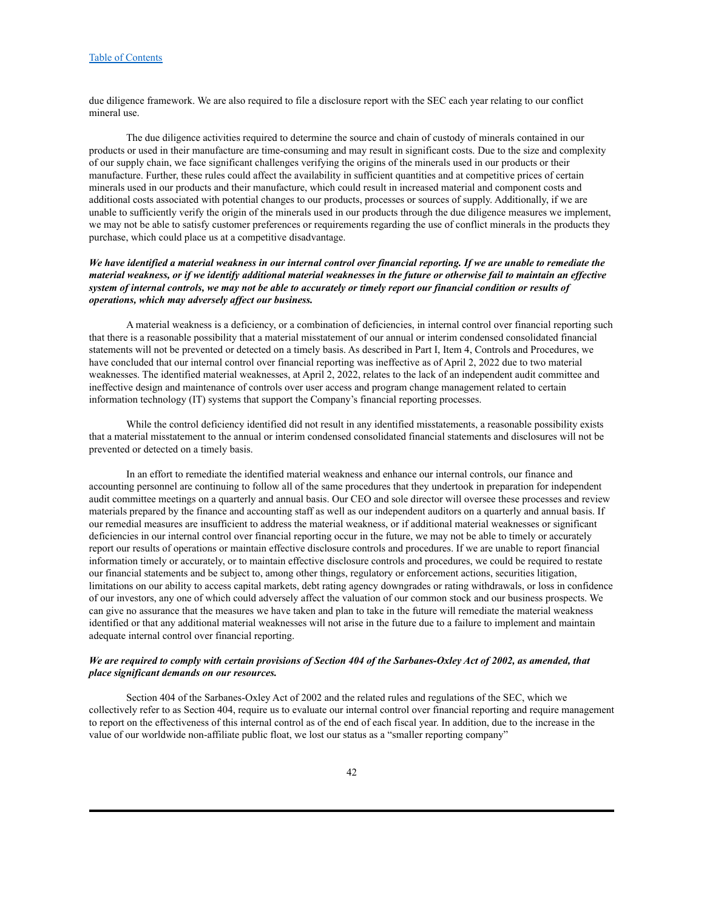due diligence framework. We are also required to file a disclosure report with the SEC each year relating to our conflict mineral use.

The due diligence activities required to determine the source and chain of custody of minerals contained in our products or used in their manufacture are time-consuming and may result in significant costs. Due to the size and complexity of our supply chain, we face significant challenges verifying the origins of the minerals used in our products or their manufacture. Further, these rules could affect the availability in sufficient quantities and at competitive prices of certain minerals used in our products and their manufacture, which could result in increased material and component costs and additional costs associated with potential changes to our products, processes or sources of supply. Additionally, if we are unable to sufficiently verify the origin of the minerals used in our products through the due diligence measures we implement, we may not be able to satisfy customer preferences or requirements regarding the use of conflict minerals in the products they purchase, which could place us at a competitive disadvantage.

***We have identified a material weakness in our internal control over financial reporting. If we are unable to remediate the material weakness, or if we identify additional material weaknesses in the future or otherwise fail to maintain an effective system of internal controls, we may not be able to accurately or timely report our financial condition or results of operations, which may adversely affect our business.***

A material weakness is a deficiency, or a combination of deficiencies, in internal control over financial reporting such that there is a reasonable possibility that a material misstatement of our annual or interim condensed consolidated financial statements will not be prevented or detected on a timely basis. As described in Part I, Item 4, Controls and Procedures, we have concluded that our internal control over financial reporting was ineffective as of April 2, 2022 due to two material weaknesses. The identified material weaknesses, at April 2, 2022, relates to the lack of an independent audit committee and ineffective design and maintenance of controls over user access and program change management related to certain information technology (IT) systems that support the Company's financial reporting processes.

While the control deficiency identified did not result in any identified misstatements, a reasonable possibility exists that a material misstatement to the annual or interim condensed consolidated financial statements and disclosures will not be prevented or detected on a timely basis.

In an effort to remediate the identified material weakness and enhance our internal controls, our finance and accounting personnel are continuing to follow all of the same procedures that they undertook in preparation for independent audit committee meetings on a quarterly and annual basis. Our CEO and sole director will oversee these processes and review materials prepared by the finance and accounting staff as well as our independent auditors on a quarterly and annual basis. If our remedial measures are insufficient to address the material weakness, or if additional material weaknesses or significant deficiencies in our internal control over financial reporting occur in the future, we may not be able to timely or accurately report our results of operations or maintain effective disclosure controls and procedures. If we are unable to report financial information timely or accurately, or to maintain effective disclosure controls and procedures, we could be required to restate our financial statements and be subject to, among other things, regulatory or enforcement actions, securities litigation, limitations on our ability to access capital markets, debt rating agency downgrades or rating withdrawals, or loss in confidence of our investors, any one of which could adversely affect the valuation of our common stock and our business prospects. We can give no assurance that the measures we have taken and plan to take in the future will remediate the material weakness identified or that any additional material weaknesses will not arise in the future due to a failure to implement and maintain adequate internal control over financial reporting.

***We are required to comply with certain provisions of Section 404 of the Sarbanes-Oxley Act of 2002, as amended, that place significant demands on our resources.***

Section 404 of the Sarbanes-Oxley Act of 2002 and the related rules and regulations of the SEC, which we collectively refer to as Section 404, require us to evaluate our internal control over financial reporting and require management to report on the effectiveness of this internal control as of the end of each fiscal year. In addition, due to the increase in the value of our worldwide non-affiliate public float, we lost our status as a "smaller reporting company"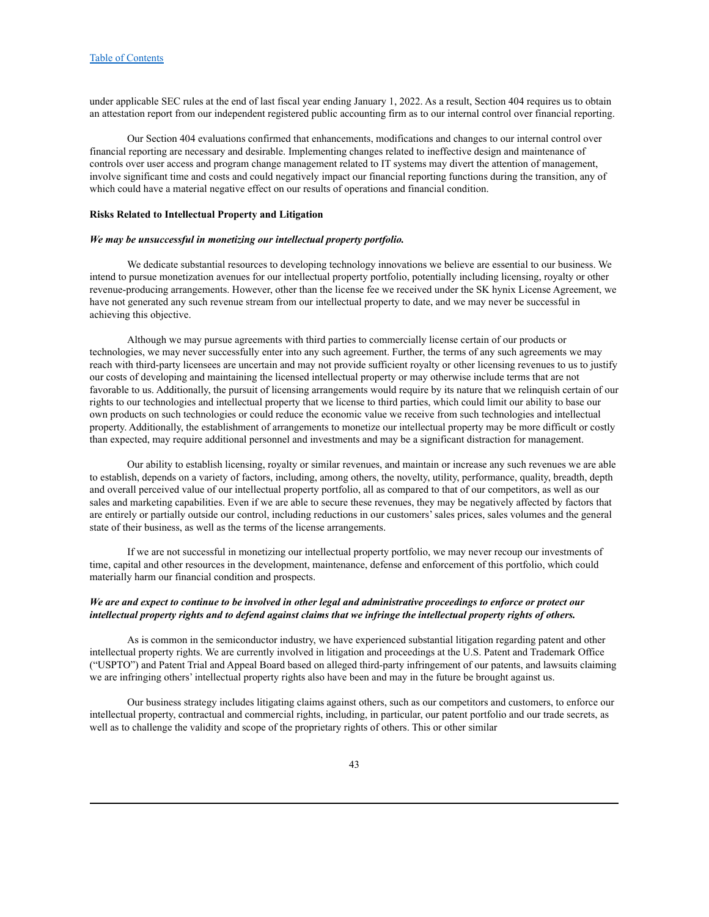under applicable SEC rules at the end of last fiscal year ending January 1, 2022. As a result, Section 404 requires us to obtain an attestation report from our independent registered public accounting firm as to our internal control over financial reporting.

Our Section 404 evaluations confirmed that enhancements, modifications and changes to our internal control over financial reporting are necessary and desirable. Implementing changes related to ineffective design and maintenance of controls over user access and program change management related to IT systems may divert the attention of management, involve significant time and costs and could negatively impact our financial reporting functions during the transition, any of which could have a material negative effect on our results of operations and financial condition.

**Risks Related to Intellectual Property and Litigation**

***We may be unsuccessful in monetizing our intellectual property portfolio.***

We dedicate substantial resources to developing technology innovations we believe are essential to our business. We intend to pursue monetization avenues for our intellectual property portfolio, potentially including licensing, royalty or other revenue-producing arrangements. However, other than the license fee we received under the SK hynix License Agreement, we have not generated any such revenue stream from our intellectual property to date, and we may never be successful in achieving this objective.

Although we may pursue agreements with third parties to commercially license certain of our products or technologies, we may never successfully enter into any such agreement. Further, the terms of any such agreements we may reach with third-party licensees are uncertain and may not provide sufficient royalty or other licensing revenues to us to justify our costs of developing and maintaining the licensed intellectual property or may otherwise include terms that are not favorable to us. Additionally, the pursuit of licensing arrangements would require by its nature that we relinquish certain of our rights to our technologies and intellectual property that we license to third parties, which could limit our ability to base our own products on such technologies or could reduce the economic value we receive from such technologies and intellectual property. Additionally, the establishment of arrangements to monetize our intellectual property may be more difficult or costly than expected, may require additional personnel and investments and may be a significant distraction for management.

Our ability to establish licensing, royalty or similar revenues, and maintain or increase any such revenues we are able to establish, depends on a variety of factors, including, among others, the novelty, utility, performance, quality, breadth, depth and overall perceived value of our intellectual property portfolio, all as compared to that of our competitors, as well as our sales and marketing capabilities. Even if we are able to secure these revenues, they may be negatively affected by factors that are entirely or partially outside our control, including reductions in our customers' sales prices, sales volumes and the general state of their business, as well as the terms of the license arrangements.

If we are not successful in monetizing our intellectual property portfolio, we may never recoup our investments of time, capital and other resources in the development, maintenance, defense and enforcement of this portfolio, which could materially harm our financial condition and prospects.

***We are and expect to continue to be involved in other legal and administrative proceedings to enforce or protect our intellectual property rights and to defend against claims that we infringe the intellectual property rights of others.***

As is common in the semiconductor industry, we have experienced substantial litigation regarding patent and other intellectual property rights. We are currently involved in litigation and proceedings at the U.S. Patent and Trademark Office ("USPTO") and Patent Trial and Appeal Board based on alleged third-party infringement of our patents, and lawsuits claiming we are infringing others' intellectual property rights also have been and may in the future be brought against us.

Our business strategy includes litigating claims against others, such as our competitors and customers, to enforce our intellectual property, contractual and commercial rights, including, in particular, our patent portfolio and our trade secrets, as well as to challenge the validity and scope of the proprietary rights of others. This or other similar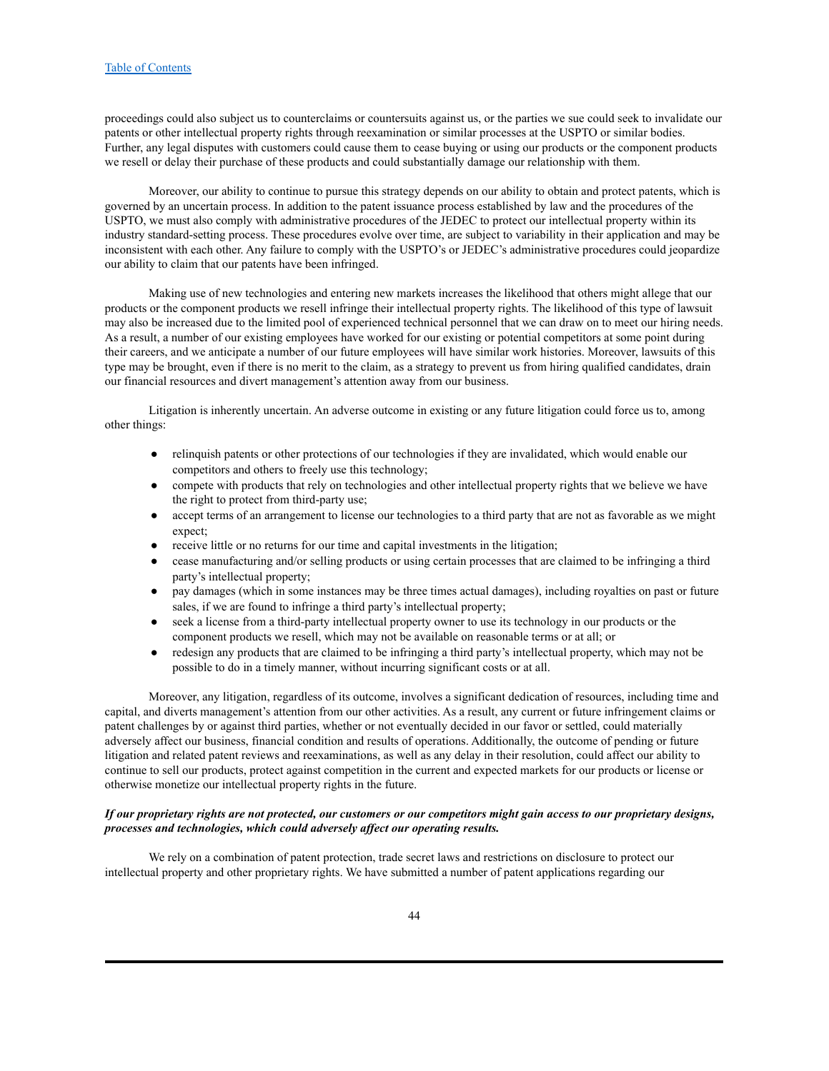proceedings could also subject us to counterclaims or countersuits against us, or the parties we sue could seek to invalidate our patents or other intellectual property rights through reexamination or similar processes at the USPTO or similar bodies. Further, any legal disputes with customers could cause them to cease buying or using our products or the component products we resell or delay their purchase of these products and could substantially damage our relationship with them.

Moreover, our ability to continue to pursue this strategy depends on our ability to obtain and protect patents, which is governed by an uncertain process. In addition to the patent issuance process established by law and the procedures of the USPTO, we must also comply with administrative procedures of the JEDEC to protect our intellectual property within its industry standard-setting process. These procedures evolve over time, are subject to variability in their application and may be inconsistent with each other. Any failure to comply with the USPTO's or JEDEC's administrative procedures could jeopardize our ability to claim that our patents have been infringed.

Making use of new technologies and entering new markets increases the likelihood that others might allege that our products or the component products we resell infringe their intellectual property rights. The likelihood of this type of lawsuit may also be increased due to the limited pool of experienced technical personnel that we can draw on to meet our hiring needs. As a result, a number of our existing employees have worked for our existing or potential competitors at some point during their careers, and we anticipate a number of our future employees will have similar work histories. Moreover, lawsuits of this type may be brought, even if there is no merit to the claim, as a strategy to prevent us from hiring qualified candidates, drain our financial resources and divert management's attention away from our business.

Litigation is inherently uncertain. An adverse outcome in existing or any future litigation could force us to, among other things:

- relinquish patents or other protections of our technologies if they are invalidated, which would enable our competitors and others to freely use this technology;
- compete with products that rely on technologies and other intellectual property rights that we believe we have the right to protect from third-party use;
- accept terms of an arrangement to license our technologies to a third party that are not as favorable as we might expect;
- receive little or no returns for our time and capital investments in the litigation;
- cease manufacturing and/or selling products or using certain processes that are claimed to be infringing a third party's intellectual property;
- pay damages (which in some instances may be three times actual damages), including royalties on past or future sales, if we are found to infringe a third party's intellectual property;
- seek a license from a third-party intellectual property owner to use its technology in our products or the component products we resell, which may not be available on reasonable terms or at all; or
- redesign any products that are claimed to be infringing a third party's intellectual property, which may not be possible to do in a timely manner, without incurring significant costs or at all.

Moreover, any litigation, regardless of its outcome, involves a significant dedication of resources, including time and capital, and diverts management's attention from our other activities. As a result, any current or future infringement claims or patent challenges by or against third parties, whether or not eventually decided in our favor or settled, could materially adversely affect our business, financial condition and results of operations. Additionally, the outcome of pending or future litigation and related patent reviews and reexaminations, as well as any delay in their resolution, could affect our ability to continue to sell our products, protect against competition in the current and expected markets for our products or license or otherwise monetize our intellectual property rights in the future.

***If our proprietary rights are not protected, our customers or our competitors might gain access to our proprietary designs, processes and technologies, which could adversely affect our operating results.***

We rely on a combination of patent protection, trade secret laws and restrictions on disclosure to protect our intellectual property and other proprietary rights. We have submitted a number of patent applications regarding our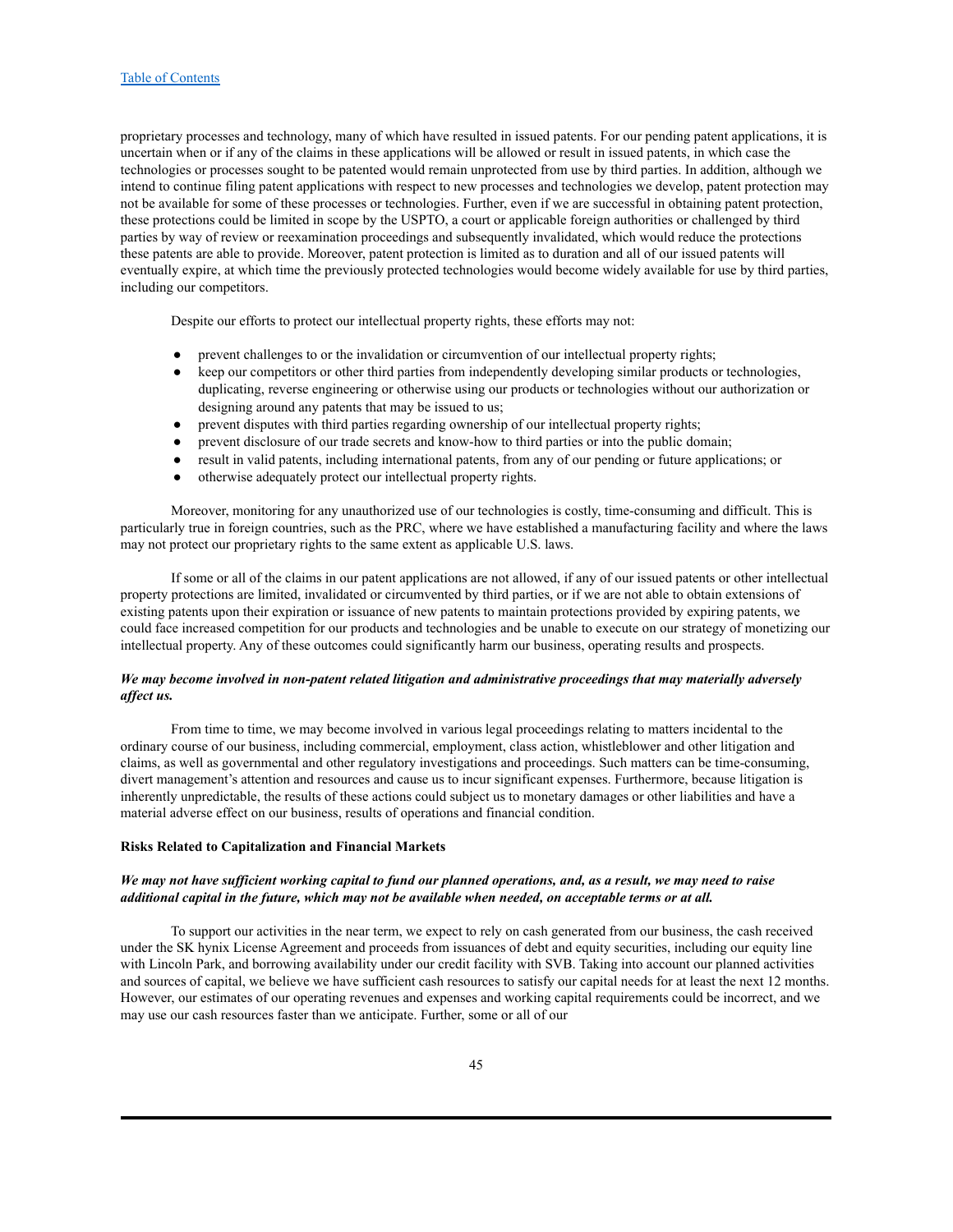proprietary processes and technology, many of which have resulted in issued patents. For our pending patent applications, it is uncertain when or if any of the claims in these applications will be allowed or result in issued patents, in which case the technologies or processes sought to be patented would remain unprotected from use by third parties. In addition, although we intend to continue filing patent applications with respect to new processes and technologies we develop, patent protection may not be available for some of these processes or technologies. Further, even if we are successful in obtaining patent protection, these protections could be limited in scope by the USPTO, a court or applicable foreign authorities or challenged by third parties by way of review or reexamination proceedings and subsequently invalidated, which would reduce the protections these patents are able to provide. Moreover, patent protection is limited as to duration and all of our issued patents will eventually expire, at which time the previously protected technologies would become widely available for use by third parties, including our competitors.

Despite our efforts to protect our intellectual property rights, these efforts may not:

- prevent challenges to or the invalidation or circumvention of our intellectual property rights;
- keep our competitors or other third parties from independently developing similar products or technologies, duplicating, reverse engineering or otherwise using our products or technologies without our authorization or designing around any patents that may be issued to us;
- prevent disputes with third parties regarding ownership of our intellectual property rights;
- prevent disclosure of our trade secrets and know-how to third parties or into the public domain;
- result in valid patents, including international patents, from any of our pending or future applications; or
- otherwise adequately protect our intellectual property rights.

Moreover, monitoring for any unauthorized use of our technologies is costly, time-consuming and difficult. This is particularly true in foreign countries, such as the PRC, where we have established a manufacturing facility and where the laws may not protect our proprietary rights to the same extent as applicable U.S. laws.

If some or all of the claims in our patent applications are not allowed, if any of our issued patents or other intellectual property protections are limited, invalidated or circumvented by third parties, or if we are not able to obtain extensions of existing patents upon their expiration or issuance of new patents to maintain protections provided by expiring patents, we could face increased competition for our products and technologies and be unable to execute on our strategy of monetizing our intellectual property. Any of these outcomes could significantly harm our business, operating results and prospects.

***We may become involved in non-patent related litigation and administrative proceedings that may materially adversely affect us.***

From time to time, we may become involved in various legal proceedings relating to matters incidental to the ordinary course of our business, including commercial, employment, class action, whistleblower and other litigation and claims, as well as governmental and other regulatory investigations and proceedings. Such matters can be time-consuming, divert management's attention and resources and cause us to incur significant expenses. Furthermore, because litigation is inherently unpredictable, the results of these actions could subject us to monetary damages or other liabilities and have a material adverse effect on our business, results of operations and financial condition.

**Risks Related to Capitalization and Financial Markets**

***We may not have sufficient working capital to fund our planned operations, and, as a result, we may need to raise additional capital in the future, which may not be available when needed, on acceptable terms or at all.***

To support our activities in the near term, we expect to rely on cash generated from our business, the cash received under the SK hynix License Agreement and proceeds from issuances of debt and equity securities, including our equity line with Lincoln Park, and borrowing availability under our credit facility with SVB. Taking into account our planned activities and sources of capital, we believe we have sufficient cash resources to satisfy our capital needs for at least the next 12 months. However, our estimates of our operating revenues and expenses and working capital requirements could be incorrect, and we may use our cash resources faster than we anticipate. Further, some or all of our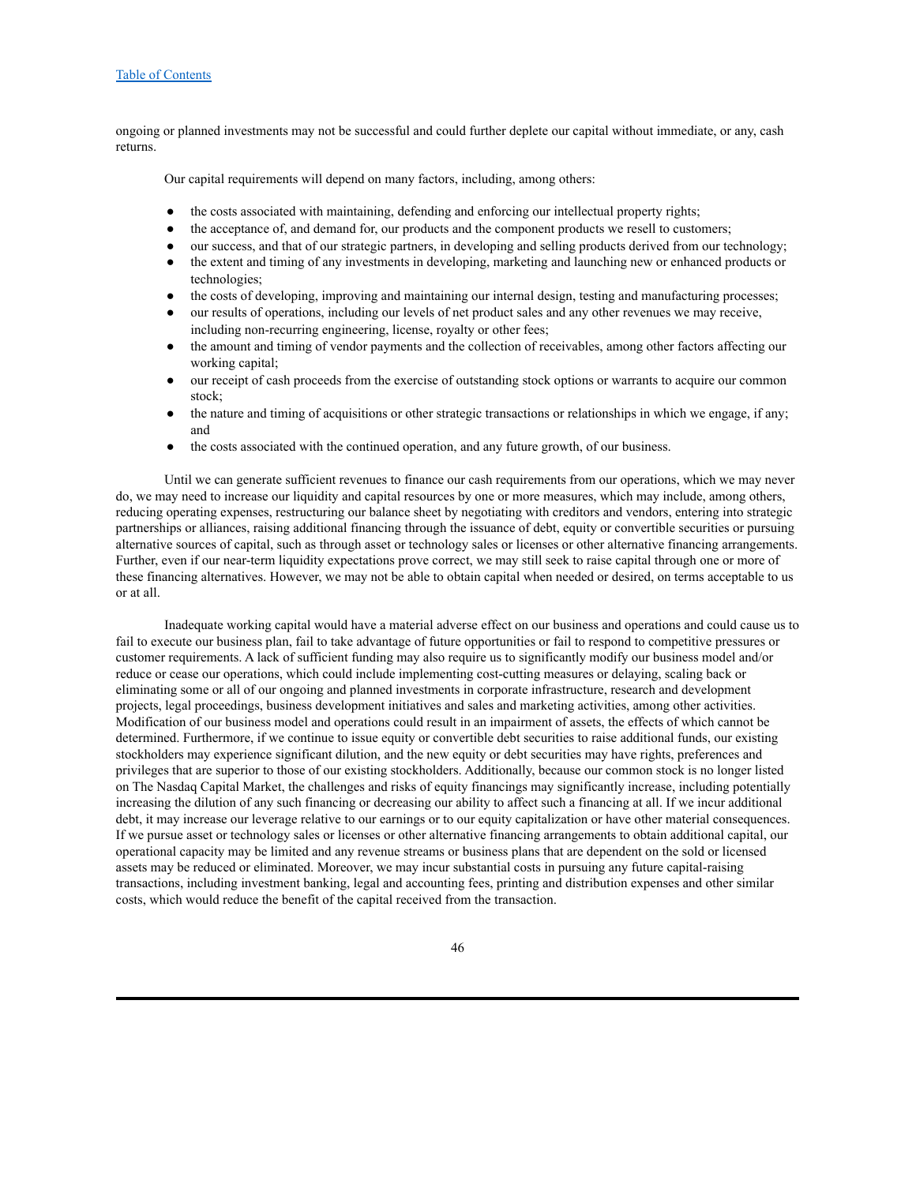ongoing or planned investments may not be successful and could further deplete our capital without immediate, or any, cash returns.

Our capital requirements will depend on many factors, including, among others:

- the costs associated with maintaining, defending and enforcing our intellectual property rights;
- the acceptance of, and demand for, our products and the component products we resell to customers;
- our success, and that of our strategic partners, in developing and selling products derived from our technology;
- the extent and timing of any investments in developing, marketing and launching new or enhanced products or technologies;
- the costs of developing, improving and maintaining our internal design, testing and manufacturing processes;
- our results of operations, including our levels of net product sales and any other revenues we may receive, including non-recurring engineering, license, royalty or other fees;
- the amount and timing of vendor payments and the collection of receivables, among other factors affecting our working capital;
- our receipt of cash proceeds from the exercise of outstanding stock options or warrants to acquire our common stock;
- the nature and timing of acquisitions or other strategic transactions or relationships in which we engage, if any; and
- the costs associated with the continued operation, and any future growth, of our business.

Until we can generate sufficient revenues to finance our cash requirements from our operations, which we may never do, we may need to increase our liquidity and capital resources by one or more measures, which may include, among others, reducing operating expenses, restructuring our balance sheet by negotiating with creditors and vendors, entering into strategic partnerships or alliances, raising additional financing through the issuance of debt, equity or convertible securities or pursuing alternative sources of capital, such as through asset or technology sales or licenses or other alternative financing arrangements. Further, even if our near-term liquidity expectations prove correct, we may still seek to raise capital through one or more of these financing alternatives. However, we may not be able to obtain capital when needed or desired, on terms acceptable to us or at all.

Inadequate working capital would have a material adverse effect on our business and operations and could cause us to fail to execute our business plan, fail to take advantage of future opportunities or fail to respond to competitive pressures or customer requirements. A lack of sufficient funding may also require us to significantly modify our business model and/or reduce or cease our operations, which could include implementing cost-cutting measures or delaying, scaling back or eliminating some or all of our ongoing and planned investments in corporate infrastructure, research and development projects, legal proceedings, business development initiatives and sales and marketing activities, among other activities. Modification of our business model and operations could result in an impairment of assets, the effects of which cannot be determined. Furthermore, if we continue to issue equity or convertible debt securities to raise additional funds, our existing stockholders may experience significant dilution, and the new equity or debt securities may have rights, preferences and privileges that are superior to those of our existing stockholders. Additionally, because our common stock is no longer listed on The Nasdaq Capital Market, the challenges and risks of equity financings may significantly increase, including potentially increasing the dilution of any such financing or decreasing our ability to affect such a financing at all. If we incur additional debt, it may increase our leverage relative to our earnings or to our equity capitalization or have other material consequences. If we pursue asset or technology sales or licenses or other alternative financing arrangements to obtain additional capital, our operational capacity may be limited and any revenue streams or business plans that are dependent on the sold or licensed assets may be reduced or eliminated. Moreover, we may incur substantial costs in pursuing any future capital-raising transactions, including investment banking, legal and accounting fees, printing and distribution expenses and other similar costs, which would reduce the benefit of the capital received from the transaction.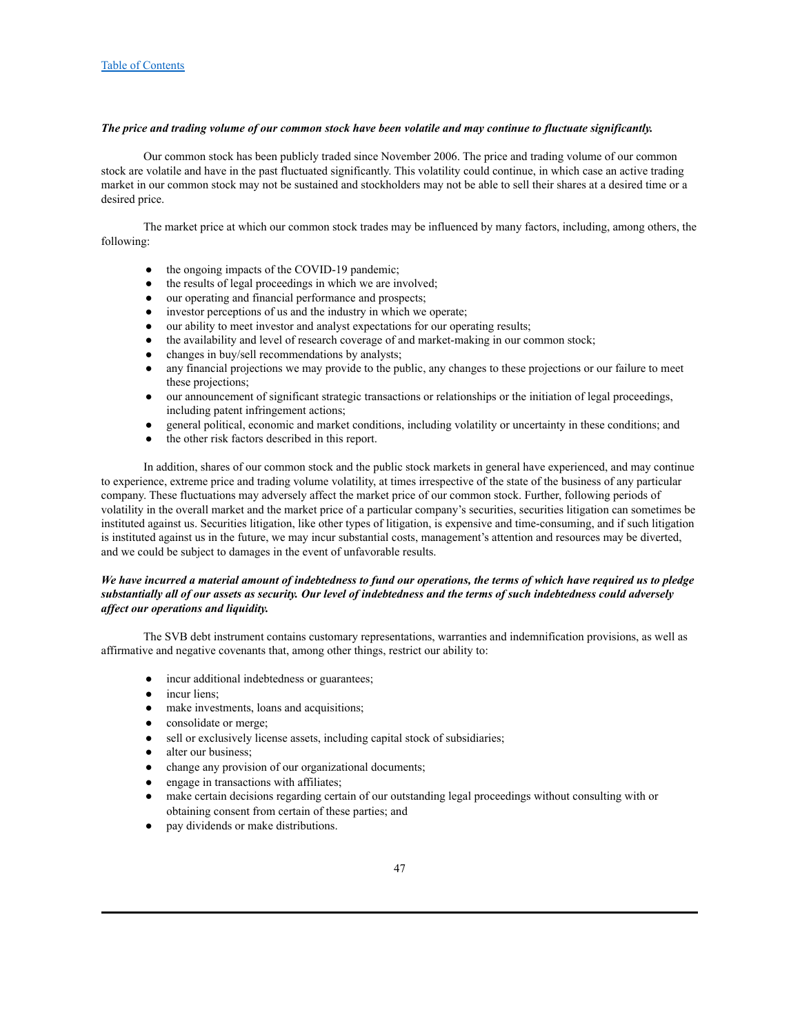***The price and trading volume of our common stock have been volatile and may continue to fluctuate significantly.***

Our common stock has been publicly traded since November 2006. The price and trading volume of our common stock are volatile and have in the past fluctuated significantly. This volatility could continue, in which case an active trading market in our common stock may not be sustained and stockholders may not be able to sell their shares at a desired time or a desired price.

The market price at which our common stock trades may be influenced by many factors, including, among others, the following:

- the ongoing impacts of the COVID-19 pandemic;
- the results of legal proceedings in which we are involved;
- our operating and financial performance and prospects;
- investor perceptions of us and the industry in which we operate;
- our ability to meet investor and analyst expectations for our operating results;
- the availability and level of research coverage of and market-making in our common stock;
- changes in buy/sell recommendations by analysts;
- any financial projections we may provide to the public, any changes to these projections or our failure to meet these projections;
- our announcement of significant strategic transactions or relationships or the initiation of legal proceedings, including patent infringement actions;
- general political, economic and market conditions, including volatility or uncertainty in these conditions; and
- the other risk factors described in this report.

In addition, shares of our common stock and the public stock markets in general have experienced, and may continue to experience, extreme price and trading volume volatility, at times irrespective of the state of the business of any particular company. These fluctuations may adversely affect the market price of our common stock. Further, following periods of volatility in the overall market and the market price of a particular company's securities, securities litigation can sometimes be instituted against us. Securities litigation, like other types of litigation, is expensive and time-consuming, and if such litigation is instituted against us in the future, we may incur substantial costs, management's attention and resources may be diverted, and we could be subject to damages in the event of unfavorable results.

***We have incurred a material amount of indebtedness to fund our operations, the terms of which have required us to pledge substantially all of our assets as security. Our level of indebtedness and the terms of such indebtedness could adversely affect our operations and liquidity.***

The SVB debt instrument contains customary representations, warranties and indemnification provisions, as well as affirmative and negative covenants that, among other things, restrict our ability to:

- incur additional indebtedness or guarantees;
- incur liens;
- make investments, loans and acquisitions;
- consolidate or merge;
- sell or exclusively license assets, including capital stock of subsidiaries;
- alter our business;
- change any provision of our organizational documents;
- engage in transactions with affiliates;
- make certain decisions regarding certain of our outstanding legal proceedings without consulting with or obtaining consent from certain of these parties; and
- pay dividends or make distributions.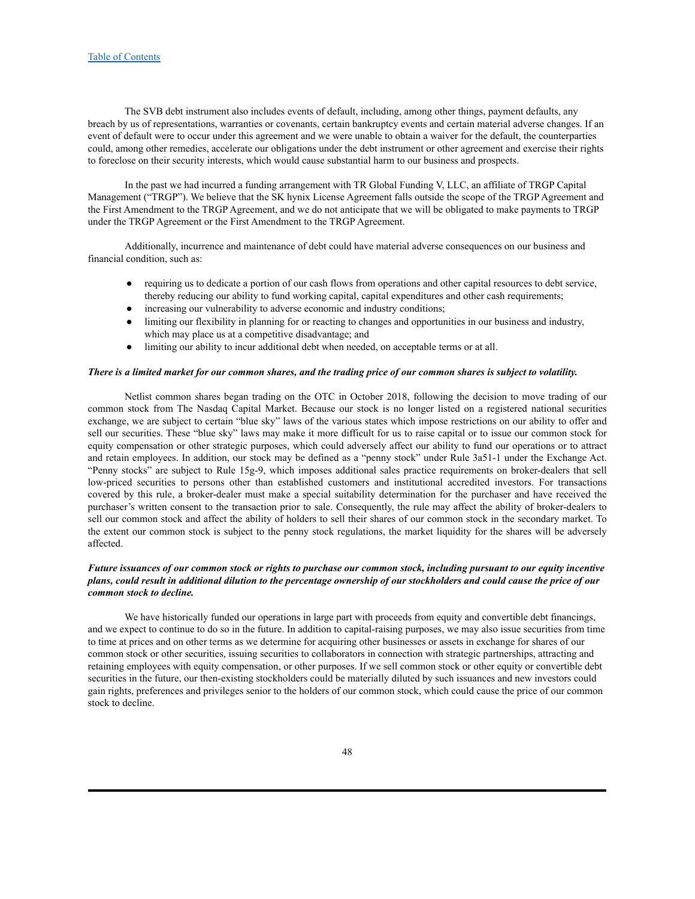The SVB debt instrument also includes events of default, including, among other things, payment defaults, any breach by us of representations, warranties or covenants, certain bankruptcy events and certain material adverse changes. If an event of default were to occur under this agreement and we were unable to obtain a waiver for the default, the counterparties could, among other remedies, accelerate our obligations under the debt instrument or other agreement and exercise their rights to foreclose on their security interests, which would cause substantial harm to our business and prospects.

In the past we had incurred a funding arrangement with TR Global Funding V, LLC, an affiliate of TRGP Capital Management ("TRGP"). We believe that the SK hynix License Agreement falls outside the scope of the TRGP Agreement and the First Amendment to the TRGP Agreement, and we do not anticipate that we will be obligated to make payments to TRGP under the TRGP Agreement or the First Amendment to the TRGP Agreement.

Additionally, incurrence and maintenance of debt could have material adverse consequences on our business and financial condition, such as:

- requiring us to dedicate a portion of our cash flows from operations and other capital resources to debt service, thereby reducing our ability to fund working capital, capital expenditures and other cash requirements;
- increasing our vulnerability to adverse economic and industry conditions;
- limiting our flexibility in planning for or reacting to changes and opportunities in our business and industry, which may place us at a competitive disadvantage; and
- limiting our ability to incur additional debt when needed, on acceptable terms or at all.

***There is a limited market for our common shares, and the trading price of our common shares is subject to volatility.***

Netlist common shares began trading on the OTC in October 2018, following the decision to move trading of our common stock from The Nasdaq Capital Market. Because our stock is no longer listed on a registered national securities exchange, we are subject to certain "blue sky" laws of the various states which impose restrictions on our ability to offer and sell our securities. These "blue sky" laws may make it more difficult for us to raise capital or to issue our common stock for equity compensation or other strategic purposes, which could adversely affect our ability to fund our operations or to attract and retain employees. In addition, our stock may be defined as a "penny stock" under Rule 3a51-1 under the Exchange Act. "Penny stocks" are subject to Rule 15g-9, which imposes additional sales practice requirements on broker-dealers that sell low-priced securities to persons other than established customers and institutional accredited investors. For transactions covered by this rule, a broker-dealer must make a special suitability determination for the purchaser and have received the purchaser's written consent to the transaction prior to sale. Consequently, the rule may affect the ability of broker-dealers to sell our common stock and affect the ability of holders to sell their shares of our common stock in the secondary market. To the extent our common stock is subject to the penny stock regulations, the market liquidity for the shares will be adversely affected.

***Future issuances of our common stock or rights to purchase our common stock, including pursuant to our equity incentive plans, could result in additional dilution to the percentage ownership of our stockholders and could cause the price of our common stock to decline.***

We have historically funded our operations in large part with proceeds from equity and convertible debt financings, and we expect to continue to do so in the future. In addition to capital-raising purposes, we may also issue securities from time to time at prices and on other terms as we determine for acquiring other businesses or assets in exchange for shares of our common stock or other securities, issuing securities to collaborators in connection with strategic partnerships, attracting and retaining employees with equity compensation, or other purposes. If we sell common stock or other equity or convertible debt securities in the future, our then-existing stockholders could be materially diluted by such issuances and new investors could gain rights, preferences and privileges senior to the holders of our common stock, which could cause the price of our common stock to decline.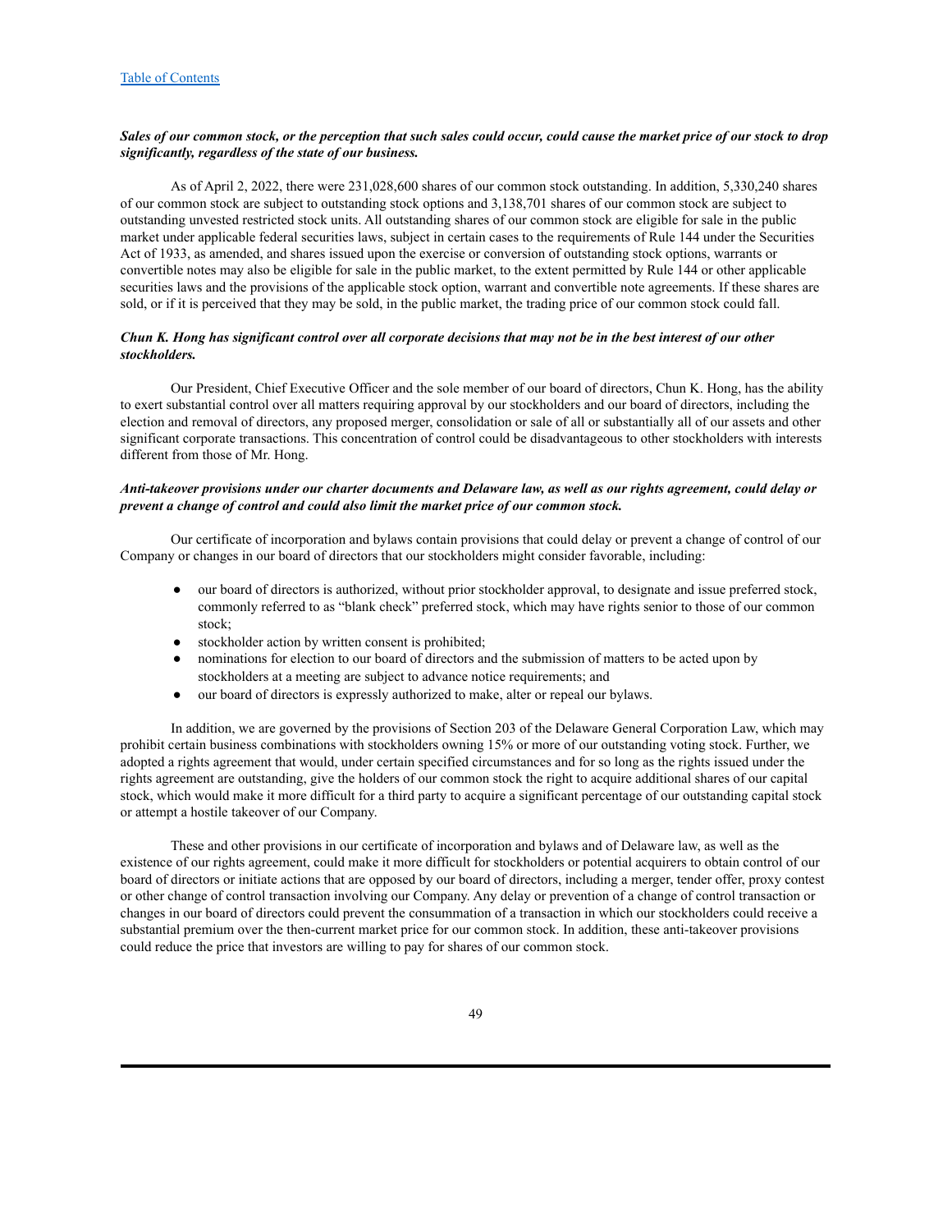***Sales of our common stock, or the perception that such sales could occur, could cause the market price of our stock to drop significantly, regardless of the state of our business.***

As of April 2, 2022, there were 231,028,600 shares of our common stock outstanding. In addition, 5,330,240 shares of our common stock are subject to outstanding stock options and 3,138,701 shares of our common stock are subject to outstanding unvested restricted stock units. All outstanding shares of our common stock are eligible for sale in the public market under applicable federal securities laws, subject in certain cases to the requirements of Rule 144 under the Securities Act of 1933, as amended, and shares issued upon the exercise or conversion of outstanding stock options, warrants or convertible notes may also be eligible for sale in the public market, to the extent permitted by Rule 144 or other applicable securities laws and the provisions of the applicable stock option, warrant and convertible note agreements. If these shares are sold, or if it is perceived that they may be sold, in the public market, the trading price of our common stock could fall.

***Chun K. Hong has significant control over all corporate decisions that may not be in the best interest of our other stockholders.***

Our President, Chief Executive Officer and the sole member of our board of directors, Chun K. Hong, has the ability to exert substantial control over all matters requiring approval by our stockholders and our board of directors, including the election and removal of directors, any proposed merger, consolidation or sale of all or substantially all of our assets and other significant corporate transactions. This concentration of control could be disadvantageous to other stockholders with interests different from those of Mr. Hong.

***Anti-takeover provisions under our charter documents and Delaware law, as well as our rights agreement, could delay or prevent a change of control and could also limit the market price of our common stock.***

Our certificate of incorporation and bylaws contain provisions that could delay or prevent a change of control of our Company or changes in our board of directors that our stockholders might consider favorable, including:

- our board of directors is authorized, without prior stockholder approval, to designate and issue preferred stock, commonly referred to as "blank check" preferred stock, which may have rights senior to those of our common stock;
- stockholder action by written consent is prohibited;
- nominations for election to our board of directors and the submission of matters to be acted upon by stockholders at a meeting are subject to advance notice requirements; and
- our board of directors is expressly authorized to make, alter or repeal our bylaws.

In addition, we are governed by the provisions of Section 203 of the Delaware General Corporation Law, which may prohibit certain business combinations with stockholders owning 15% or more of our outstanding voting stock. Further, we adopted a rights agreement that would, under certain specified circumstances and for so long as the rights issued under the rights agreement are outstanding, give the holders of our common stock the right to acquire additional shares of our capital stock, which would make it more difficult for a third party to acquire a significant percentage of our outstanding capital stock or attempt a hostile takeover of our Company.

These and other provisions in our certificate of incorporation and bylaws and of Delaware law, as well as the existence of our rights agreement, could make it more difficult for stockholders or potential acquirers to obtain control of our board of directors or initiate actions that are opposed by our board of directors, including a merger, tender offer, proxy contest or other change of control transaction involving our Company. Any delay or prevention of a change of control transaction or changes in our board of directors could prevent the consummation of a transaction in which our stockholders could receive a substantial premium over the then-current market price for our common stock. In addition, these anti-takeover provisions could reduce the price that investors are willing to pay for shares of our common stock.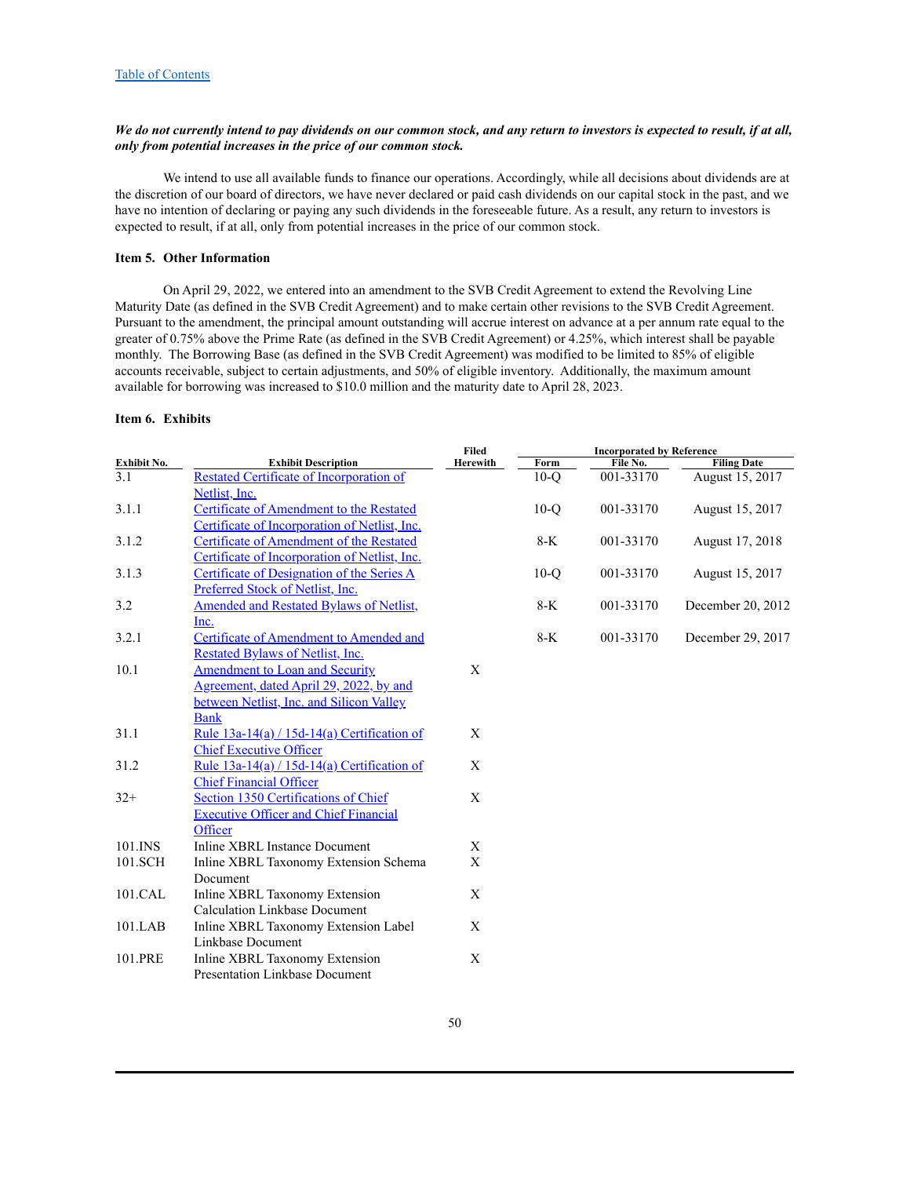[Table of Contents]

***We do not currently intend to pay dividends on our common stock, and any return to investors is expected to result, if at all, only from potential increases in the price of our common stock.***

We intend to use all available funds to finance our operations. Accordingly, while all decisions about dividends are at the discretion of our board of directors, we have never declared or paid cash dividends on our capital stock in the past, and we have no intention of declaring or paying any such dividends in the foreseeable future. As a result, any return to investors is expected to result, if at all, only from potential increases in the price of our common stock.

### Item 5. Other Information

On April 29, 2022, we entered into an amendment to the SVB Credit Agreement to extend the Revolving Line Maturity Date (as defined in the SVB Credit Agreement) and to make certain other revisions to the SVB Credit Agreement. Pursuant to the amendment, the principal amount outstanding will accrue interest on advance at a per annum rate equal to the greater of 0.75% above the Prime Rate (as defined in the SVB Credit Agreement) or 4.25%, which interest shall be payable monthly. The Borrowing Base (as defined in the SVB Credit Agreement) was modified to be limited to 85% of eligible accounts receivable, subject to certain adjustments, and 50% of eligible inventory. Additionally, the maximum amount available for borrowing was increased to $10.0 million and the maturity date to April 28, 2023.

### Item 6. Exhibits

| Exhibit No. | Exhibit Description | Filed Herewith | Incorporated by Reference | | |
|---|---|---|---|---|---|
| | | | Form | File No. | Filing Date |
| 3.1 | Restated Certificate of Incorporation of Netlist, Inc. | | 10-Q | 001-33170 | August 15, 2017 |
| 3.1.1 | Certificate of Amendment to the Restated Certificate of Incorporation of Netlist, Inc. | | 10-Q | 001-33170 | August 15, 2017 |
| 3.1.2 | Certificate of Amendment of the Restated Certificate of Incorporation of Netlist, Inc. | | 8-K | 001-33170 | August 17, 2018 |
| 3.1.3 | Certificate of Designation of the Series A Preferred Stock of Netlist, Inc. | | 10-Q | 001-33170 | August 15, 2017 |
| 3.2 | Amended and Restated Bylaws of Netlist, Inc. | | 8-K | 001-33170 | December 20, 2012 |
| 3.2.1 | Certificate of Amendment to Amended and Restated Bylaws of Netlist, Inc. | | 8-K | 001-33170 | December 29, 2017 |
| 10.1 | Amendment to Loan and Security Agreement, dated April 29, 2022, by and between Netlist, Inc. and Silicon Valley Bank | X | | | |
| 31.1 | Rule 13a-14(a) / 15d-14(a) Certification of Chief Executive Officer | X | | | |
| 31.2 | Rule 13a-14(a) / 15d-14(a) Certification of Chief Financial Officer | X | | | |
| 32+ | Section 1350 Certifications of Chief Executive Officer and Chief Financial Officer | X | | | |
| 101.INS | Inline XBRL Instance Document | X | | | |
| 101.SCH | Inline XBRL Taxonomy Extension Schema Document | X | | | |
| 101.CAL | Inline XBRL Taxonomy Extension Calculation Linkbase Document | X | | | |
| 101.LAB | Inline XBRL Taxonomy Extension Label Linkbase Document | X | | | |
| 101.PRE | Inline XBRL Taxonomy Extension Presentation Linkbase Document | X | | | |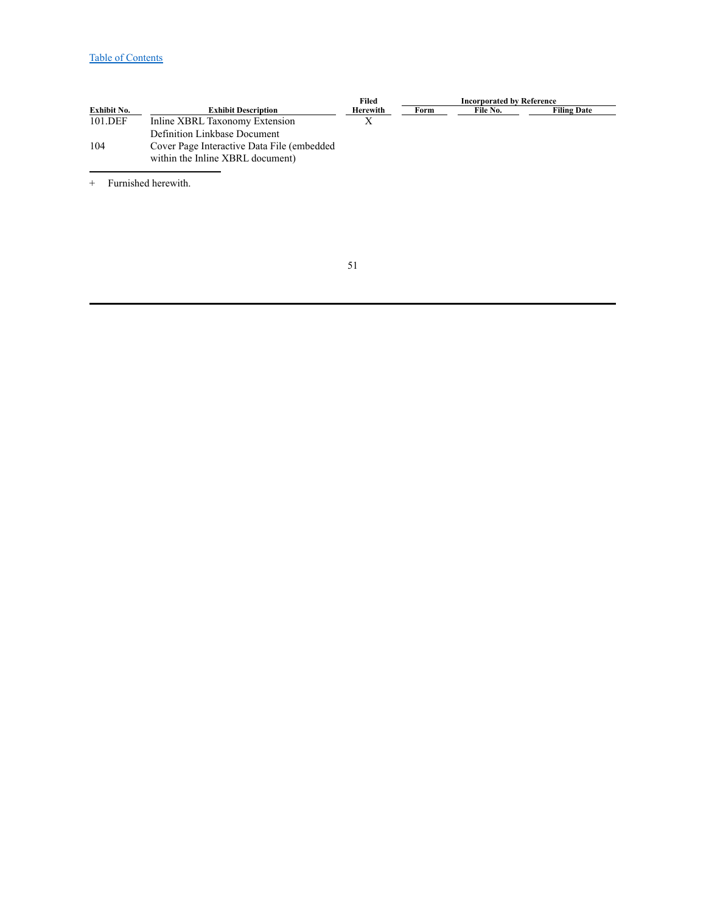[Table of Contents](#)

| Exhibit No. | Exhibit Description | Filed Herewith | Incorporated by Reference | | |
|---|---|---|---|---|---|
| | | | Form | File No. | Filing Date |
| 101.DEF | Inline XBRL Taxonomy Extension Definition Linkbase Document | X | | | |
| 104 | Cover Page Interactive Data File (embedded within the Inline XBRL document) | | | | |

\+ Furnished herewith.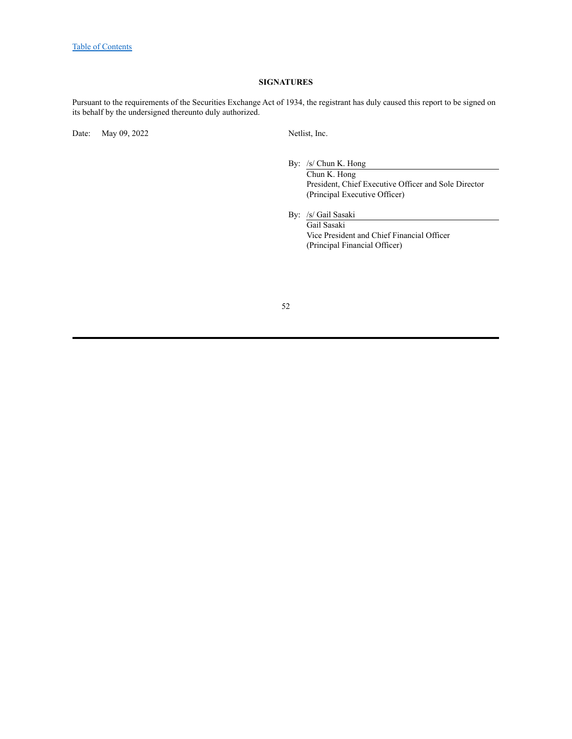## SIGNATURES

Pursuant to the requirements of the Securities Exchange Act of 1934, the registrant has duly caused this report to be signed on its behalf by the undersigned thereunto duly authorized.

Date: May 09, 2022

Netlist, Inc.

By: /s/ Chun K. Hong
Chun K. Hong
President, Chief Executive Officer and Sole Director
(Principal Executive Officer)

By: /s/ Gail Sasaki
Gail Sasaki
Vice President and Chief Financial Officer
(Principal Financial Officer)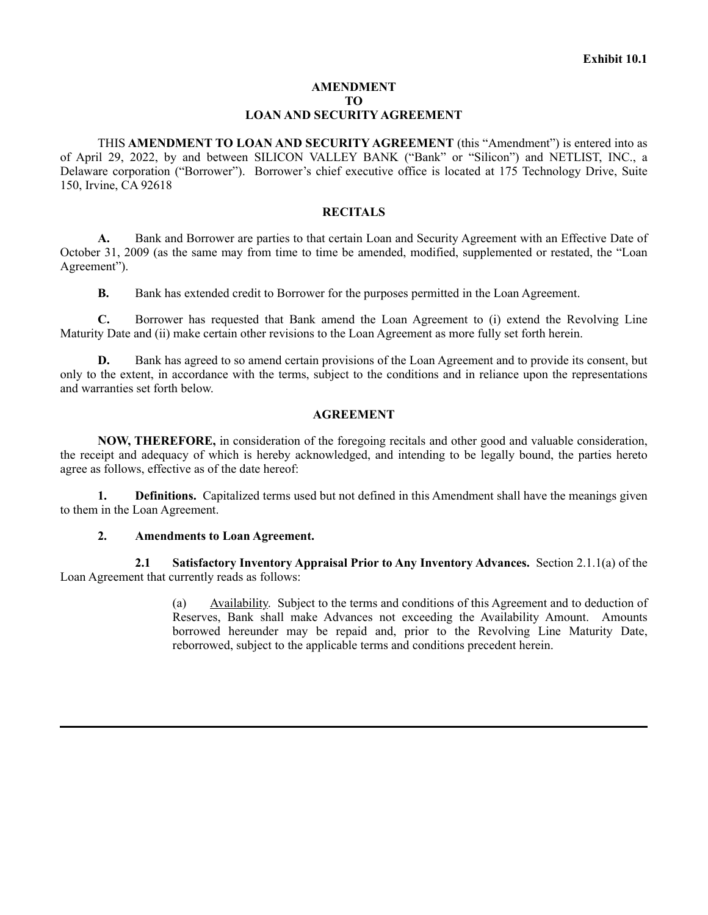**Exhibit 10.1**

**AMENDMENT**
**TO**
**LOAN AND SECURITY AGREEMENT**

THIS **AMENDMENT TO LOAN AND SECURITY AGREEMENT** (this "Amendment") is entered into as of April 29, 2022, by and between SILICON VALLEY BANK ("Bank" or "Silicon") and NETLIST, INC., a Delaware corporation ("Borrower"). Borrower's chief executive office is located at 175 Technology Drive, Suite 150, Irvine, CA 92618

**RECITALS**

**A.** Bank and Borrower are parties to that certain Loan and Security Agreement with an Effective Date of October 31, 2009 (as the same may from time to time be amended, modified, supplemented or restated, the "Loan Agreement").

**B.** Bank has extended credit to Borrower for the purposes permitted in the Loan Agreement.

**C.** Borrower has requested that Bank amend the Loan Agreement to (i) extend the Revolving Line Maturity Date and (ii) make certain other revisions to the Loan Agreement as more fully set forth herein.

**D.** Bank has agreed to so amend certain provisions of the Loan Agreement and to provide its consent, but only to the extent, in accordance with the terms, subject to the conditions and in reliance upon the representations and warranties set forth below.

**AGREEMENT**

**NOW, THEREFORE,** in consideration of the foregoing recitals and other good and valuable consideration, the receipt and adequacy of which is hereby acknowledged, and intending to be legally bound, the parties hereto agree as follows, effective as of the date hereof:

**1. Definitions.** Capitalized terms used but not defined in this Amendment shall have the meanings given to them in the Loan Agreement.

**2. Amendments to Loan Agreement.**

**2.1 Satisfactory Inventory Appraisal Prior to Any Inventory Advances.** Section 2.1.1(a) of the Loan Agreement that currently reads as follows:

> (a) Availability. Subject to the terms and conditions of this Agreement and to deduction of Reserves, Bank shall make Advances not exceeding the Availability Amount. Amounts borrowed hereunder may be repaid and, prior to the Revolving Line Maturity Date, reborrowed, subject to the applicable terms and conditions precedent herein.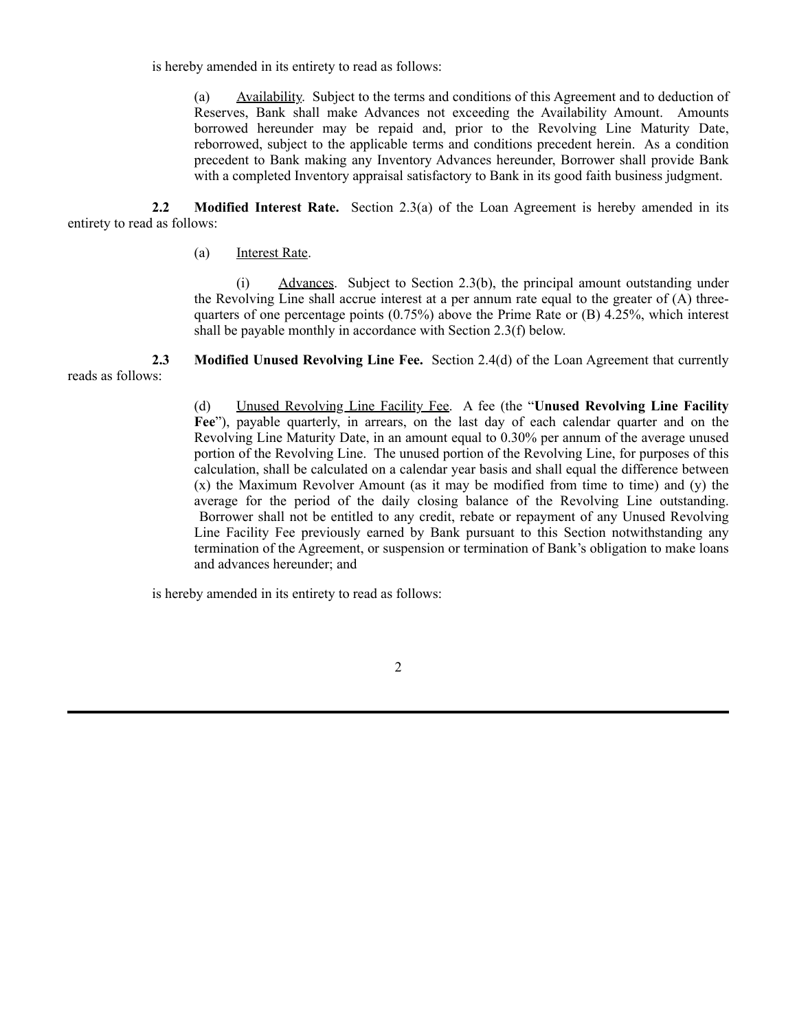is hereby amended in its entirety to read as follows:

> (a) Availability. Subject to the terms and conditions of this Agreement and to deduction of Reserves, Bank shall make Advances not exceeding the Availability Amount. Amounts borrowed hereunder may be repaid and, prior to the Revolving Line Maturity Date, reborrowed, subject to the applicable terms and conditions precedent herein. As a condition precedent to Bank making any Inventory Advances hereunder, Borrower shall provide Bank with a completed Inventory appraisal satisfactory to Bank in its good faith business judgment.

**2.2 Modified Interest Rate.** Section 2.3(a) of the Loan Agreement is hereby amended in its entirety to read as follows:

> (a) Interest Rate.
>
> (i) Advances. Subject to Section 2.3(b), the principal amount outstanding under the Revolving Line shall accrue interest at a per annum rate equal to the greater of (A) three-quarters of one percentage points (0.75%) above the Prime Rate or (B) 4.25%, which interest shall be payable monthly in accordance with Section 2.3(f) below.

**2.3 Modified Unused Revolving Line Fee.** Section 2.4(d) of the Loan Agreement that currently reads as follows:

> (d) Unused Revolving Line Facility Fee. A fee (the "**Unused Revolving Line Facility Fee**"), payable quarterly, in arrears, on the last day of each calendar quarter and on the Revolving Line Maturity Date, in an amount equal to 0.30% per annum of the average unused portion of the Revolving Line. The unused portion of the Revolving Line, for purposes of this calculation, shall be calculated on a calendar year basis and shall equal the difference between (x) the Maximum Revolver Amount (as it may be modified from time to time) and (y) the average for the period of the daily closing balance of the Revolving Line outstanding. Borrower shall not be entitled to any credit, rebate or repayment of any Unused Revolving Line Facility Fee previously earned by Bank pursuant to this Section notwithstanding any termination of the Agreement, or suspension or termination of Bank's obligation to make loans and advances hereunder; and

is hereby amended in its entirety to read as follows: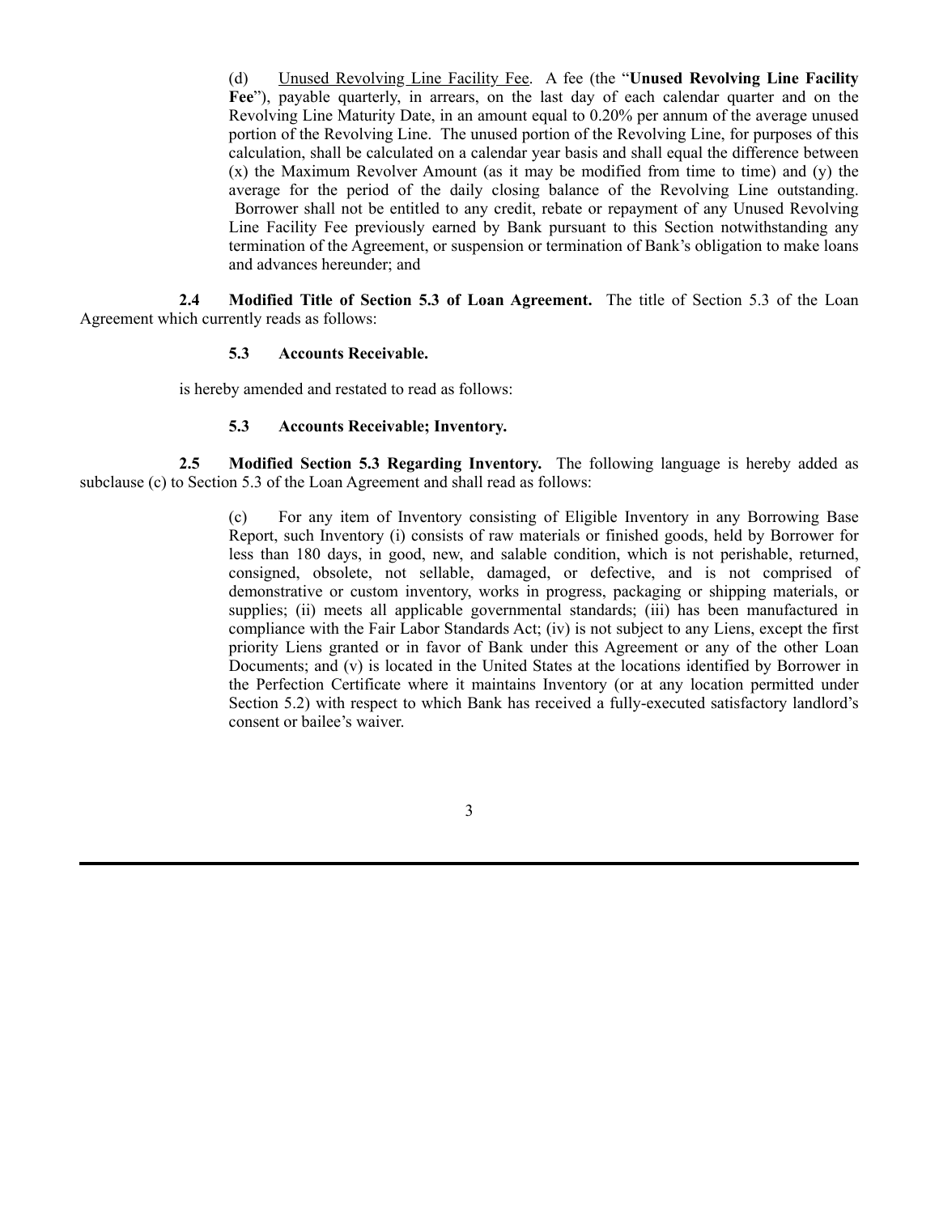(d) Unused Revolving Line Facility Fee. A fee (the "**Unused Revolving Line Facility Fee**"), payable quarterly, in arrears, on the last day of each calendar quarter and on the Revolving Line Maturity Date, in an amount equal to 0.20% per annum of the average unused portion of the Revolving Line. The unused portion of the Revolving Line, for purposes of this calculation, shall be calculated on a calendar year basis and shall equal the difference between (x) the Maximum Revolver Amount (as it may be modified from time to time) and (y) the average for the period of the daily closing balance of the Revolving Line outstanding. Borrower shall not be entitled to any credit, rebate or repayment of any Unused Revolving Line Facility Fee previously earned by Bank pursuant to this Section notwithstanding any termination of the Agreement, or suspension or termination of Bank's obligation to make loans and advances hereunder; and

**2.4 Modified Title of Section 5.3 of Loan Agreement.** The title of Section 5.3 of the Loan Agreement which currently reads as follows:

**5.3 Accounts Receivable.**

is hereby amended and restated to read as follows:

**5.3 Accounts Receivable; Inventory.**

**2.5 Modified Section 5.3 Regarding Inventory.** The following language is hereby added as subclause (c) to Section 5.3 of the Loan Agreement and shall read as follows:

(c) For any item of Inventory consisting of Eligible Inventory in any Borrowing Base Report, such Inventory (i) consists of raw materials or finished goods, held by Borrower for less than 180 days, in good, new, and salable condition, which is not perishable, returned, consigned, obsolete, not sellable, damaged, or defective, and is not comprised of demonstrative or custom inventory, works in progress, packaging or shipping materials, or supplies; (ii) meets all applicable governmental standards; (iii) has been manufactured in compliance with the Fair Labor Standards Act; (iv) is not subject to any Liens, except the first priority Liens granted or in favor of Bank under this Agreement or any of the other Loan Documents; and (v) is located in the United States at the locations identified by Borrower in the Perfection Certificate where it maintains Inventory (or at any location permitted under Section 5.2) with respect to which Bank has received a fully-executed satisfactory landlord's consent or bailee's waiver.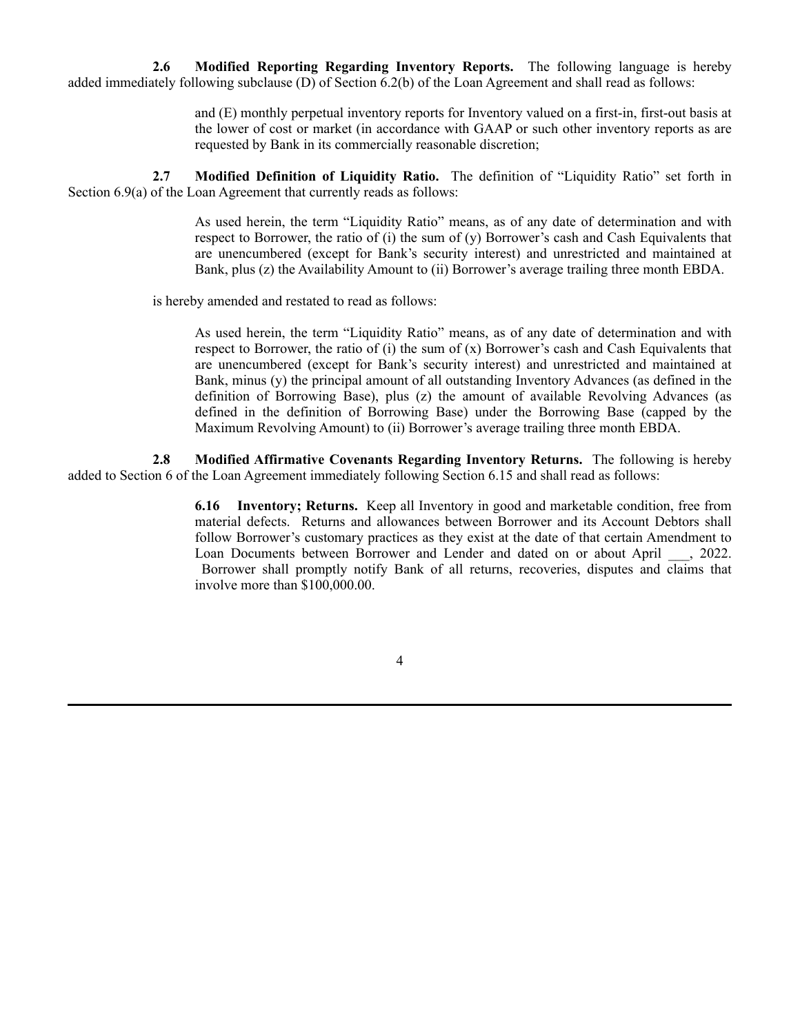**2.6 Modified Reporting Regarding Inventory Reports.** The following language is hereby added immediately following subclause (D) of Section 6.2(b) of the Loan Agreement and shall read as follows:

> and (E) monthly perpetual inventory reports for Inventory valued on a first-in, first-out basis at the lower of cost or market (in accordance with GAAP or such other inventory reports as are requested by Bank in its commercially reasonable discretion;

**2.7 Modified Definition of Liquidity Ratio.** The definition of "Liquidity Ratio" set forth in Section 6.9(a) of the Loan Agreement that currently reads as follows:

> As used herein, the term "Liquidity Ratio" means, as of any date of determination and with respect to Borrower, the ratio of (i) the sum of (y) Borrower's cash and Cash Equivalents that are unencumbered (except for Bank's security interest) and unrestricted and maintained at Bank, plus (z) the Availability Amount to (ii) Borrower's average trailing three month EBDA.

is hereby amended and restated to read as follows:

> As used herein, the term "Liquidity Ratio" means, as of any date of determination and with respect to Borrower, the ratio of (i) the sum of (x) Borrower's cash and Cash Equivalents that are unencumbered (except for Bank's security interest) and unrestricted and maintained at Bank, minus (y) the principal amount of all outstanding Inventory Advances (as defined in the definition of Borrowing Base), plus (z) the amount of available Revolving Advances (as defined in the definition of Borrowing Base) under the Borrowing Base (capped by the Maximum Revolving Amount) to (ii) Borrower's average trailing three month EBDA.

**2.8 Modified Affirmative Covenants Regarding Inventory Returns.** The following is hereby added to Section 6 of the Loan Agreement immediately following Section 6.15 and shall read as follows:

> **6.16 Inventory; Returns.** Keep all Inventory in good and marketable condition, free from material defects. Returns and allowances between Borrower and its Account Debtors shall follow Borrower's customary practices as they exist at the date of that certain Amendment to Loan Documents between Borrower and Lender and dated on or about April ___, 2022. Borrower shall promptly notify Bank of all returns, recoveries, disputes and claims that involve more than $100,000.00.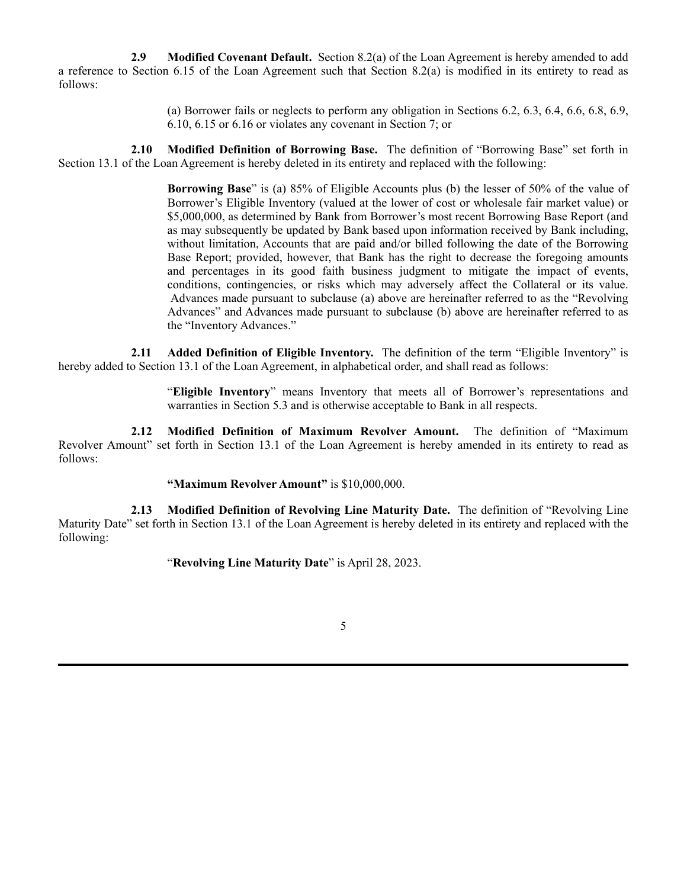**2.9 Modified Covenant Default.** Section 8.2(a) of the Loan Agreement is hereby amended to add a reference to Section 6.15 of the Loan Agreement such that Section 8.2(a) is modified in its entirety to read as follows:

> (a) Borrower fails or neglects to perform any obligation in Sections 6.2, 6.3, 6.4, 6.6, 6.8, 6.9, 6.10, 6.15 or 6.16 or violates any covenant in Section 7; or

**2.10 Modified Definition of Borrowing Base.** The definition of "Borrowing Base" set forth in Section 13.1 of the Loan Agreement is hereby deleted in its entirety and replaced with the following:

> **Borrowing Base**" is (a) 85% of Eligible Accounts plus (b) the lesser of 50% of the value of Borrower's Eligible Inventory (valued at the lower of cost or wholesale fair market value) or $5,000,000, as determined by Bank from Borrower's most recent Borrowing Base Report (and as may subsequently be updated by Bank based upon information received by Bank including, without limitation, Accounts that are paid and/or billed following the date of the Borrowing Base Report; provided, however, that Bank has the right to decrease the foregoing amounts and percentages in its good faith business judgment to mitigate the impact of events, conditions, contingencies, or risks which may adversely affect the Collateral or its value. Advances made pursuant to subclause (a) above are hereinafter referred to as the "Revolving Advances" and Advances made pursuant to subclause (b) above are hereinafter referred to as the "Inventory Advances."

**2.11 Added Definition of Eligible Inventory.** The definition of the term "Eligible Inventory" is hereby added to Section 13.1 of the Loan Agreement, in alphabetical order, and shall read as follows:

> "**Eligible Inventory**" means Inventory that meets all of Borrower's representations and warranties in Section 5.3 and is otherwise acceptable to Bank in all respects.

**2.12 Modified Definition of Maximum Revolver Amount.** The definition of "Maximum Revolver Amount" set forth in Section 13.1 of the Loan Agreement is hereby amended in its entirety to read as follows:

> **"Maximum Revolver Amount"** is $10,000,000.

**2.13 Modified Definition of Revolving Line Maturity Date.** The definition of "Revolving Line Maturity Date" set forth in Section 13.1 of the Loan Agreement is hereby deleted in its entirety and replaced with the following:

> "**Revolving Line Maturity Date**" is April 28, 2023.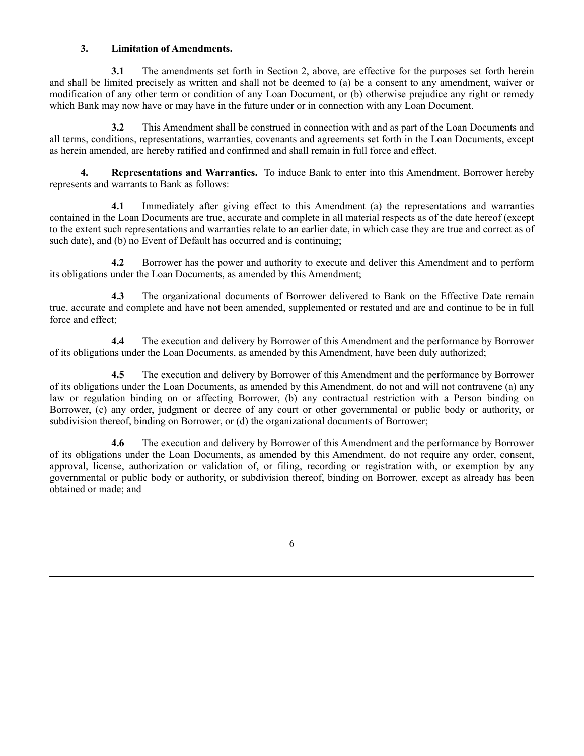**3. Limitation of Amendments.**

**3.1** The amendments set forth in Section 2, above, are effective for the purposes set forth herein and shall be limited precisely as written and shall not be deemed to (a) be a consent to any amendment, waiver or modification of any other term or condition of any Loan Document, or (b) otherwise prejudice any right or remedy which Bank may now have or may have in the future under or in connection with any Loan Document.

**3.2** This Amendment shall be construed in connection with and as part of the Loan Documents and all terms, conditions, representations, warranties, covenants and agreements set forth in the Loan Documents, except as herein amended, are hereby ratified and confirmed and shall remain in full force and effect.

**4. Representations and Warranties.** To induce Bank to enter into this Amendment, Borrower hereby represents and warrants to Bank as follows:

**4.1** Immediately after giving effect to this Amendment (a) the representations and warranties contained in the Loan Documents are true, accurate and complete in all material respects as of the date hereof (except to the extent such representations and warranties relate to an earlier date, in which case they are true and correct as of such date), and (b) no Event of Default has occurred and is continuing;

**4.2** Borrower has the power and authority to execute and deliver this Amendment and to perform its obligations under the Loan Documents, as amended by this Amendment;

**4.3** The organizational documents of Borrower delivered to Bank on the Effective Date remain true, accurate and complete and have not been amended, supplemented or restated and are and continue to be in full force and effect;

**4.4** The execution and delivery by Borrower of this Amendment and the performance by Borrower of its obligations under the Loan Documents, as amended by this Amendment, have been duly authorized;

**4.5** The execution and delivery by Borrower of this Amendment and the performance by Borrower of its obligations under the Loan Documents, as amended by this Amendment, do not and will not contravene (a) any law or regulation binding on or affecting Borrower, (b) any contractual restriction with a Person binding on Borrower, (c) any order, judgment or decree of any court or other governmental or public body or authority, or subdivision thereof, binding on Borrower, or (d) the organizational documents of Borrower;

**4.6** The execution and delivery by Borrower of this Amendment and the performance by Borrower of its obligations under the Loan Documents, as amended by this Amendment, do not require any order, consent, approval, license, authorization or validation of, or filing, recording or registration with, or exemption by any governmental or public body or authority, or subdivision thereof, binding on Borrower, except as already has been obtained or made; and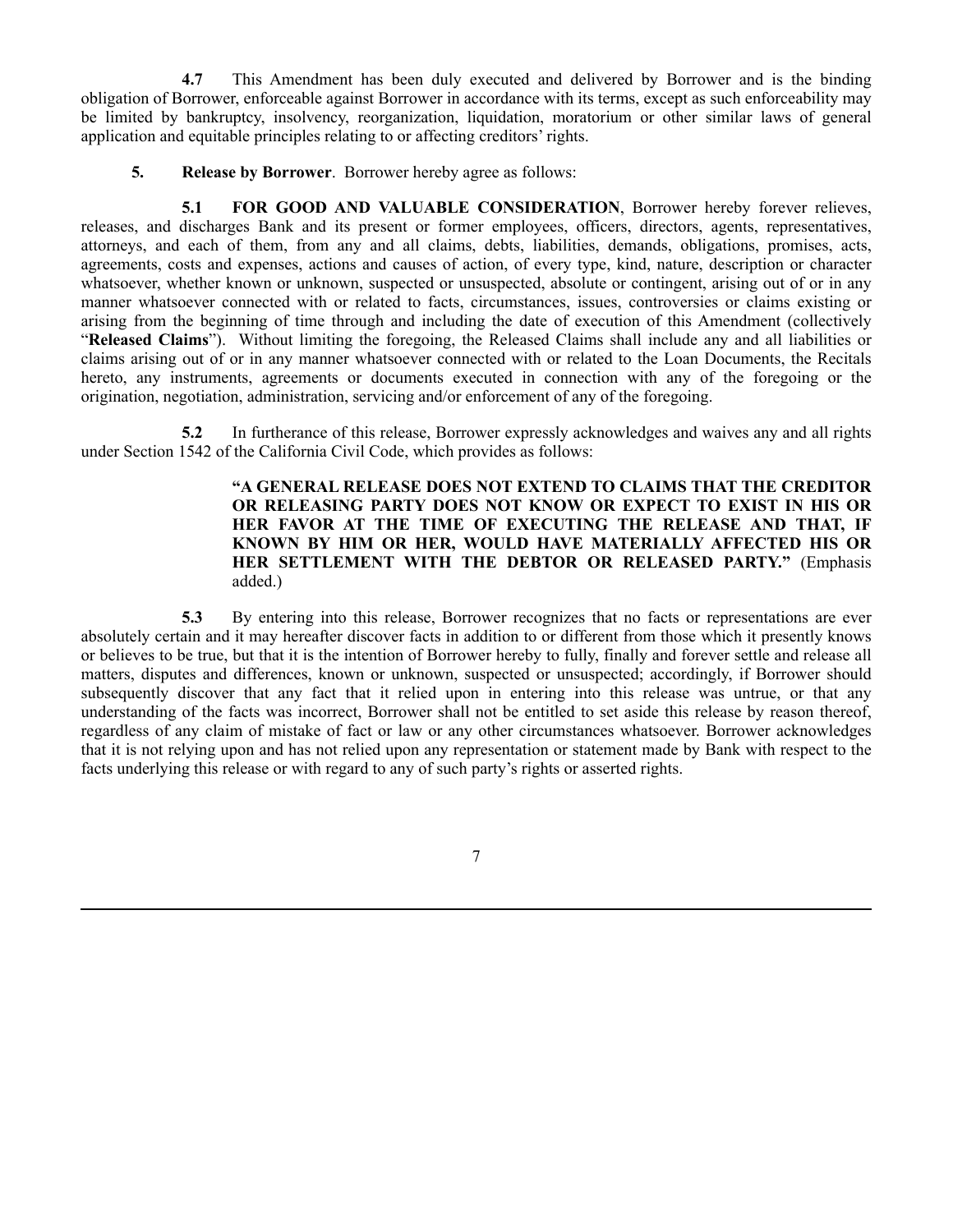**4.7** This Amendment has been duly executed and delivered by Borrower and is the binding obligation of Borrower, enforceable against Borrower in accordance with its terms, except as such enforceability may be limited by bankruptcy, insolvency, reorganization, liquidation, moratorium or other similar laws of general application and equitable principles relating to or affecting creditors' rights.

**5. Release by Borrower**. Borrower hereby agree as follows:

**5.1 FOR GOOD AND VALUABLE CONSIDERATION**, Borrower hereby forever relieves, releases, and discharges Bank and its present or former employees, officers, directors, agents, representatives, attorneys, and each of them, from any and all claims, debts, liabilities, demands, obligations, promises, acts, agreements, costs and expenses, actions and causes of action, of every type, kind, nature, description or character whatsoever, whether known or unknown, suspected or unsuspected, absolute or contingent, arising out of or in any manner whatsoever connected with or related to facts, circumstances, issues, controversies or claims existing or arising from the beginning of time through and including the date of execution of this Amendment (collectively "**Released Claims**"). Without limiting the foregoing, the Released Claims shall include any and all liabilities or claims arising out of or in any manner whatsoever connected with or related to the Loan Documents, the Recitals hereto, any instruments, agreements or documents executed in connection with any of the foregoing or the origination, negotiation, administration, servicing and/or enforcement of any of the foregoing.

**5.2** In furtherance of this release, Borrower expressly acknowledges and waives any and all rights under Section 1542 of the California Civil Code, which provides as follows:

> **"A GENERAL RELEASE DOES NOT EXTEND TO CLAIMS THAT THE CREDITOR OR RELEASING PARTY DOES NOT KNOW OR EXPECT TO EXIST IN HIS OR HER FAVOR AT THE TIME OF EXECUTING THE RELEASE AND THAT, IF KNOWN BY HIM OR HER, WOULD HAVE MATERIALLY AFFECTED HIS OR HER SETTLEMENT WITH THE DEBTOR OR RELEASED PARTY."** (Emphasis added.)

**5.3** By entering into this release, Borrower recognizes that no facts or representations are ever absolutely certain and it may hereafter discover facts in addition to or different from those which it presently knows or believes to be true, but that it is the intention of Borrower hereby to fully, finally and forever settle and release all matters, disputes and differences, known or unknown, suspected or unsuspected; accordingly, if Borrower should subsequently discover that any fact that it relied upon in entering into this release was untrue, or that any understanding of the facts was incorrect, Borrower shall not be entitled to set aside this release by reason thereof, regardless of any claim of mistake of fact or law or any other circumstances whatsoever. Borrower acknowledges that it is not relying upon and has not relied upon any representation or statement made by Bank with respect to the facts underlying this release or with regard to any of such party's rights or asserted rights.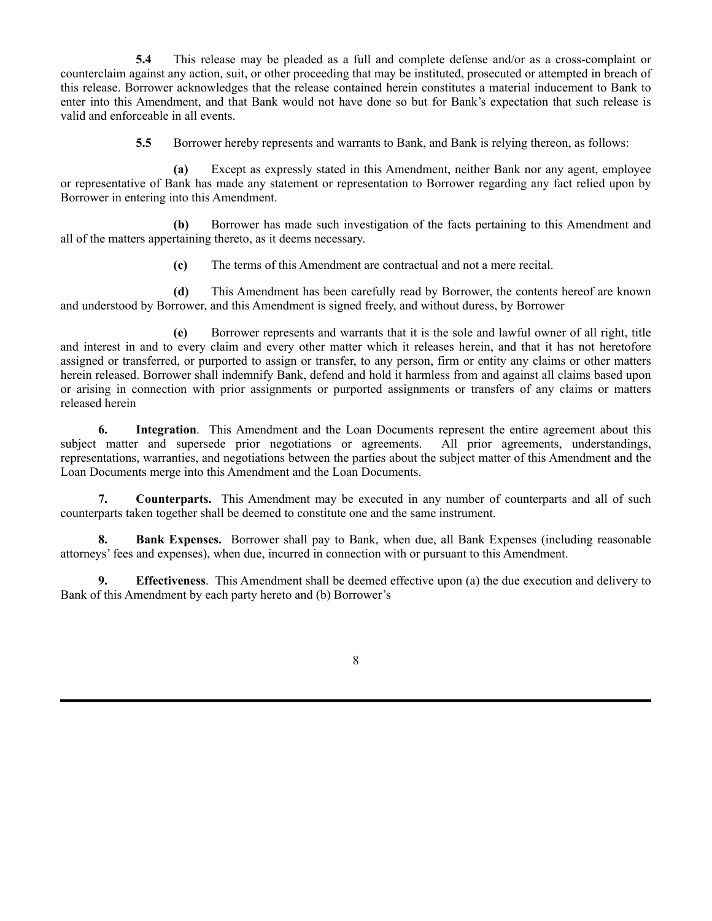**5.4** This release may be pleaded as a full and complete defense and/or as a cross-complaint or counterclaim against any action, suit, or other proceeding that may be instituted, prosecuted or attempted in breach of this release. Borrower acknowledges that the release contained herein constitutes a material inducement to Bank to enter into this Amendment, and that Bank would not have done so but for Bank's expectation that such release is valid and enforceable in all events.

**5.5** Borrower hereby represents and warrants to Bank, and Bank is relying thereon, as follows:

**(a)** Except as expressly stated in this Amendment, neither Bank nor any agent, employee or representative of Bank has made any statement or representation to Borrower regarding any fact relied upon by Borrower in entering into this Amendment.

**(b)** Borrower has made such investigation of the facts pertaining to this Amendment and all of the matters appertaining thereto, as it deems necessary.

**(c)** The terms of this Amendment are contractual and not a mere recital.

**(d)** This Amendment has been carefully read by Borrower, the contents hereof are known and understood by Borrower, and this Amendment is signed freely, and without duress, by Borrower

**(e)** Borrower represents and warrants that it is the sole and lawful owner of all right, title and interest in and to every claim and every other matter which it releases herein, and that it has not heretofore assigned or transferred, or purported to assign or transfer, to any person, firm or entity any claims or other matters herein released. Borrower shall indemnify Bank, defend and hold it harmless from and against all claims based upon or arising in connection with prior assignments or purported assignments or transfers of any claims or matters released herein

**6. Integration**. This Amendment and the Loan Documents represent the entire agreement about this subject matter and supersede prior negotiations or agreements. All prior agreements, understandings, representations, warranties, and negotiations between the parties about the subject matter of this Amendment and the Loan Documents merge into this Amendment and the Loan Documents.

**7. Counterparts.** This Amendment may be executed in any number of counterparts and all of such counterparts taken together shall be deemed to constitute one and the same instrument.

**8. Bank Expenses.** Borrower shall pay to Bank, when due, all Bank Expenses (including reasonable attorneys' fees and expenses), when due, incurred in connection with or pursuant to this Amendment.

**9. Effectiveness**. This Amendment shall be deemed effective upon (a) the due execution and delivery to Bank of this Amendment by each party hereto and (b) Borrower's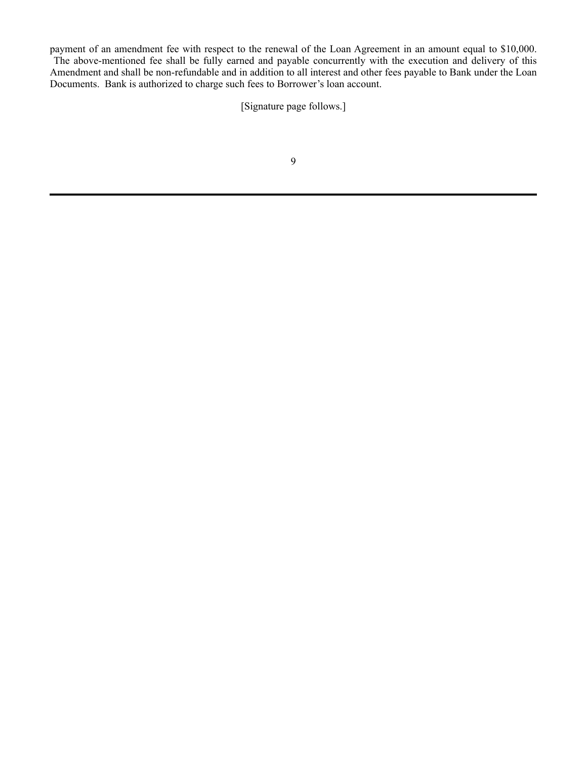payment of an amendment fee with respect to the renewal of the Loan Agreement in an amount equal to $10,000. The above-mentioned fee shall be fully earned and payable concurrently with the execution and delivery of this Amendment and shall be non-refundable and in addition to all interest and other fees payable to Bank under the Loan Documents. Bank is authorized to charge such fees to Borrower's loan account.

[Signature page follows.]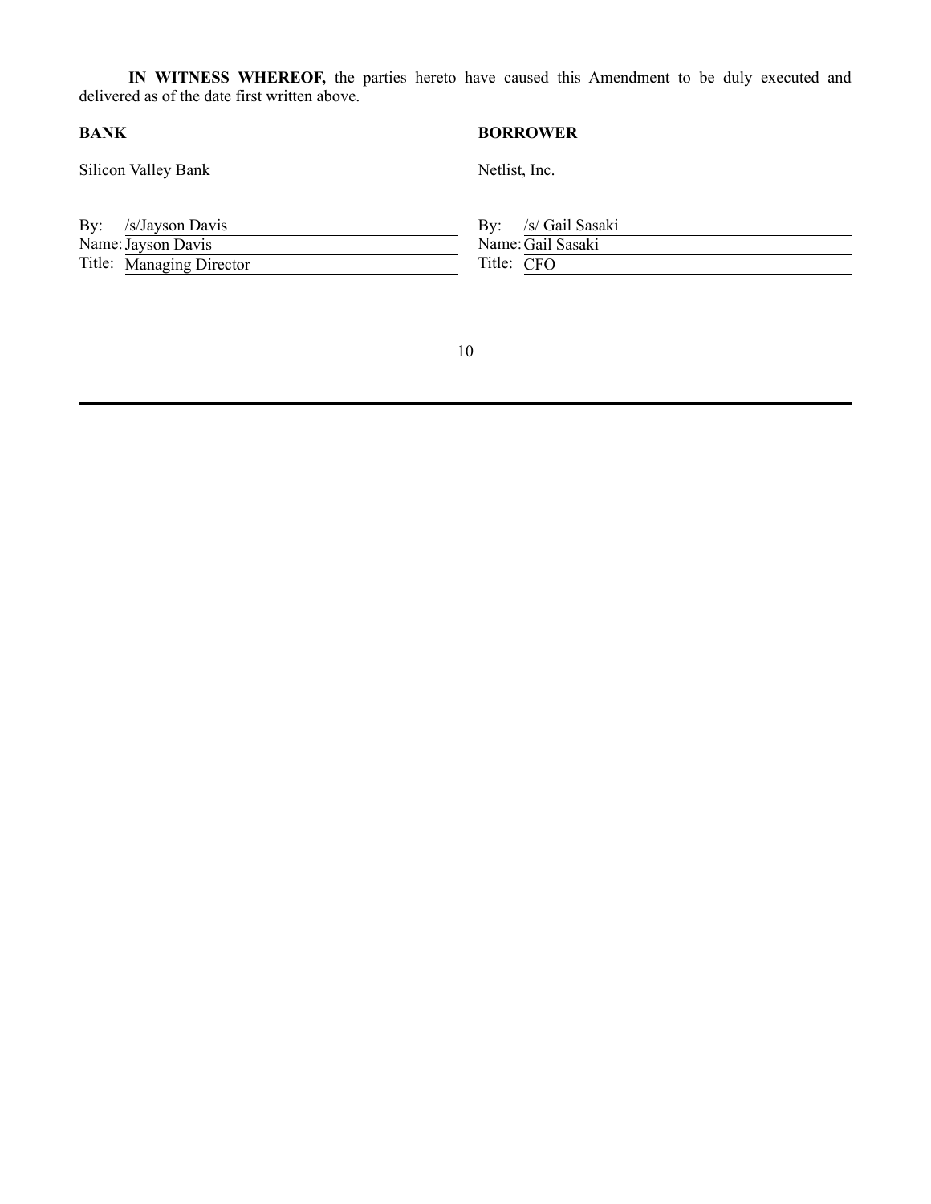**IN WITNESS WHEREOF,** the parties hereto have caused this Amendment to be duly executed and delivered as of the date first written above.

| **BANK** | **BORROWER** |
| --- | --- |
| Silicon Valley Bank | Netlist, Inc. |
| By: /s/Jayson Davis | By: /s/ Gail Sasaki |
| Name: Jayson Davis | Name: Gail Sasaki |
| Title: Managing Director | Title: CFO |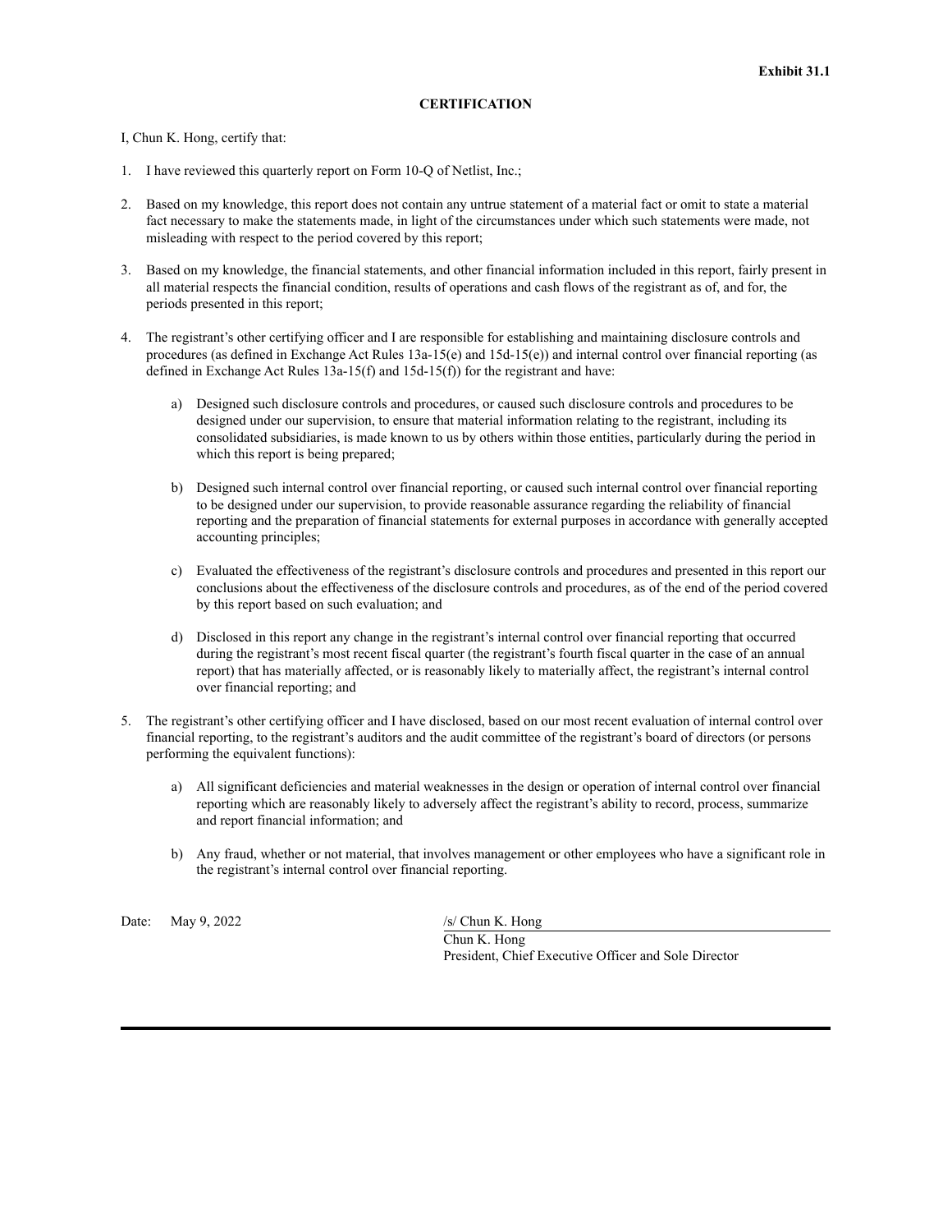**Exhibit 31.1**

**CERTIFICATION**

I, Chun K. Hong, certify that:

1. I have reviewed this quarterly report on Form 10-Q of Netlist, Inc.;

2. Based on my knowledge, this report does not contain any untrue statement of a material fact or omit to state a material fact necessary to make the statements made, in light of the circumstances under which such statements were made, not misleading with respect to the period covered by this report;

3. Based on my knowledge, the financial statements, and other financial information included in this report, fairly present in all material respects the financial condition, results of operations and cash flows of the registrant as of, and for, the periods presented in this report;

4. The registrant's other certifying officer and I are responsible for establishing and maintaining disclosure controls and procedures (as defined in Exchange Act Rules 13a-15(e) and 15d-15(e)) and internal control over financial reporting (as defined in Exchange Act Rules 13a-15(f) and 15d-15(f)) for the registrant and have:

   a) Designed such disclosure controls and procedures, or caused such disclosure controls and procedures to be designed under our supervision, to ensure that material information relating to the registrant, including its consolidated subsidiaries, is made known to us by others within those entities, particularly during the period in which this report is being prepared;

   b) Designed such internal control over financial reporting, or caused such internal control over financial reporting to be designed under our supervision, to provide reasonable assurance regarding the reliability of financial reporting and the preparation of financial statements for external purposes in accordance with generally accepted accounting principles;

   c) Evaluated the effectiveness of the registrant's disclosure controls and procedures and presented in this report our conclusions about the effectiveness of the disclosure controls and procedures, as of the end of the period covered by this report based on such evaluation; and

   d) Disclosed in this report any change in the registrant's internal control over financial reporting that occurred during the registrant's most recent fiscal quarter (the registrant's fourth fiscal quarter in the case of an annual report) that has materially affected, or is reasonably likely to materially affect, the registrant's internal control over financial reporting; and

5. The registrant's other certifying officer and I have disclosed, based on our most recent evaluation of internal control over financial reporting, to the registrant's auditors and the audit committee of the registrant's board of directors (or persons performing the equivalent functions):

   a) All significant deficiencies and material weaknesses in the design or operation of internal control over financial reporting which are reasonably likely to adversely affect the registrant's ability to record, process, summarize and report financial information; and

   b) Any fraud, whether or not material, that involves management or other employees who have a significant role in the registrant's internal control over financial reporting.

Date: May 9, 2022

/s/ Chun K. Hong
Chun K. Hong
President, Chief Executive Officer and Sole Director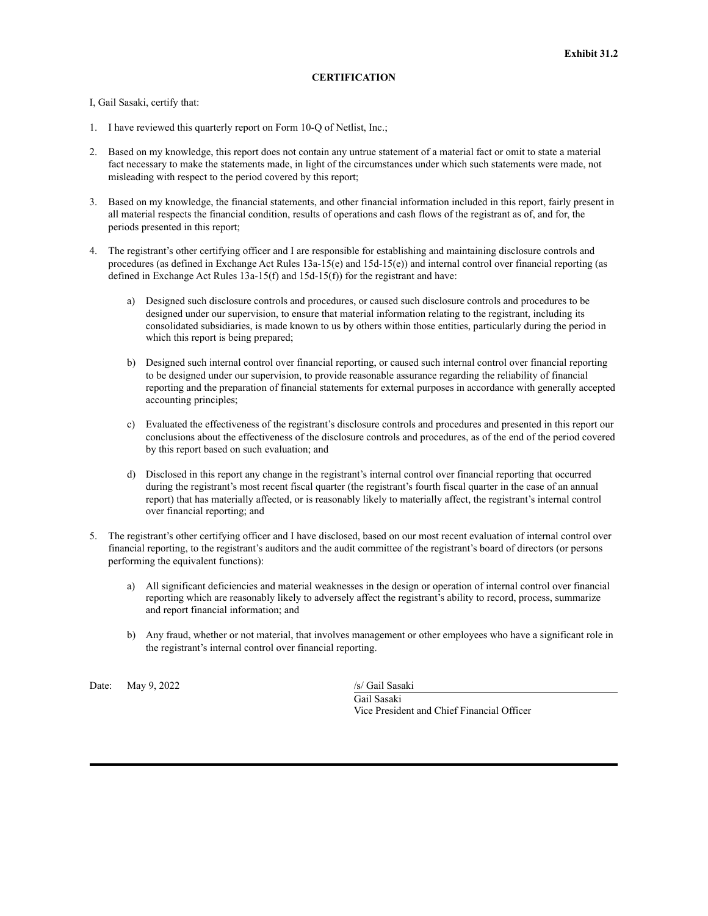**Exhibit 31.2**

**CERTIFICATION**

I, Gail Sasaki, certify that:

1. I have reviewed this quarterly report on Form 10-Q of Netlist, Inc.;

2. Based on my knowledge, this report does not contain any untrue statement of a material fact or omit to state a material fact necessary to make the statements made, in light of the circumstances under which such statements were made, not misleading with respect to the period covered by this report;

3. Based on my knowledge, the financial statements, and other financial information included in this report, fairly present in all material respects the financial condition, results of operations and cash flows of the registrant as of, and for, the periods presented in this report;

4. The registrant's other certifying officer and I are responsible for establishing and maintaining disclosure controls and procedures (as defined in Exchange Act Rules 13a-15(e) and 15d-15(e)) and internal control over financial reporting (as defined in Exchange Act Rules 13a-15(f) and 15d-15(f)) for the registrant and have:

   a) Designed such disclosure controls and procedures, or caused such disclosure controls and procedures to be designed under our supervision, to ensure that material information relating to the registrant, including its consolidated subsidiaries, is made known to us by others within those entities, particularly during the period in which this report is being prepared;

   b) Designed such internal control over financial reporting, or caused such internal control over financial reporting to be designed under our supervision, to provide reasonable assurance regarding the reliability of financial reporting and the preparation of financial statements for external purposes in accordance with generally accepted accounting principles;

   c) Evaluated the effectiveness of the registrant's disclosure controls and procedures and presented in this report our conclusions about the effectiveness of the disclosure controls and procedures, as of the end of the period covered by this report based on such evaluation; and

   d) Disclosed in this report any change in the registrant's internal control over financial reporting that occurred during the registrant's most recent fiscal quarter (the registrant's fourth fiscal quarter in the case of an annual report) that has materially affected, or is reasonably likely to materially affect, the registrant's internal control over financial reporting; and

5. The registrant's other certifying officer and I have disclosed, based on our most recent evaluation of internal control over financial reporting, to the registrant's auditors and the audit committee of the registrant's board of directors (or persons performing the equivalent functions):

   a) All significant deficiencies and material weaknesses in the design or operation of internal control over financial reporting which are reasonably likely to adversely affect the registrant's ability to record, process, summarize and report financial information; and

   b) Any fraud, whether or not material, that involves management or other employees who have a significant role in the registrant's internal control over financial reporting.

Date: May 9, 2022

/s/ Gail Sasaki

Gail Sasaki

Vice President and Chief Financial Officer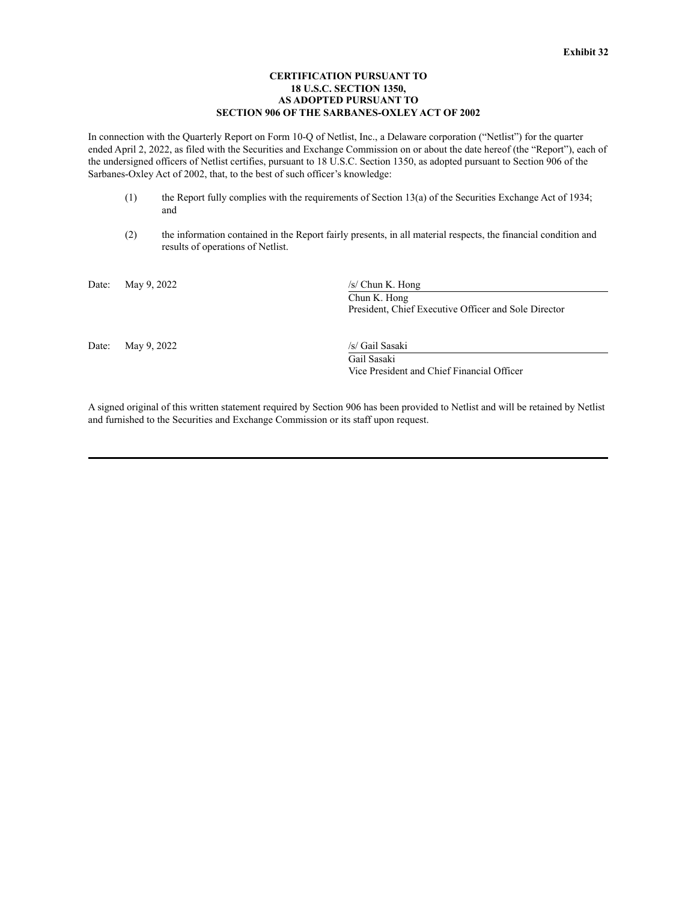Exhibit 32

**CERTIFICATION PURSUANT TO**
**18 U.S.C. SECTION 1350,**
**AS ADOPTED PURSUANT TO**
**SECTION 906 OF THE SARBANES-OXLEY ACT OF 2002**

In connection with the Quarterly Report on Form 10-Q of Netlist, Inc., a Delaware corporation ("Netlist") for the quarter ended April 2, 2022, as filed with the Securities and Exchange Commission on or about the date hereof (the "Report"), each of the undersigned officers of Netlist certifies, pursuant to 18 U.S.C. Section 1350, as adopted pursuant to Section 906 of the Sarbanes-Oxley Act of 2002, that, to the best of such officer's knowledge:

(1) the Report fully complies with the requirements of Section 13(a) of the Securities Exchange Act of 1934; and

(2) the information contained in the Report fairly presents, in all material respects, the financial condition and results of operations of Netlist.

Date: May 9, 2022

/s/ Chun K. Hong
Chun K. Hong
President, Chief Executive Officer and Sole Director

Date: May 9, 2022

/s/ Gail Sasaki
Gail Sasaki
Vice President and Chief Financial Officer

A signed original of this written statement required by Section 906 has been provided to Netlist and will be retained by Netlist and furnished to the Securities and Exchange Commission or its staff upon request.